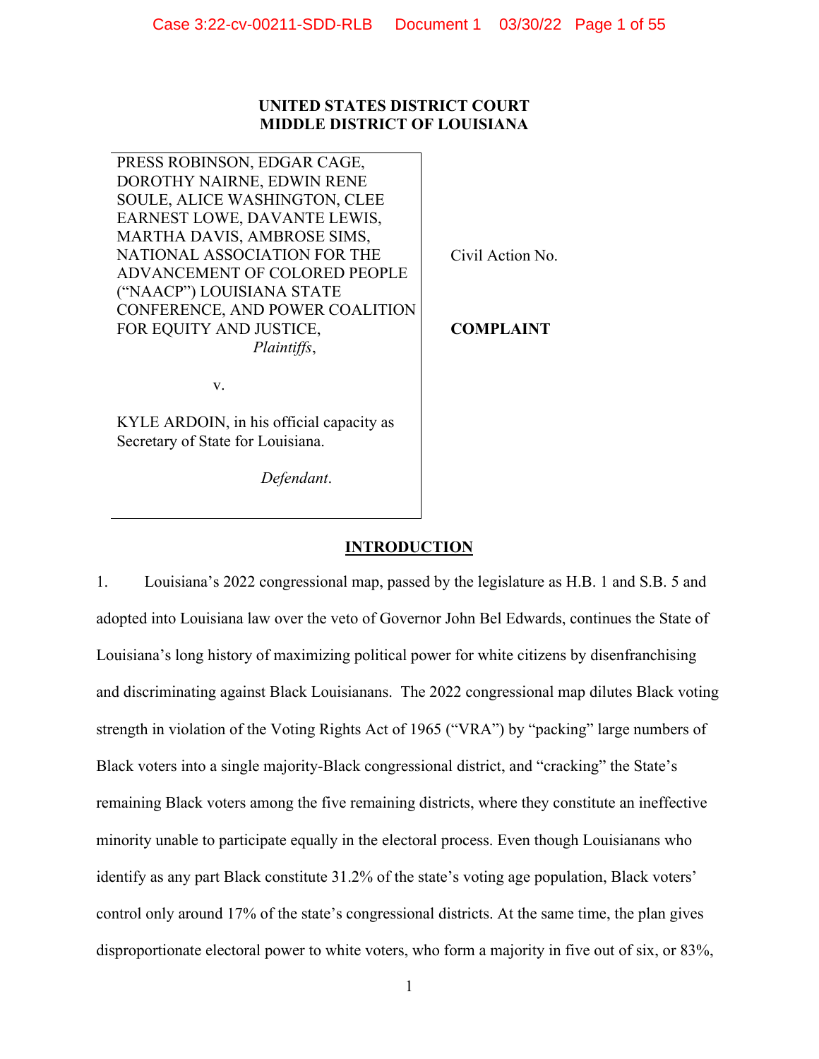**UNITED STATES DISTRICT COURT**
**MIDDLE DISTRICT OF LOUISIANA**

| | |
|---|---|
| PRESS ROBINSON, EDGAR CAGE, DOROTHY NAIRNE, EDWIN RENE SOULE, ALICE WASHINGTON, CLEE EARNEST LOWE, DAVANTE LEWIS, MARTHA DAVIS, AMBROSE SIMS, NATIONAL ASSOCIATION FOR THE ADVANCEMENT OF COLORED PEOPLE ("NAACP") LOUISIANA STATE CONFERENCE, AND POWER COALITION FOR EQUITY AND JUSTICE, *Plaintiffs*, | Civil Action No. |
| v. | **COMPLAINT** |
| KYLE ARDOIN, in his official capacity as Secretary of State for Louisiana. *Defendant*. | |

## INTRODUCTION

1. Louisiana's 2022 congressional map, passed by the legislature as H.B. 1 and S.B. 5 and adopted into Louisiana law over the veto of Governor John Bel Edwards, continues the State of Louisiana's long history of maximizing political power for white citizens by disenfranchising and discriminating against Black Louisianans. The 2022 congressional map dilutes Black voting strength in violation of the Voting Rights Act of 1965 ("VRA") by "packing" large numbers of Black voters into a single majority-Black congressional district, and "cracking" the State's remaining Black voters among the five remaining districts, where they constitute an ineffective minority unable to participate equally in the electoral process. Even though Louisianans who identify as any part Black constitute 31.2% of the state's voting age population, Black voters' control only around 17% of the state's congressional districts. At the same time, the plan gives disproportionate electoral power to white voters, who form a majority in five out of six, or 83%,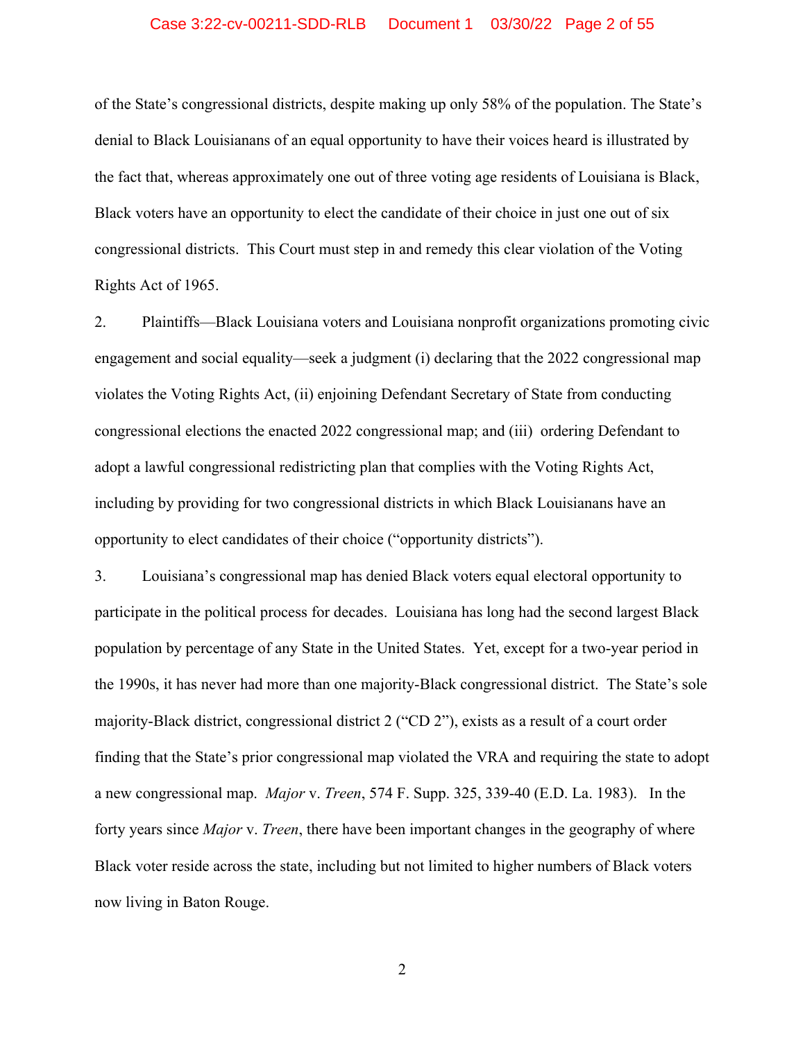of the State's congressional districts, despite making up only 58% of the population. The State's denial to Black Louisianans of an equal opportunity to have their voices heard is illustrated by the fact that, whereas approximately one out of three voting age residents of Louisiana is Black, Black voters have an opportunity to elect the candidate of their choice in just one out of six congressional districts. This Court must step in and remedy this clear violation of the Voting Rights Act of 1965.

2. Plaintiffs—Black Louisiana voters and Louisiana nonprofit organizations promoting civic engagement and social equality—seek a judgment (i) declaring that the 2022 congressional map violates the Voting Rights Act, (ii) enjoining Defendant Secretary of State from conducting congressional elections the enacted 2022 congressional map; and (iii) ordering Defendant to adopt a lawful congressional redistricting plan that complies with the Voting Rights Act, including by providing for two congressional districts in which Black Louisianans have an opportunity to elect candidates of their choice ("opportunity districts").

3. Louisiana's congressional map has denied Black voters equal electoral opportunity to participate in the political process for decades. Louisiana has long had the second largest Black population by percentage of any State in the United States. Yet, except for a two-year period in the 1990s, it has never had more than one majority-Black congressional district. The State's sole majority-Black district, congressional district 2 ("CD 2"), exists as a result of a court order finding that the State's prior congressional map violated the VRA and requiring the state to adopt a new congressional map. *Major* v. *Treen*, 574 F. Supp. 325, 339-40 (E.D. La. 1983). In the forty years since *Major* v. *Treen*, there have been important changes in the geography of where Black voter reside across the state, including but not limited to higher numbers of Black voters now living in Baton Rouge.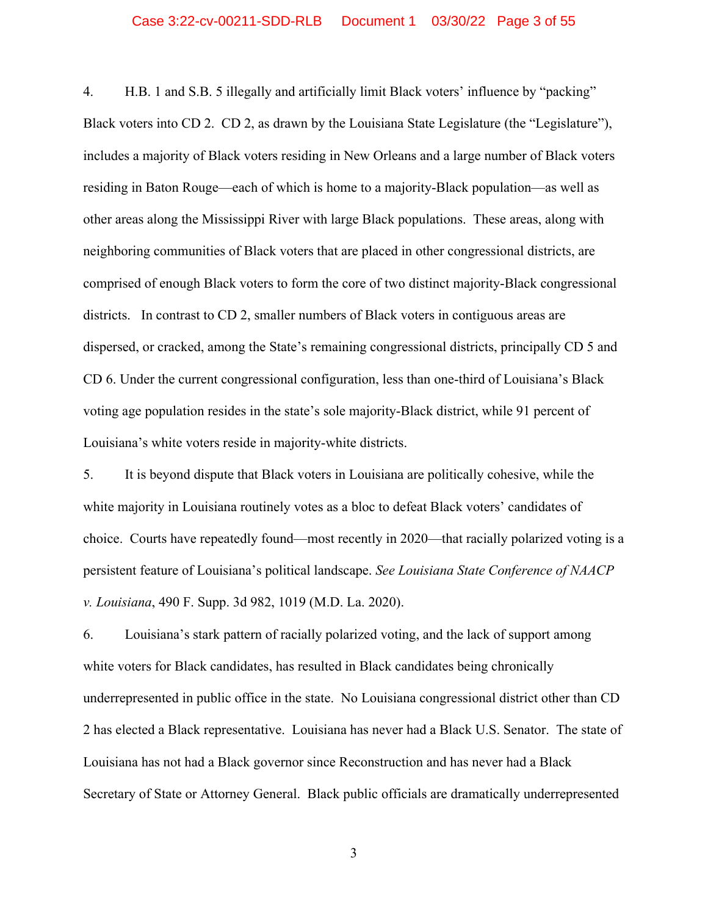4. H.B. 1 and S.B. 5 illegally and artificially limit Black voters' influence by "packing" Black voters into CD 2. CD 2, as drawn by the Louisiana State Legislature (the "Legislature"), includes a majority of Black voters residing in New Orleans and a large number of Black voters residing in Baton Rouge—each of which is home to a majority-Black population—as well as other areas along the Mississippi River with large Black populations. These areas, along with neighboring communities of Black voters that are placed in other congressional districts, are comprised of enough Black voters to form the core of two distinct majority-Black congressional districts. In contrast to CD 2, smaller numbers of Black voters in contiguous areas are dispersed, or cracked, among the State's remaining congressional districts, principally CD 5 and CD 6. Under the current congressional configuration, less than one-third of Louisiana's Black voting age population resides in the state's sole majority-Black district, while 91 percent of Louisiana's white voters reside in majority-white districts.

5. It is beyond dispute that Black voters in Louisiana are politically cohesive, while the white majority in Louisiana routinely votes as a bloc to defeat Black voters' candidates of choice. Courts have repeatedly found—most recently in 2020—that racially polarized voting is a persistent feature of Louisiana's political landscape. *See Louisiana State Conference of NAACP v. Louisiana*, 490 F. Supp. 3d 982, 1019 (M.D. La. 2020).

6. Louisiana's stark pattern of racially polarized voting, and the lack of support among white voters for Black candidates, has resulted in Black candidates being chronically underrepresented in public office in the state. No Louisiana congressional district other than CD 2 has elected a Black representative. Louisiana has never had a Black U.S. Senator. The state of Louisiana has not had a Black governor since Reconstruction and has never had a Black Secretary of State or Attorney General. Black public officials are dramatically underrepresented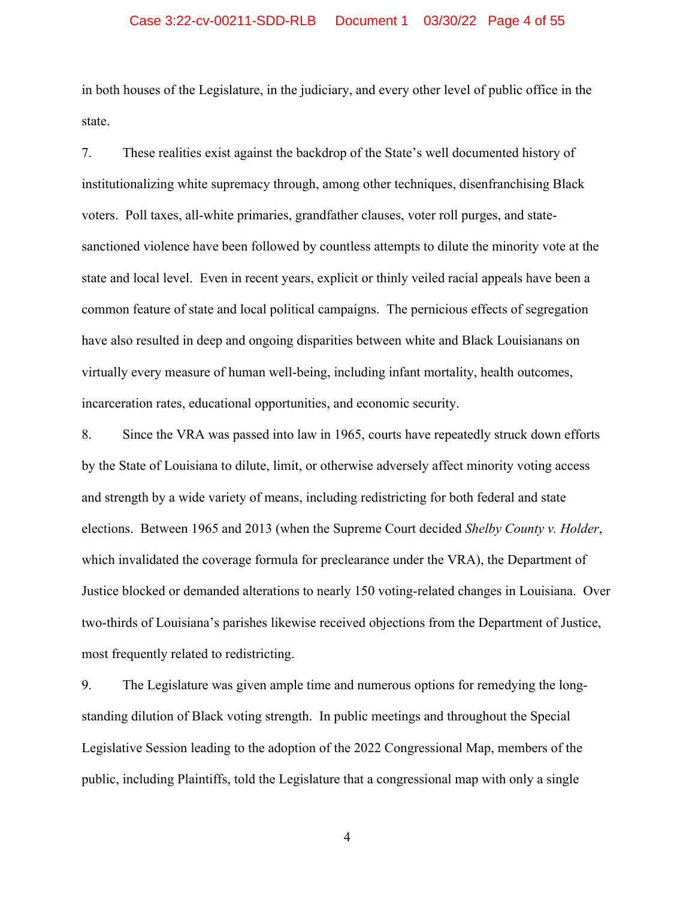in both houses of the Legislature, in the judiciary, and every other level of public office in the state.

7. These realities exist against the backdrop of the State's well documented history of institutionalizing white supremacy through, among other techniques, disenfranchising Black voters. Poll taxes, all-white primaries, grandfather clauses, voter roll purges, and state-sanctioned violence have been followed by countless attempts to dilute the minority vote at the state and local level. Even in recent years, explicit or thinly veiled racial appeals have been a common feature of state and local political campaigns. The pernicious effects of segregation have also resulted in deep and ongoing disparities between white and Black Louisianans on virtually every measure of human well-being, including infant mortality, health outcomes, incarceration rates, educational opportunities, and economic security.

8. Since the VRA was passed into law in 1965, courts have repeatedly struck down efforts by the State of Louisiana to dilute, limit, or otherwise adversely affect minority voting access and strength by a wide variety of means, including redistricting for both federal and state elections. Between 1965 and 2013 (when the Supreme Court decided *Shelby County v. Holder*, which invalidated the coverage formula for preclearance under the VRA), the Department of Justice blocked or demanded alterations to nearly 150 voting-related changes in Louisiana. Over two-thirds of Louisiana's parishes likewise received objections from the Department of Justice, most frequently related to redistricting.

9. The Legislature was given ample time and numerous options for remedying the long-standing dilution of Black voting strength. In public meetings and throughout the Special Legislative Session leading to the adoption of the 2022 Congressional Map, members of the public, including Plaintiffs, told the Legislature that a congressional map with only a single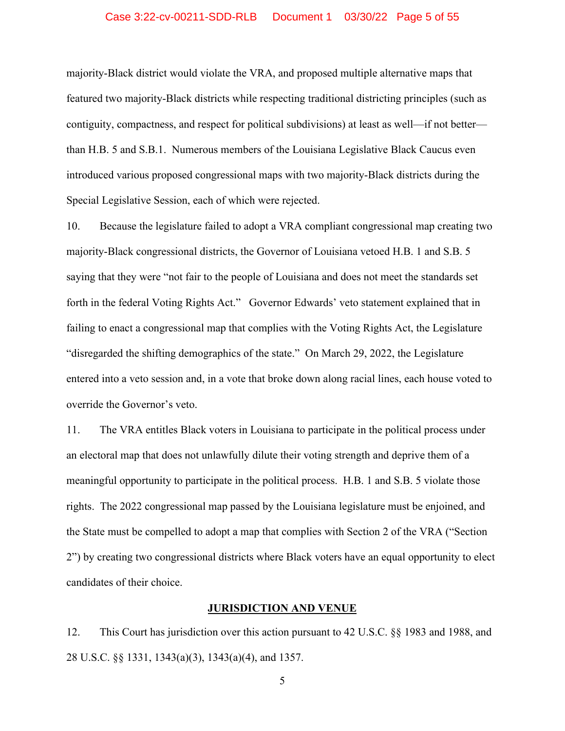majority-Black district would violate the VRA, and proposed multiple alternative maps that featured two majority-Black districts while respecting traditional districting principles (such as contiguity, compactness, and respect for political subdivisions) at least as well—if not better—than H.B. 5 and S.B.1. Numerous members of the Louisiana Legislative Black Caucus even introduced various proposed congressional maps with two majority-Black districts during the Special Legislative Session, each of which were rejected.

10. Because the legislature failed to adopt a VRA compliant congressional map creating two majority-Black congressional districts, the Governor of Louisiana vetoed H.B. 1 and S.B. 5 saying that they were "not fair to the people of Louisiana and does not meet the standards set forth in the federal Voting Rights Act." Governor Edwards' veto statement explained that in failing to enact a congressional map that complies with the Voting Rights Act, the Legislature "disregarded the shifting demographics of the state." On March 29, 2022, the Legislature entered into a veto session and, in a vote that broke down along racial lines, each house voted to override the Governor's veto.

11. The VRA entitles Black voters in Louisiana to participate in the political process under an electoral map that does not unlawfully dilute their voting strength and deprive them of a meaningful opportunity to participate in the political process. H.B. 1 and S.B. 5 violate those rights. The 2022 congressional map passed by the Louisiana legislature must be enjoined, and the State must be compelled to adopt a map that complies with Section 2 of the VRA ("Section 2") by creating two congressional districts where Black voters have an equal opportunity to elect candidates of their choice.

## JURISDICTION AND VENUE

12. This Court has jurisdiction over this action pursuant to 42 U.S.C. §§ 1983 and 1988, and 28 U.S.C. §§ 1331, 1343(a)(3), 1343(a)(4), and 1357.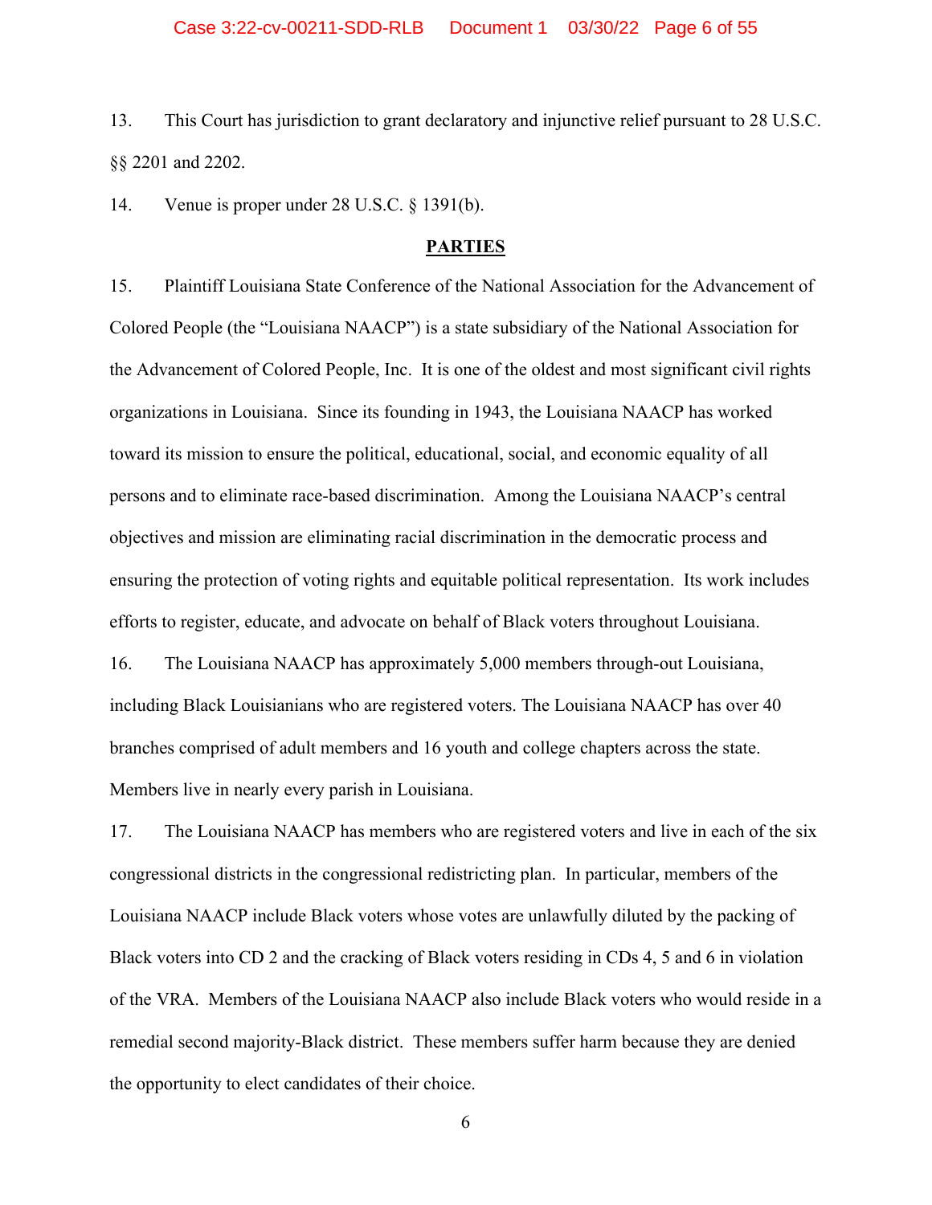13. This Court has jurisdiction to grant declaratory and injunctive relief pursuant to 28 U.S.C. §§ 2201 and 2202.

14. Venue is proper under 28 U.S.C. § 1391(b).

## PARTIES

15. Plaintiff Louisiana State Conference of the National Association for the Advancement of Colored People (the "Louisiana NAACP") is a state subsidiary of the National Association for the Advancement of Colored People, Inc. It is one of the oldest and most significant civil rights organizations in Louisiana. Since its founding in 1943, the Louisiana NAACP has worked toward its mission to ensure the political, educational, social, and economic equality of all persons and to eliminate race-based discrimination. Among the Louisiana NAACP's central objectives and mission are eliminating racial discrimination in the democratic process and ensuring the protection of voting rights and equitable political representation. Its work includes efforts to register, educate, and advocate on behalf of Black voters throughout Louisiana.

16. The Louisiana NAACP has approximately 5,000 members through-out Louisiana, including Black Louisianians who are registered voters. The Louisiana NAACP has over 40 branches comprised of adult members and 16 youth and college chapters across the state. Members live in nearly every parish in Louisiana.

17. The Louisiana NAACP has members who are registered voters and live in each of the six congressional districts in the congressional redistricting plan. In particular, members of the Louisiana NAACP include Black voters whose votes are unlawfully diluted by the packing of Black voters into CD 2 and the cracking of Black voters residing in CDs 4, 5 and 6 in violation of the VRA. Members of the Louisiana NAACP also include Black voters who would reside in a remedial second majority-Black district. These members suffer harm because they are denied the opportunity to elect candidates of their choice.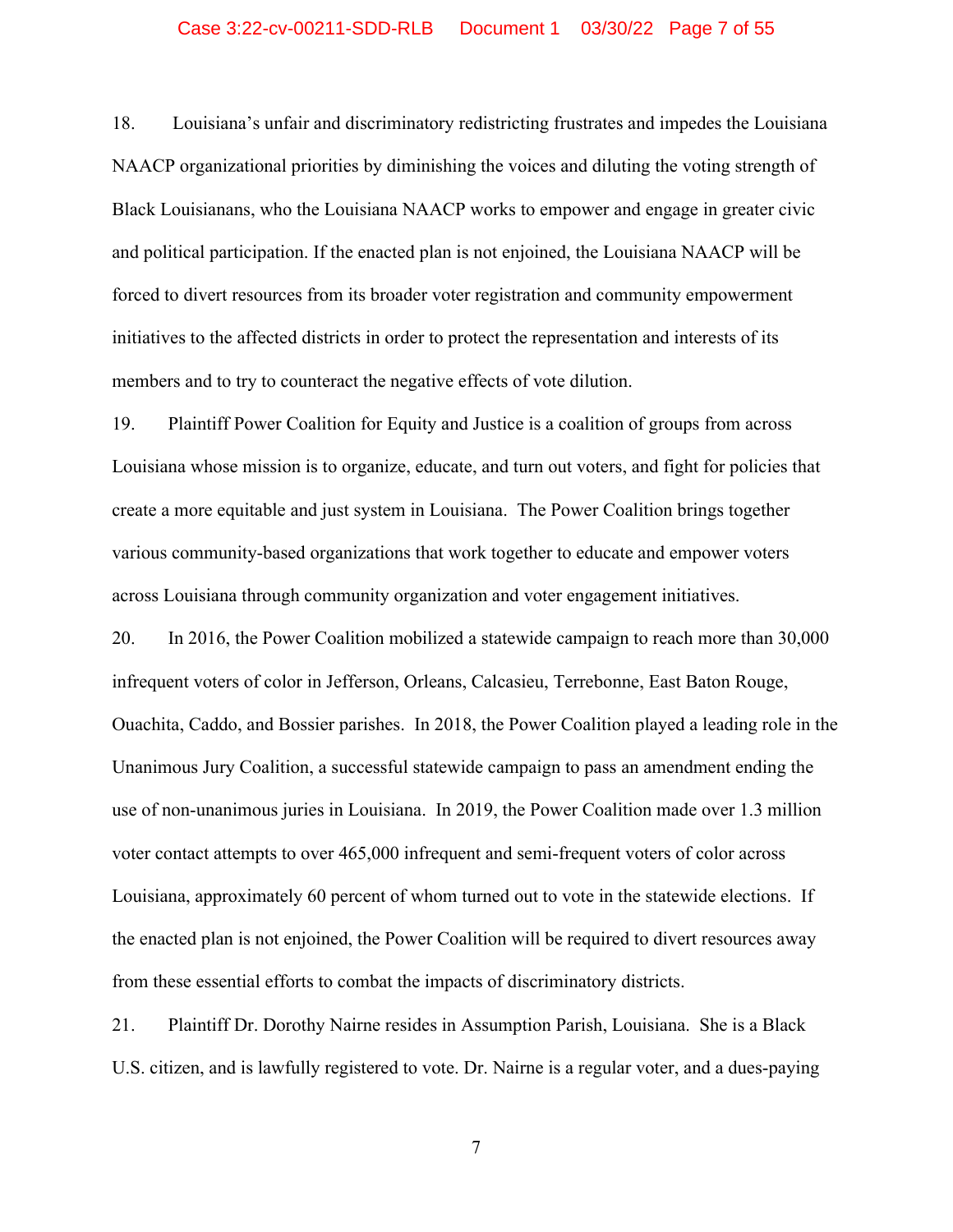18. Louisiana's unfair and discriminatory redistricting frustrates and impedes the Louisiana NAACP organizational priorities by diminishing the voices and diluting the voting strength of Black Louisianans, who the Louisiana NAACP works to empower and engage in greater civic and political participation. If the enacted plan is not enjoined, the Louisiana NAACP will be forced to divert resources from its broader voter registration and community empowerment initiatives to the affected districts in order to protect the representation and interests of its members and to try to counteract the negative effects of vote dilution.

19. Plaintiff Power Coalition for Equity and Justice is a coalition of groups from across Louisiana whose mission is to organize, educate, and turn out voters, and fight for policies that create a more equitable and just system in Louisiana. The Power Coalition brings together various community-based organizations that work together to educate and empower voters across Louisiana through community organization and voter engagement initiatives.

20. In 2016, the Power Coalition mobilized a statewide campaign to reach more than 30,000 infrequent voters of color in Jefferson, Orleans, Calcasieu, Terrebonne, East Baton Rouge, Ouachita, Caddo, and Bossier parishes. In 2018, the Power Coalition played a leading role in the Unanimous Jury Coalition, a successful statewide campaign to pass an amendment ending the use of non-unanimous juries in Louisiana. In 2019, the Power Coalition made over 1.3 million voter contact attempts to over 465,000 infrequent and semi-frequent voters of color across Louisiana, approximately 60 percent of whom turned out to vote in the statewide elections. If the enacted plan is not enjoined, the Power Coalition will be required to divert resources away from these essential efforts to combat the impacts of discriminatory districts.

21. Plaintiff Dr. Dorothy Nairne resides in Assumption Parish, Louisiana. She is a Black U.S. citizen, and is lawfully registered to vote. Dr. Nairne is a regular voter, and a dues-paying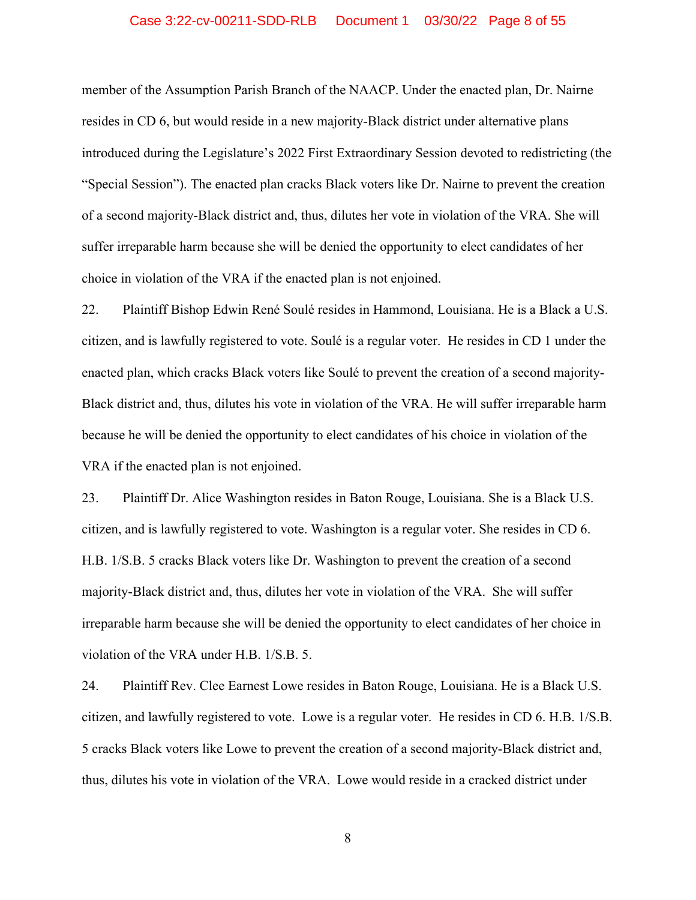member of the Assumption Parish Branch of the NAACP. Under the enacted plan, Dr. Nairne resides in CD 6, but would reside in a new majority-Black district under alternative plans introduced during the Legislature's 2022 First Extraordinary Session devoted to redistricting (the "Special Session"). The enacted plan cracks Black voters like Dr. Nairne to prevent the creation of a second majority-Black district and, thus, dilutes her vote in violation of the VRA. She will suffer irreparable harm because she will be denied the opportunity to elect candidates of her choice in violation of the VRA if the enacted plan is not enjoined.

22. Plaintiff Bishop Edwin René Soulé resides in Hammond, Louisiana. He is a Black a U.S. citizen, and is lawfully registered to vote. Soulé is a regular voter. He resides in CD 1 under the enacted plan, which cracks Black voters like Soulé to prevent the creation of a second majority-Black district and, thus, dilutes his vote in violation of the VRA. He will suffer irreparable harm because he will be denied the opportunity to elect candidates of his choice in violation of the VRA if the enacted plan is not enjoined.

23. Plaintiff Dr. Alice Washington resides in Baton Rouge, Louisiana. She is a Black U.S. citizen, and is lawfully registered to vote. Washington is a regular voter. She resides in CD 6. H.B. 1/S.B. 5 cracks Black voters like Dr. Washington to prevent the creation of a second majority-Black district and, thus, dilutes her vote in violation of the VRA. She will suffer irreparable harm because she will be denied the opportunity to elect candidates of her choice in violation of the VRA under H.B. 1/S.B. 5.

24. Plaintiff Rev. Clee Earnest Lowe resides in Baton Rouge, Louisiana. He is a Black U.S. citizen, and lawfully registered to vote. Lowe is a regular voter. He resides in CD 6. H.B. 1/S.B. 5 cracks Black voters like Lowe to prevent the creation of a second majority-Black district and, thus, dilutes his vote in violation of the VRA. Lowe would reside in a cracked district under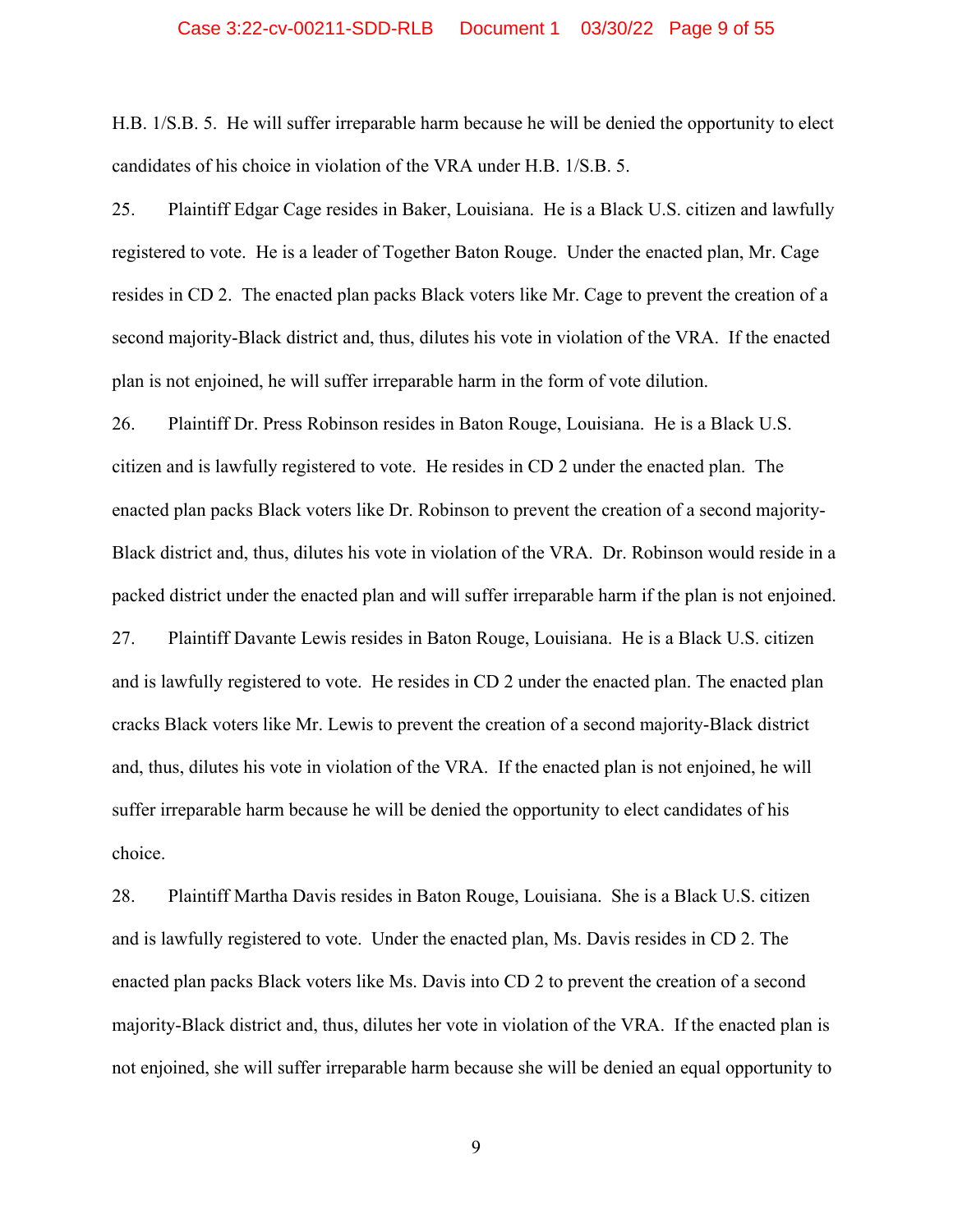H.B. 1/S.B. 5. He will suffer irreparable harm because he will be denied the opportunity to elect candidates of his choice in violation of the VRA under H.B. 1/S.B. 5.

25. Plaintiff Edgar Cage resides in Baker, Louisiana. He is a Black U.S. citizen and lawfully registered to vote. He is a leader of Together Baton Rouge. Under the enacted plan, Mr. Cage resides in CD 2. The enacted plan packs Black voters like Mr. Cage to prevent the creation of a second majority-Black district and, thus, dilutes his vote in violation of the VRA. If the enacted plan is not enjoined, he will suffer irreparable harm in the form of vote dilution.

26. Plaintiff Dr. Press Robinson resides in Baton Rouge, Louisiana. He is a Black U.S. citizen and is lawfully registered to vote. He resides in CD 2 under the enacted plan. The enacted plan packs Black voters like Dr. Robinson to prevent the creation of a second majority-Black district and, thus, dilutes his vote in violation of the VRA. Dr. Robinson would reside in a packed district under the enacted plan and will suffer irreparable harm if the plan is not enjoined.

27. Plaintiff Davante Lewis resides in Baton Rouge, Louisiana. He is a Black U.S. citizen and is lawfully registered to vote. He resides in CD 2 under the enacted plan. The enacted plan cracks Black voters like Mr. Lewis to prevent the creation of a second majority-Black district and, thus, dilutes his vote in violation of the VRA. If the enacted plan is not enjoined, he will suffer irreparable harm because he will be denied the opportunity to elect candidates of his choice.

28. Plaintiff Martha Davis resides in Baton Rouge, Louisiana. She is a Black U.S. citizen and is lawfully registered to vote. Under the enacted plan, Ms. Davis resides in CD 2. The enacted plan packs Black voters like Ms. Davis into CD 2 to prevent the creation of a second majority-Black district and, thus, dilutes her vote in violation of the VRA. If the enacted plan is not enjoined, she will suffer irreparable harm because she will be denied an equal opportunity to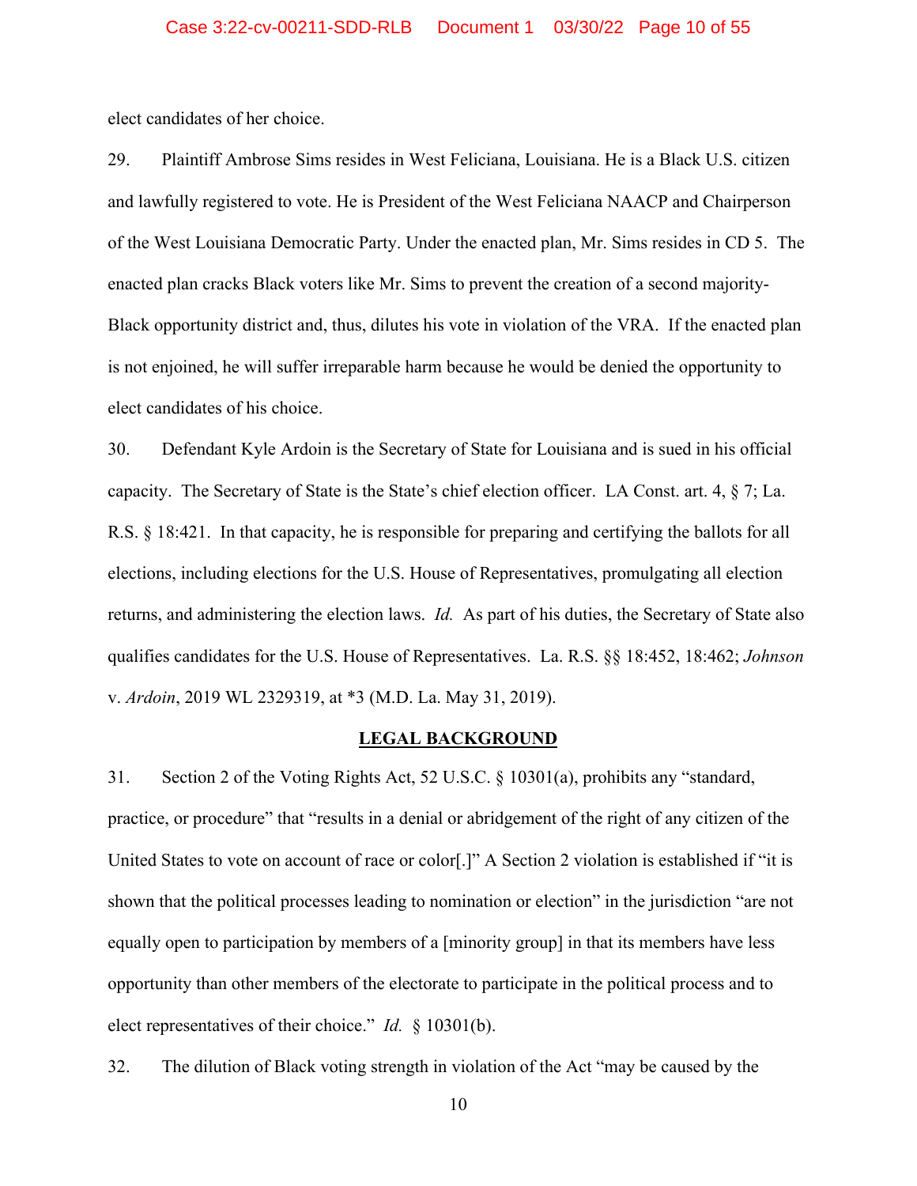elect candidates of her choice.

29. Plaintiff Ambrose Sims resides in West Feliciana, Louisiana. He is a Black U.S. citizen and lawfully registered to vote. He is President of the West Feliciana NAACP and Chairperson of the West Louisiana Democratic Party. Under the enacted plan, Mr. Sims resides in CD 5. The enacted plan cracks Black voters like Mr. Sims to prevent the creation of a second majority-Black opportunity district and, thus, dilutes his vote in violation of the VRA. If the enacted plan is not enjoined, he will suffer irreparable harm because he would be denied the opportunity to elect candidates of his choice.

30. Defendant Kyle Ardoin is the Secretary of State for Louisiana and is sued in his official capacity. The Secretary of State is the State's chief election officer. LA Const. art. 4, § 7; La. R.S. § 18:421. In that capacity, he is responsible for preparing and certifying the ballots for all elections, including elections for the U.S. House of Representatives, promulgating all election returns, and administering the election laws. *Id.* As part of his duties, the Secretary of State also qualifies candidates for the U.S. House of Representatives. La. R.S. §§ 18:452, 18:462; *Johnson* v. *Ardoin*, 2019 WL 2329319, at *3 (M.D. La. May 31, 2019).

## LEGAL BACKGROUND

31. Section 2 of the Voting Rights Act, 52 U.S.C. § 10301(a), prohibits any "standard, practice, or procedure" that "results in a denial or abridgement of the right of any citizen of the United States to vote on account of race or color[.]" A Section 2 violation is established if "it is shown that the political processes leading to nomination or election" in the jurisdiction "are not equally open to participation by members of a [minority group] in that its members have less opportunity than other members of the electorate to participate in the political process and to elect representatives of their choice." *Id.* § 10301(b).

32. The dilution of Black voting strength in violation of the Act "may be caused by the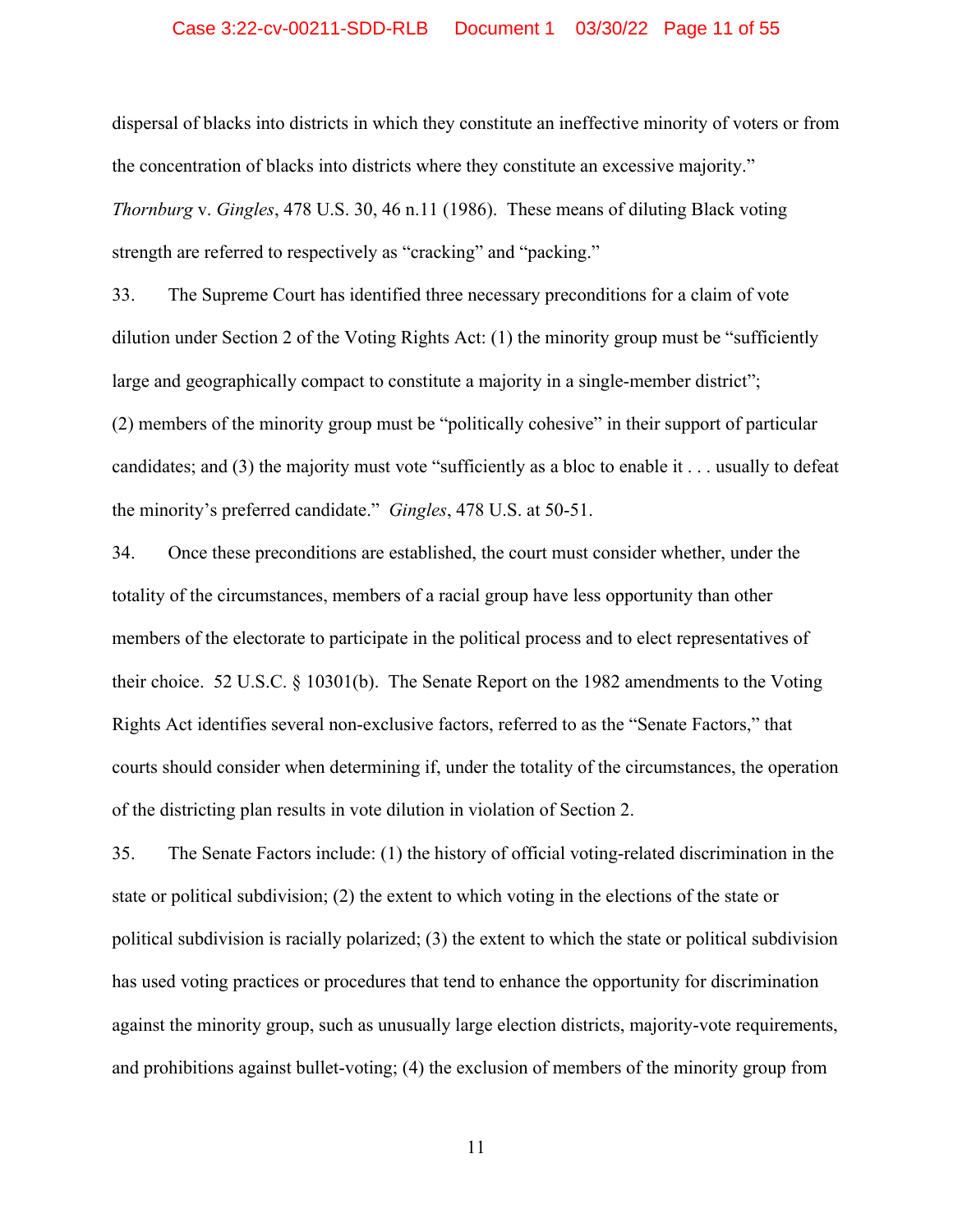dispersal of blacks into districts in which they constitute an ineffective minority of voters or from the concentration of blacks into districts where they constitute an excessive majority." *Thornburg* v. *Gingles*, 478 U.S. 30, 46 n.11 (1986). These means of diluting Black voting strength are referred to respectively as "cracking" and "packing."

33. The Supreme Court has identified three necessary preconditions for a claim of vote dilution under Section 2 of the Voting Rights Act: (1) the minority group must be "sufficiently large and geographically compact to constitute a majority in a single-member district"; (2) members of the minority group must be "politically cohesive" in their support of particular candidates; and (3) the majority must vote "sufficiently as a bloc to enable it . . . usually to defeat the minority's preferred candidate." *Gingles*, 478 U.S. at 50-51.

34. Once these preconditions are established, the court must consider whether, under the totality of the circumstances, members of a racial group have less opportunity than other members of the electorate to participate in the political process and to elect representatives of their choice. 52 U.S.C. § 10301(b). The Senate Report on the 1982 amendments to the Voting Rights Act identifies several non-exclusive factors, referred to as the "Senate Factors," that courts should consider when determining if, under the totality of the circumstances, the operation of the districting plan results in vote dilution in violation of Section 2.

35. The Senate Factors include: (1) the history of official voting-related discrimination in the state or political subdivision; (2) the extent to which voting in the elections of the state or political subdivision is racially polarized; (3) the extent to which the state or political subdivision has used voting practices or procedures that tend to enhance the opportunity for discrimination against the minority group, such as unusually large election districts, majority-vote requirements, and prohibitions against bullet-voting; (4) the exclusion of members of the minority group from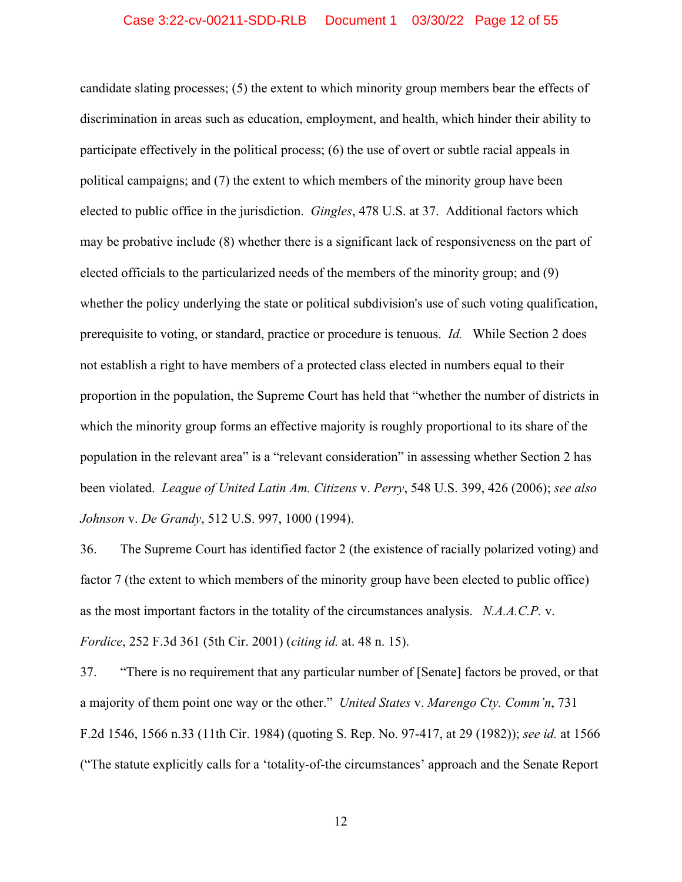candidate slating processes; (5) the extent to which minority group members bear the effects of discrimination in areas such as education, employment, and health, which hinder their ability to participate effectively in the political process; (6) the use of overt or subtle racial appeals in political campaigns; and (7) the extent to which members of the minority group have been elected to public office in the jurisdiction. *Gingles*, 478 U.S. at 37. Additional factors which may be probative include (8) whether there is a significant lack of responsiveness on the part of elected officials to the particularized needs of the members of the minority group; and (9) whether the policy underlying the state or political subdivision's use of such voting qualification, prerequisite to voting, or standard, practice or procedure is tenuous. *Id.* While Section 2 does not establish a right to have members of a protected class elected in numbers equal to their proportion in the population, the Supreme Court has held that "whether the number of districts in which the minority group forms an effective majority is roughly proportional to its share of the population in the relevant area" is a "relevant consideration" in assessing whether Section 2 has been violated. *League of United Latin Am. Citizens* v. *Perry*, 548 U.S. 399, 426 (2006); *see also Johnson* v. *De Grandy*, 512 U.S. 997, 1000 (1994).

36. The Supreme Court has identified factor 2 (the existence of racially polarized voting) and factor 7 (the extent to which members of the minority group have been elected to public office) as the most important factors in the totality of the circumstances analysis. *N.A.A.C.P.* v. *Fordice*, 252 F.3d 361 (5th Cir. 2001) (*citing id.* at. 48 n. 15).

37. "There is no requirement that any particular number of [Senate] factors be proved, or that a majority of them point one way or the other." *United States* v. *Marengo Cty. Comm'n*, 731 F.2d 1546, 1566 n.33 (11th Cir. 1984) (quoting S. Rep. No. 97-417, at 29 (1982)); *see id.* at 1566 ("The statute explicitly calls for a 'totality-of-the circumstances' approach and the Senate Report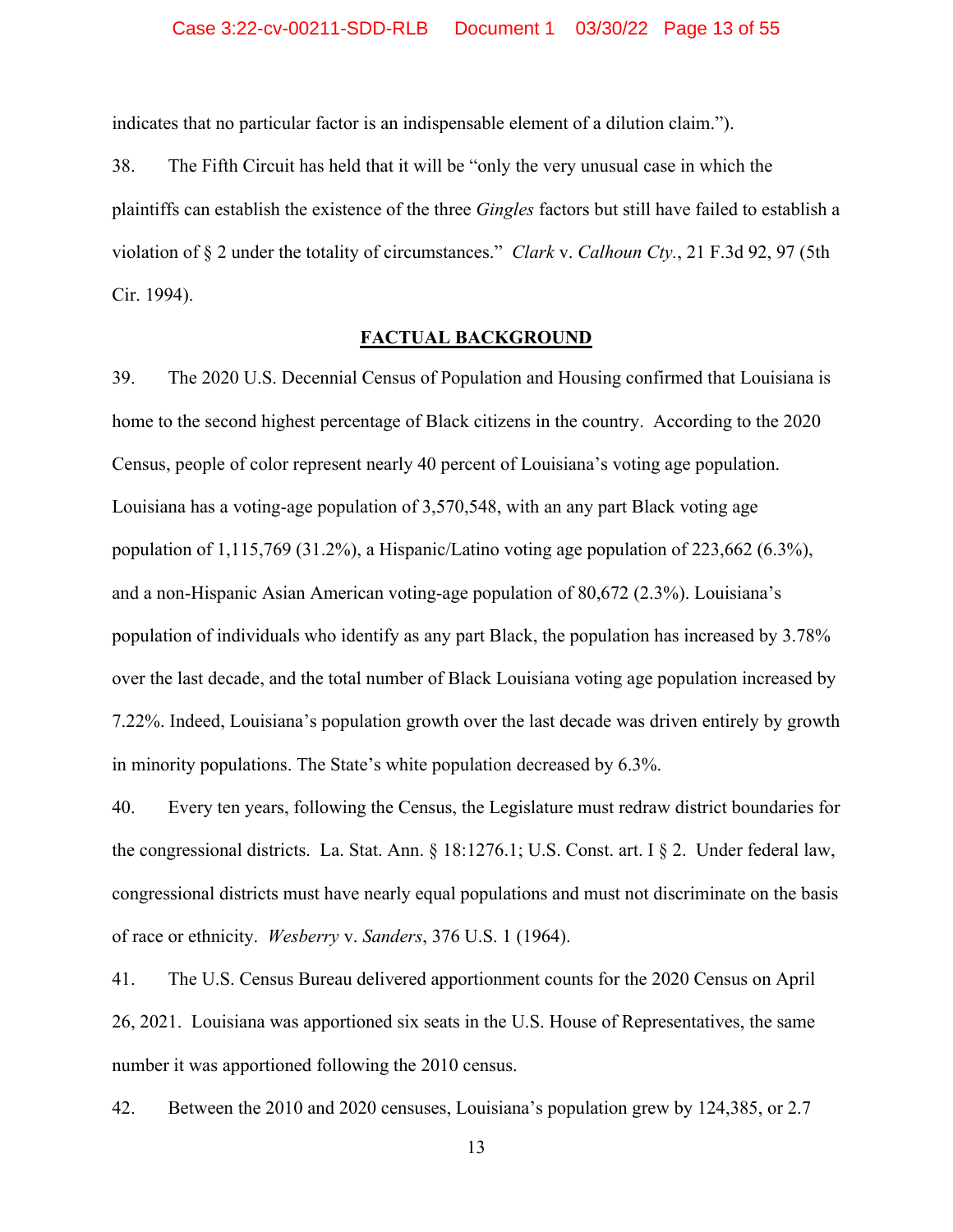indicates that no particular factor is an indispensable element of a dilution claim.").

38. The Fifth Circuit has held that it will be "only the very unusual case in which the plaintiffs can establish the existence of the three *Gingles* factors but still have failed to establish a violation of § 2 under the totality of circumstances." *Clark* v. *Calhoun Cty.*, 21 F.3d 92, 97 (5th Cir. 1994).

## FACTUAL BACKGROUND

39. The 2020 U.S. Decennial Census of Population and Housing confirmed that Louisiana is home to the second highest percentage of Black citizens in the country. According to the 2020 Census, people of color represent nearly 40 percent of Louisiana's voting age population. Louisiana has a voting-age population of 3,570,548, with an any part Black voting age population of 1,115,769 (31.2%), a Hispanic/Latino voting age population of 223,662 (6.3%), and a non-Hispanic Asian American voting-age population of 80,672 (2.3%). Louisiana's population of individuals who identify as any part Black, the population has increased by 3.78% over the last decade, and the total number of Black Louisiana voting age population increased by 7.22%. Indeed, Louisiana's population growth over the last decade was driven entirely by growth in minority populations. The State's white population decreased by 6.3%.

40. Every ten years, following the Census, the Legislature must redraw district boundaries for the congressional districts. La. Stat. Ann. § 18:1276.1; U.S. Const. art. I § 2. Under federal law, congressional districts must have nearly equal populations and must not discriminate on the basis of race or ethnicity. *Wesberry* v. *Sanders*, 376 U.S. 1 (1964).

41. The U.S. Census Bureau delivered apportionment counts for the 2020 Census on April 26, 2021. Louisiana was apportioned six seats in the U.S. House of Representatives, the same number it was apportioned following the 2010 census.

42. Between the 2010 and 2020 censuses, Louisiana's population grew by 124,385, or 2.7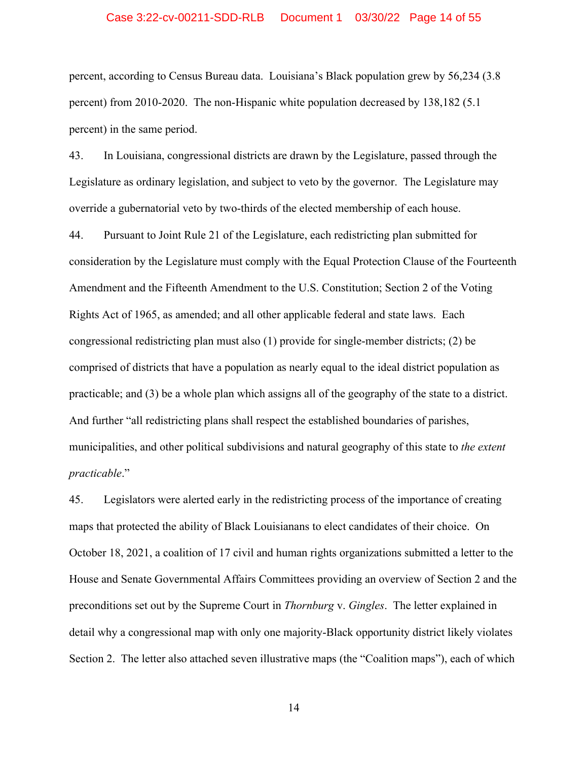percent, according to Census Bureau data. Louisiana's Black population grew by 56,234 (3.8 percent) from 2010-2020. The non-Hispanic white population decreased by 138,182 (5.1 percent) in the same period.

43. In Louisiana, congressional districts are drawn by the Legislature, passed through the Legislature as ordinary legislation, and subject to veto by the governor. The Legislature may override a gubernatorial veto by two-thirds of the elected membership of each house.

44. Pursuant to Joint Rule 21 of the Legislature, each redistricting plan submitted for consideration by the Legislature must comply with the Equal Protection Clause of the Fourteenth Amendment and the Fifteenth Amendment to the U.S. Constitution; Section 2 of the Voting Rights Act of 1965, as amended; and all other applicable federal and state laws. Each congressional redistricting plan must also (1) provide for single-member districts; (2) be comprised of districts that have a population as nearly equal to the ideal district population as practicable; and (3) be a whole plan which assigns all of the geography of the state to a district. And further "all redistricting plans shall respect the established boundaries of parishes, municipalities, and other political subdivisions and natural geography of this state to *the extent practicable*."

45. Legislators were alerted early in the redistricting process of the importance of creating maps that protected the ability of Black Louisianans to elect candidates of their choice. On October 18, 2021, a coalition of 17 civil and human rights organizations submitted a letter to the House and Senate Governmental Affairs Committees providing an overview of Section 2 and the preconditions set out by the Supreme Court in *Thornburg* v. *Gingles*. The letter explained in detail why a congressional map with only one majority-Black opportunity district likely violates Section 2. The letter also attached seven illustrative maps (the "Coalition maps"), each of which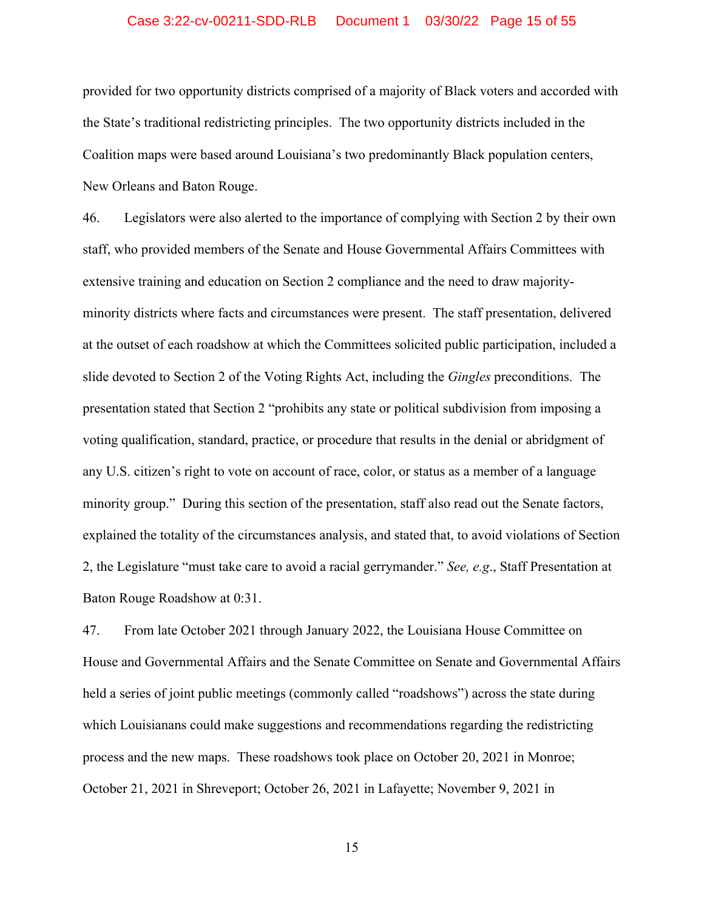provided for two opportunity districts comprised of a majority of Black voters and accorded with the State's traditional redistricting principles. The two opportunity districts included in the Coalition maps were based around Louisiana's two predominantly Black population centers, New Orleans and Baton Rouge.

46. Legislators were also alerted to the importance of complying with Section 2 by their own staff, who provided members of the Senate and House Governmental Affairs Committees with extensive training and education on Section 2 compliance and the need to draw majority-minority districts where facts and circumstances were present. The staff presentation, delivered at the outset of each roadshow at which the Committees solicited public participation, included a slide devoted to Section 2 of the Voting Rights Act, including the *Gingles* preconditions. The presentation stated that Section 2 "prohibits any state or political subdivision from imposing a voting qualification, standard, practice, or procedure that results in the denial or abridgment of any U.S. citizen's right to vote on account of race, color, or status as a member of a language minority group." During this section of the presentation, staff also read out the Senate factors, explained the totality of the circumstances analysis, and stated that, to avoid violations of Section 2, the Legislature "must take care to avoid a racial gerrymander." *See, e.g*., Staff Presentation at Baton Rouge Roadshow at 0:31.

47. From late October 2021 through January 2022, the Louisiana House Committee on House and Governmental Affairs and the Senate Committee on Senate and Governmental Affairs held a series of joint public meetings (commonly called "roadshows") across the state during which Louisianans could make suggestions and recommendations regarding the redistricting process and the new maps. These roadshows took place on October 20, 2021 in Monroe; October 21, 2021 in Shreveport; October 26, 2021 in Lafayette; November 9, 2021 in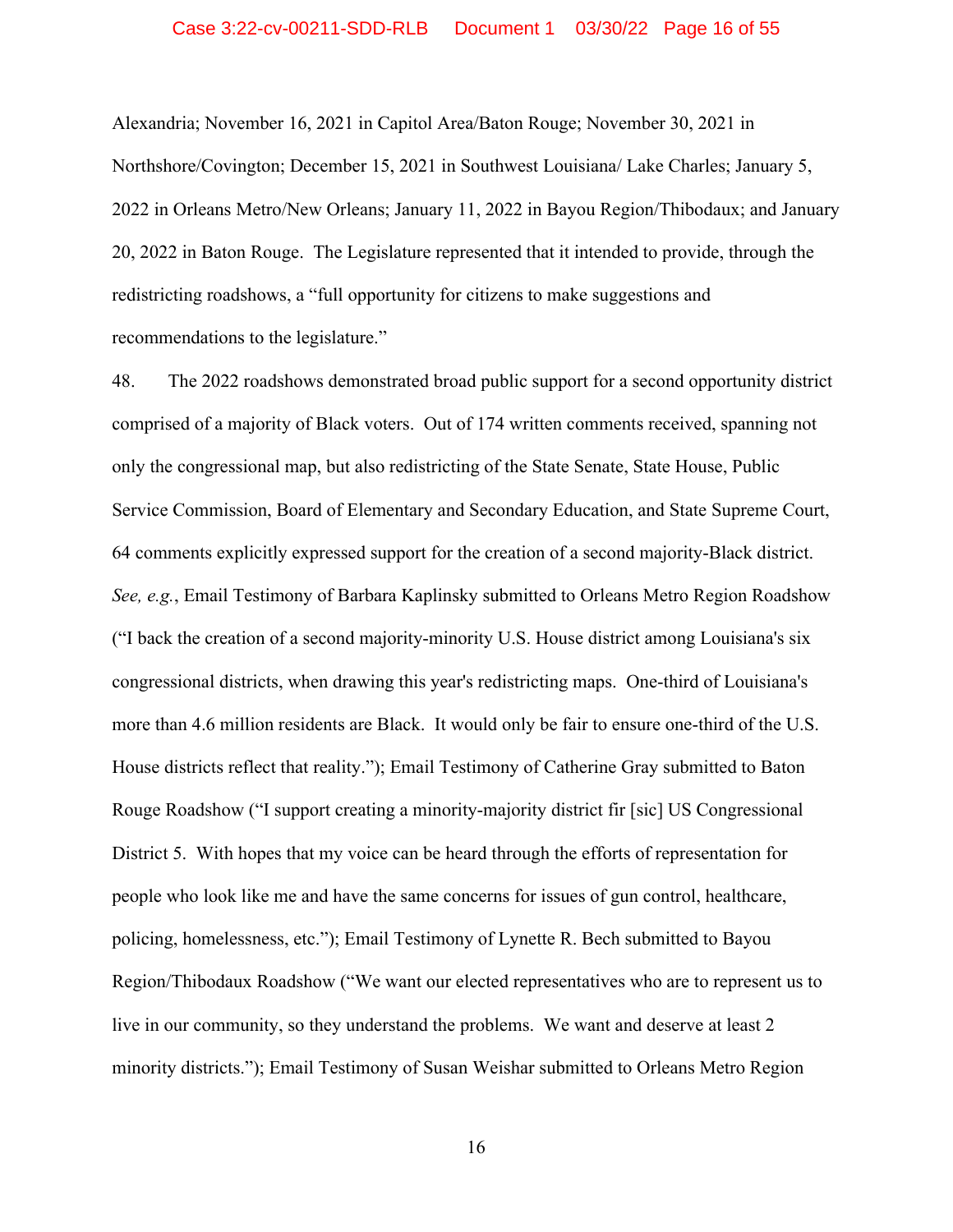Alexandria; November 16, 2021 in Capitol Area/Baton Rouge; November 30, 2021 in Northshore/Covington; December 15, 2021 in Southwest Louisiana/ Lake Charles; January 5, 2022 in Orleans Metro/New Orleans; January 11, 2022 in Bayou Region/Thibodaux; and January 20, 2022 in Baton Rouge. The Legislature represented that it intended to provide, through the redistricting roadshows, a "full opportunity for citizens to make suggestions and recommendations to the legislature."

48. The 2022 roadshows demonstrated broad public support for a second opportunity district comprised of a majority of Black voters. Out of 174 written comments received, spanning not only the congressional map, but also redistricting of the State Senate, State House, Public Service Commission, Board of Elementary and Secondary Education, and State Supreme Court, 64 comments explicitly expressed support for the creation of a second majority-Black district. *See, e.g.*, Email Testimony of Barbara Kaplinsky submitted to Orleans Metro Region Roadshow ("I back the creation of a second majority-minority U.S. House district among Louisiana's six congressional districts, when drawing this year's redistricting maps. One-third of Louisiana's more than 4.6 million residents are Black. It would only be fair to ensure one-third of the U.S. House districts reflect that reality."); Email Testimony of Catherine Gray submitted to Baton Rouge Roadshow ("I support creating a minority-majority district fir [sic] US Congressional District 5. With hopes that my voice can be heard through the efforts of representation for people who look like me and have the same concerns for issues of gun control, healthcare, policing, homelessness, etc."); Email Testimony of Lynette R. Bech submitted to Bayou Region/Thibodaux Roadshow ("We want our elected representatives who are to represent us to live in our community, so they understand the problems. We want and deserve at least 2 minority districts."); Email Testimony of Susan Weishar submitted to Orleans Metro Region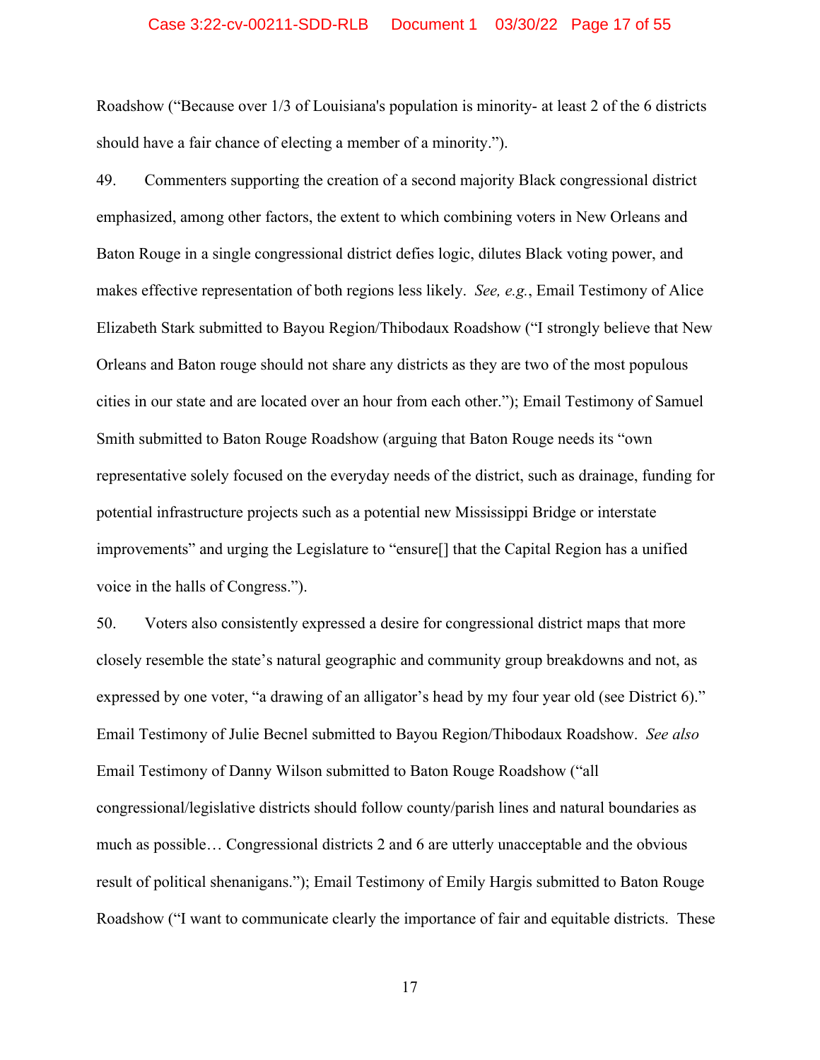Roadshow ("Because over 1/3 of Louisiana's population is minority- at least 2 of the 6 districts should have a fair chance of electing a member of a minority.").

49. Commenters supporting the creation of a second majority Black congressional district emphasized, among other factors, the extent to which combining voters in New Orleans and Baton Rouge in a single congressional district defies logic, dilutes Black voting power, and makes effective representation of both regions less likely. *See, e.g.*, Email Testimony of Alice Elizabeth Stark submitted to Bayou Region/Thibodaux Roadshow ("I strongly believe that New Orleans and Baton rouge should not share any districts as they are two of the most populous cities in our state and are located over an hour from each other."); Email Testimony of Samuel Smith submitted to Baton Rouge Roadshow (arguing that Baton Rouge needs its "own representative solely focused on the everyday needs of the district, such as drainage, funding for potential infrastructure projects such as a potential new Mississippi Bridge or interstate improvements" and urging the Legislature to "ensure[] that the Capital Region has a unified voice in the halls of Congress.").

50. Voters also consistently expressed a desire for congressional district maps that more closely resemble the state's natural geographic and community group breakdowns and not, as expressed by one voter, "a drawing of an alligator's head by my four year old (see District 6)." Email Testimony of Julie Becnel submitted to Bayou Region/Thibodaux Roadshow. *See also* Email Testimony of Danny Wilson submitted to Baton Rouge Roadshow ("all congressional/legislative districts should follow county/parish lines and natural boundaries as much as possible… Congressional districts 2 and 6 are utterly unacceptable and the obvious result of political shenanigans."); Email Testimony of Emily Hargis submitted to Baton Rouge Roadshow ("I want to communicate clearly the importance of fair and equitable districts. These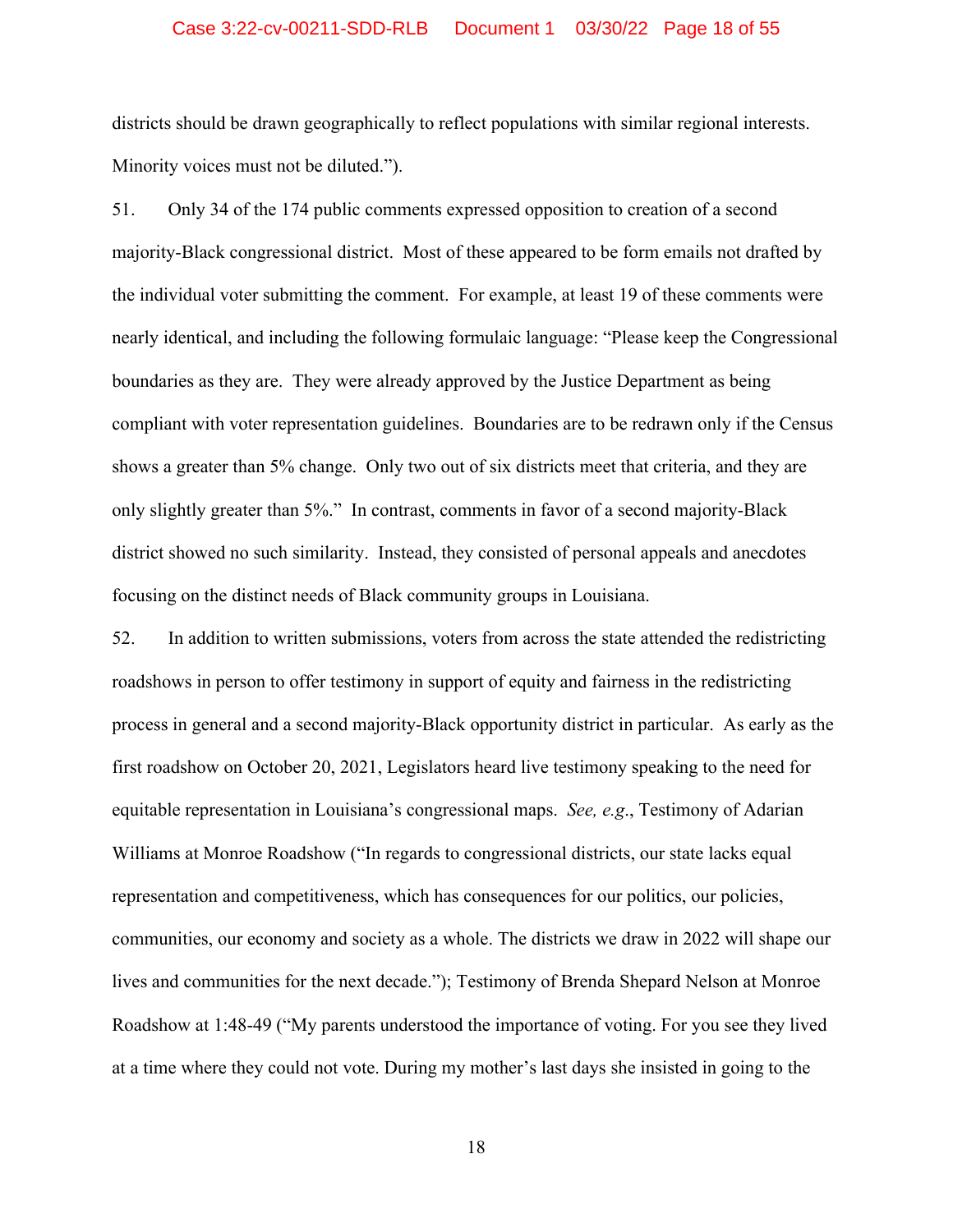districts should be drawn geographically to reflect populations with similar regional interests. Minority voices must not be diluted.").

51. Only 34 of the 174 public comments expressed opposition to creation of a second majority-Black congressional district. Most of these appeared to be form emails not drafted by the individual voter submitting the comment. For example, at least 19 of these comments were nearly identical, and including the following formulaic language: "Please keep the Congressional boundaries as they are. They were already approved by the Justice Department as being compliant with voter representation guidelines. Boundaries are to be redrawn only if the Census shows a greater than 5% change. Only two out of six districts meet that criteria, and they are only slightly greater than 5%." In contrast, comments in favor of a second majority-Black district showed no such similarity. Instead, they consisted of personal appeals and anecdotes focusing on the distinct needs of Black community groups in Louisiana.

52. In addition to written submissions, voters from across the state attended the redistricting roadshows in person to offer testimony in support of equity and fairness in the redistricting process in general and a second majority-Black opportunity district in particular. As early as the first roadshow on October 20, 2021, Legislators heard live testimony speaking to the need for equitable representation in Louisiana's congressional maps. *See, e.g.*, Testimony of Adarian Williams at Monroe Roadshow ("In regards to congressional districts, our state lacks equal representation and competitiveness, which has consequences for our politics, our policies, communities, our economy and society as a whole. The districts we draw in 2022 will shape our lives and communities for the next decade."); Testimony of Brenda Shepard Nelson at Monroe Roadshow at 1:48-49 ("My parents understood the importance of voting. For you see they lived at a time where they could not vote. During my mother's last days she insisted in going to the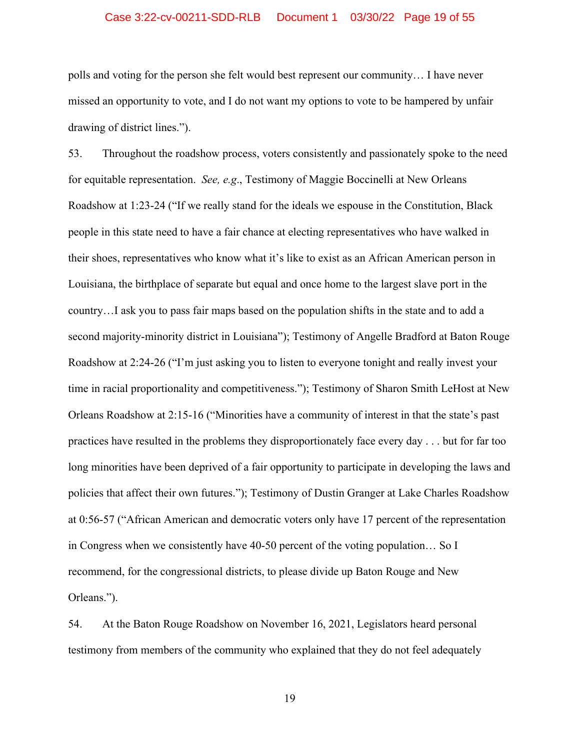polls and voting for the person she felt would best represent our community… I have never missed an opportunity to vote, and I do not want my options to vote to be hampered by unfair drawing of district lines.”).

53. Throughout the roadshow process, voters consistently and passionately spoke to the need for equitable representation. *See, e.g.*, Testimony of Maggie Boccinelli at New Orleans Roadshow at 1:23-24 (“If we really stand for the ideals we espouse in the Constitution, Black people in this state need to have a fair chance at electing representatives who have walked in their shoes, representatives who know what it’s like to exist as an African American person in Louisiana, the birthplace of separate but equal and once home to the largest slave port in the country…I ask you to pass fair maps based on the population shifts in the state and to add a second majority-minority district in Louisiana”); Testimony of Angelle Bradford at Baton Rouge Roadshow at 2:24-26 (“I’m just asking you to listen to everyone tonight and really invest your time in racial proportionality and competitiveness.”); Testimony of Sharon Smith LeHost at New Orleans Roadshow at 2:15-16 (“Minorities have a community of interest in that the state’s past practices have resulted in the problems they disproportionately face every day . . . but for far too long minorities have been deprived of a fair opportunity to participate in developing the laws and policies that affect their own futures.”); Testimony of Dustin Granger at Lake Charles Roadshow at 0:56-57 (“African American and democratic voters only have 17 percent of the representation in Congress when we consistently have 40-50 percent of the voting population… So I recommend, for the congressional districts, to please divide up Baton Rouge and New Orleans.”).

54. At the Baton Rouge Roadshow on November 16, 2021, Legislators heard personal testimony from members of the community who explained that they do not feel adequately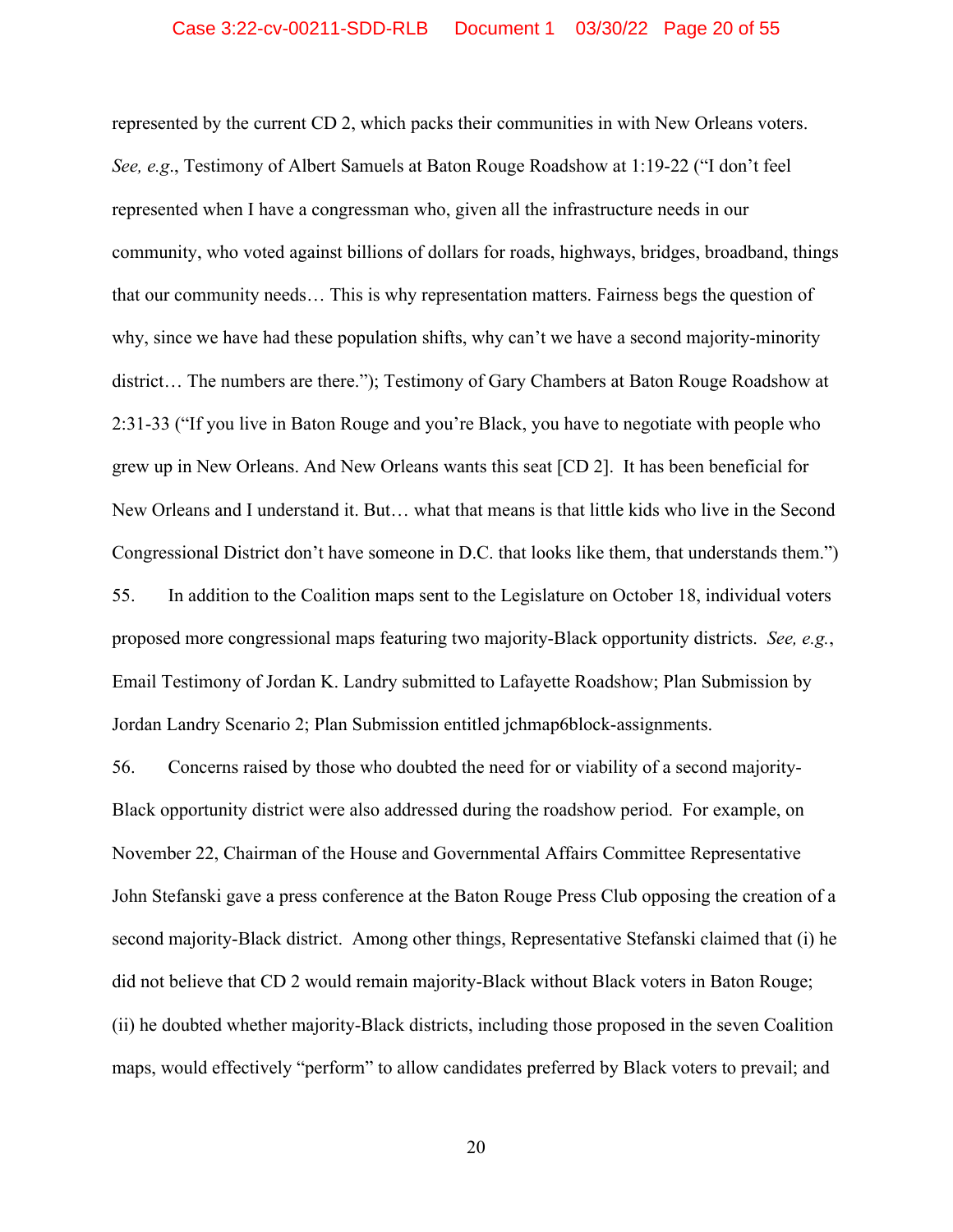represented by the current CD 2, which packs their communities in with New Orleans voters. *See, e.g.*, Testimony of Albert Samuels at Baton Rouge Roadshow at 1:19-22 ("I don't feel represented when I have a congressman who, given all the infrastructure needs in our community, who voted against billions of dollars for roads, highways, bridges, broadband, things that our community needs… This is why representation matters. Fairness begs the question of why, since we have had these population shifts, why can't we have a second majority-minority district… The numbers are there."); Testimony of Gary Chambers at Baton Rouge Roadshow at 2:31-33 ("If you live in Baton Rouge and you're Black, you have to negotiate with people who grew up in New Orleans. And New Orleans wants this seat [CD 2]. It has been beneficial for New Orleans and I understand it. But… what that means is that little kids who live in the Second Congressional District don't have someone in D.C. that looks like them, that understands them.")

55. In addition to the Coalition maps sent to the Legislature on October 18, individual voters proposed more congressional maps featuring two majority-Black opportunity districts. *See, e.g.*, Email Testimony of Jordan K. Landry submitted to Lafayette Roadshow; Plan Submission by Jordan Landry Scenario 2; Plan Submission entitled jchmap6block-assignments.

56. Concerns raised by those who doubted the need for or viability of a second majority-Black opportunity district were also addressed during the roadshow period. For example, on November 22, Chairman of the House and Governmental Affairs Committee Representative John Stefanski gave a press conference at the Baton Rouge Press Club opposing the creation of a second majority-Black district. Among other things, Representative Stefanski claimed that (i) he did not believe that CD 2 would remain majority-Black without Black voters in Baton Rouge; (ii) he doubted whether majority-Black districts, including those proposed in the seven Coalition maps, would effectively "perform" to allow candidates preferred by Black voters to prevail; and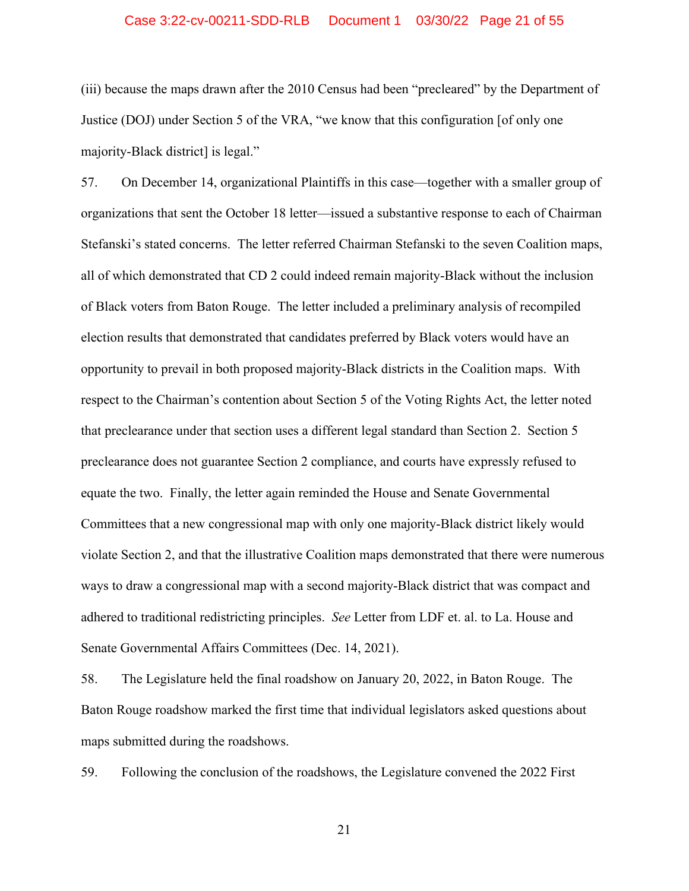(iii) because the maps drawn after the 2010 Census had been "precleared" by the Department of Justice (DOJ) under Section 5 of the VRA, "we know that this configuration [of only one majority-Black district] is legal."

57. On December 14, organizational Plaintiffs in this case—together with a smaller group of organizations that sent the October 18 letter—issued a substantive response to each of Chairman Stefanski's stated concerns. The letter referred Chairman Stefanski to the seven Coalition maps, all of which demonstrated that CD 2 could indeed remain majority-Black without the inclusion of Black voters from Baton Rouge. The letter included a preliminary analysis of recompiled election results that demonstrated that candidates preferred by Black voters would have an opportunity to prevail in both proposed majority-Black districts in the Coalition maps. With respect to the Chairman's contention about Section 5 of the Voting Rights Act, the letter noted that preclearance under that section uses a different legal standard than Section 2. Section 5 preclearance does not guarantee Section 2 compliance, and courts have expressly refused to equate the two. Finally, the letter again reminded the House and Senate Governmental Committees that a new congressional map with only one majority-Black district likely would violate Section 2, and that the illustrative Coalition maps demonstrated that there were numerous ways to draw a congressional map with a second majority-Black district that was compact and adhered to traditional redistricting principles. *See* Letter from LDF et. al. to La. House and Senate Governmental Affairs Committees (Dec. 14, 2021).

58. The Legislature held the final roadshow on January 20, 2022, in Baton Rouge. The Baton Rouge roadshow marked the first time that individual legislators asked questions about maps submitted during the roadshows.

59. Following the conclusion of the roadshows, the Legislature convened the 2022 First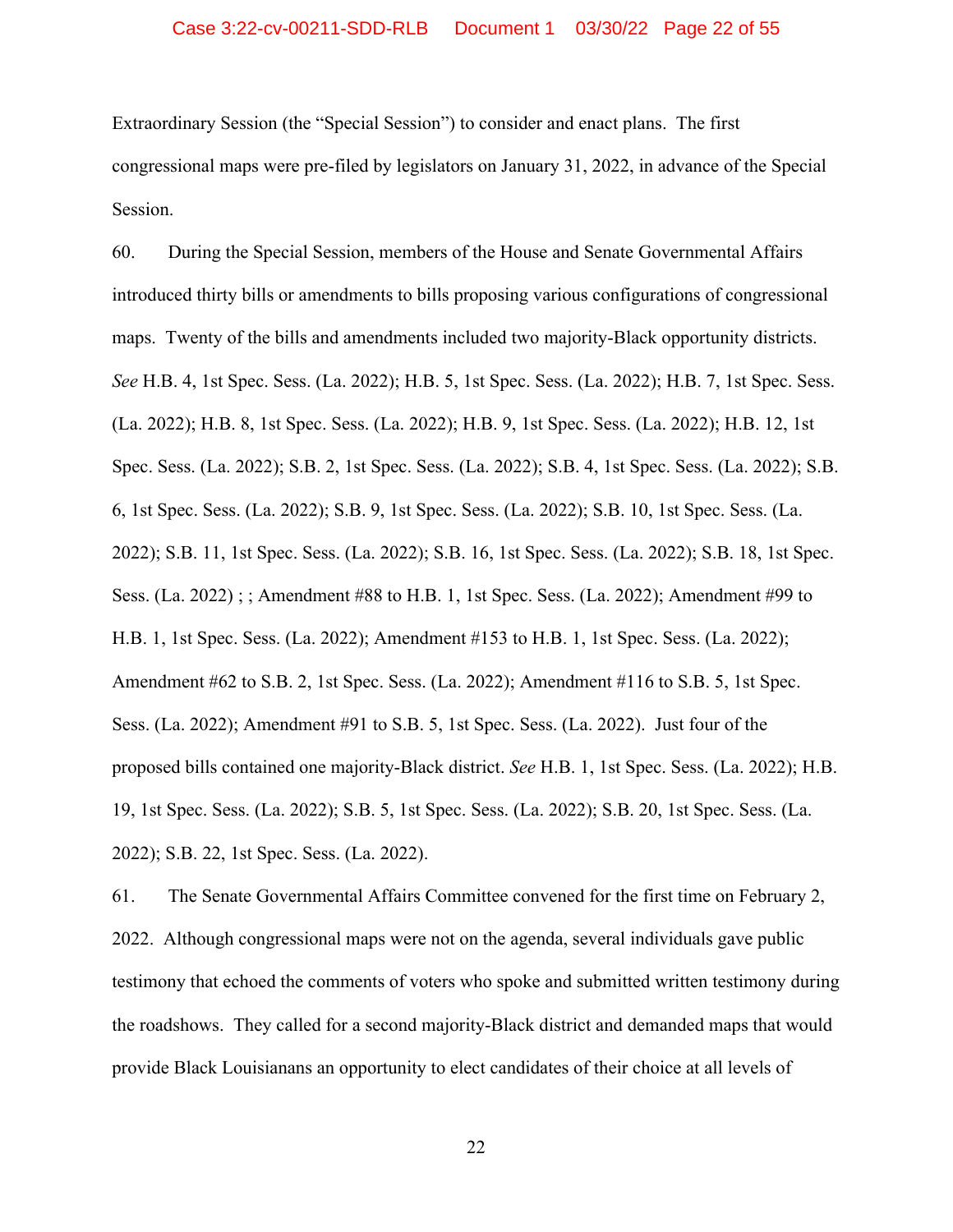Extraordinary Session (the "Special Session") to consider and enact plans. The first congressional maps were pre-filed by legislators on January 31, 2022, in advance of the Special Session.

60. During the Special Session, members of the House and Senate Governmental Affairs introduced thirty bills or amendments to bills proposing various configurations of congressional maps. Twenty of the bills and amendments included two majority-Black opportunity districts. *See* H.B. 4, 1st Spec. Sess. (La. 2022); H.B. 5, 1st Spec. Sess. (La. 2022); H.B. 7, 1st Spec. Sess. (La. 2022); H.B. 8, 1st Spec. Sess. (La. 2022); H.B. 9, 1st Spec. Sess. (La. 2022); H.B. 12, 1st Spec. Sess. (La. 2022); S.B. 2, 1st Spec. Sess. (La. 2022); S.B. 4, 1st Spec. Sess. (La. 2022); S.B. 6, 1st Spec. Sess. (La. 2022); S.B. 9, 1st Spec. Sess. (La. 2022); S.B. 10, 1st Spec. Sess. (La. 2022); S.B. 11, 1st Spec. Sess. (La. 2022); S.B. 16, 1st Spec. Sess. (La. 2022); S.B. 18, 1st Spec. Sess. (La. 2022) ; ; Amendment #88 to H.B. 1, 1st Spec. Sess. (La. 2022); Amendment #99 to H.B. 1, 1st Spec. Sess. (La. 2022); Amendment #153 to H.B. 1, 1st Spec. Sess. (La. 2022); Amendment #62 to S.B. 2, 1st Spec. Sess. (La. 2022); Amendment #116 to S.B. 5, 1st Spec. Sess. (La. 2022); Amendment #91 to S.B. 5, 1st Spec. Sess. (La. 2022). Just four of the proposed bills contained one majority-Black district. *See* H.B. 1, 1st Spec. Sess. (La. 2022); H.B. 19, 1st Spec. Sess. (La. 2022); S.B. 5, 1st Spec. Sess. (La. 2022); S.B. 20, 1st Spec. Sess. (La. 2022); S.B. 22, 1st Spec. Sess. (La. 2022).

61. The Senate Governmental Affairs Committee convened for the first time on February 2, 2022. Although congressional maps were not on the agenda, several individuals gave public testimony that echoed the comments of voters who spoke and submitted written testimony during the roadshows. They called for a second majority-Black district and demanded maps that would provide Black Louisianans an opportunity to elect candidates of their choice at all levels of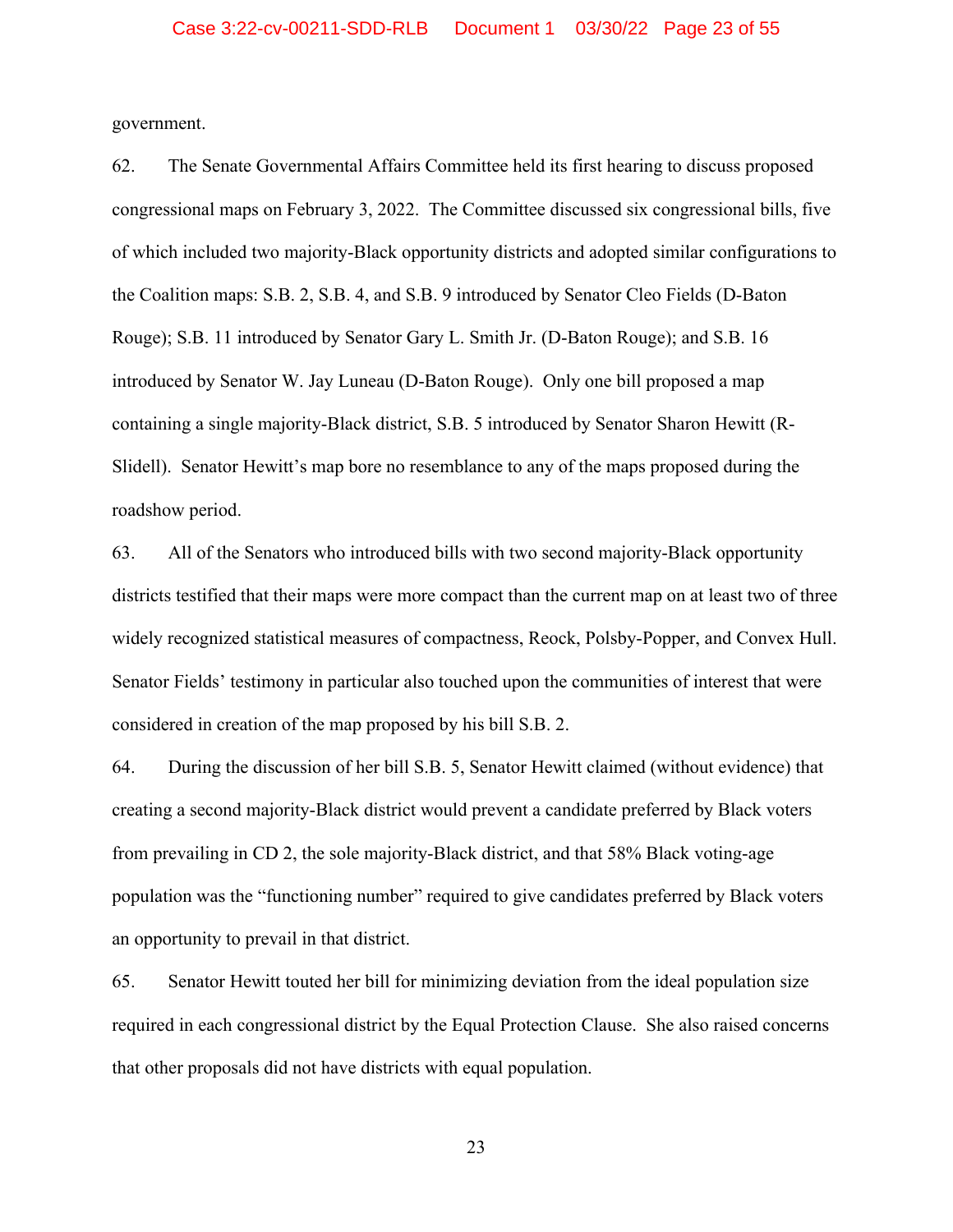government.

62. The Senate Governmental Affairs Committee held its first hearing to discuss proposed congressional maps on February 3, 2022. The Committee discussed six congressional bills, five of which included two majority-Black opportunity districts and adopted similar configurations to the Coalition maps: S.B. 2, S.B. 4, and S.B. 9 introduced by Senator Cleo Fields (D-Baton Rouge); S.B. 11 introduced by Senator Gary L. Smith Jr. (D-Baton Rouge); and S.B. 16 introduced by Senator W. Jay Luneau (D-Baton Rouge). Only one bill proposed a map containing a single majority-Black district, S.B. 5 introduced by Senator Sharon Hewitt (R-Slidell). Senator Hewitt's map bore no resemblance to any of the maps proposed during the roadshow period.

63. All of the Senators who introduced bills with two second majority-Black opportunity districts testified that their maps were more compact than the current map on at least two of three widely recognized statistical measures of compactness, Reock, Polsby-Popper, and Convex Hull. Senator Fields' testimony in particular also touched upon the communities of interest that were considered in creation of the map proposed by his bill S.B. 2.

64. During the discussion of her bill S.B. 5, Senator Hewitt claimed (without evidence) that creating a second majority-Black district would prevent a candidate preferred by Black voters from prevailing in CD 2, the sole majority-Black district, and that 58% Black voting-age population was the "functioning number" required to give candidates preferred by Black voters an opportunity to prevail in that district.

65. Senator Hewitt touted her bill for minimizing deviation from the ideal population size required in each congressional district by the Equal Protection Clause. She also raised concerns that other proposals did not have districts with equal population.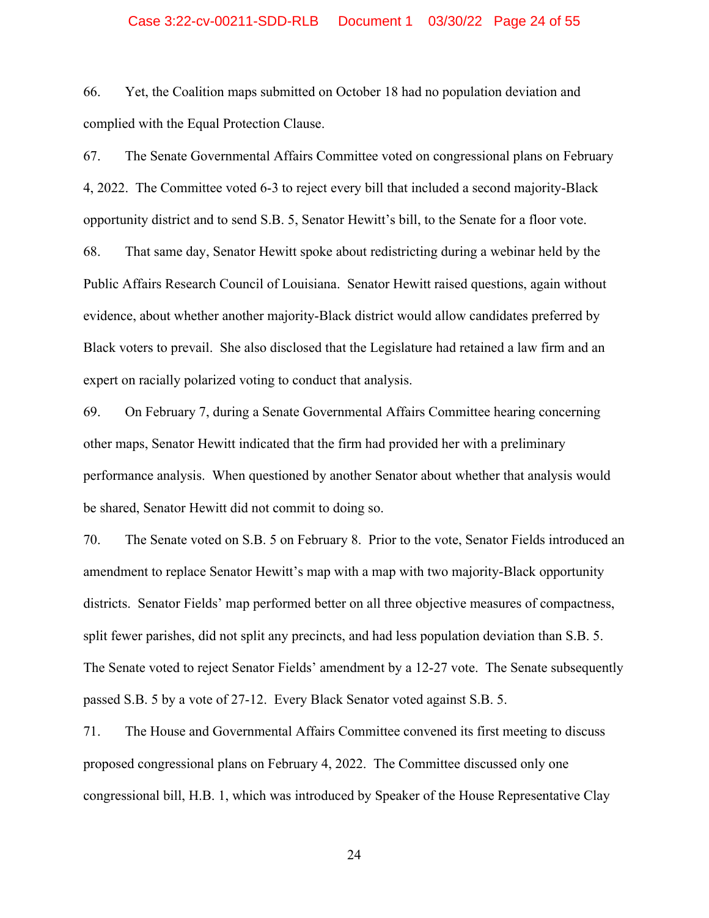66. Yet, the Coalition maps submitted on October 18 had no population deviation and complied with the Equal Protection Clause.

67. The Senate Governmental Affairs Committee voted on congressional plans on February 4, 2022. The Committee voted 6-3 to reject every bill that included a second majority-Black opportunity district and to send S.B. 5, Senator Hewitt's bill, to the Senate for a floor vote.

68. That same day, Senator Hewitt spoke about redistricting during a webinar held by the Public Affairs Research Council of Louisiana. Senator Hewitt raised questions, again without evidence, about whether another majority-Black district would allow candidates preferred by Black voters to prevail. She also disclosed that the Legislature had retained a law firm and an expert on racially polarized voting to conduct that analysis.

69. On February 7, during a Senate Governmental Affairs Committee hearing concerning other maps, Senator Hewitt indicated that the firm had provided her with a preliminary performance analysis. When questioned by another Senator about whether that analysis would be shared, Senator Hewitt did not commit to doing so.

70. The Senate voted on S.B. 5 on February 8. Prior to the vote, Senator Fields introduced an amendment to replace Senator Hewitt's map with a map with two majority-Black opportunity districts. Senator Fields' map performed better on all three objective measures of compactness, split fewer parishes, did not split any precincts, and had less population deviation than S.B. 5. The Senate voted to reject Senator Fields' amendment by a 12-27 vote. The Senate subsequently passed S.B. 5 by a vote of 27-12. Every Black Senator voted against S.B. 5.

71. The House and Governmental Affairs Committee convened its first meeting to discuss proposed congressional plans on February 4, 2022. The Committee discussed only one congressional bill, H.B. 1, which was introduced by Speaker of the House Representative Clay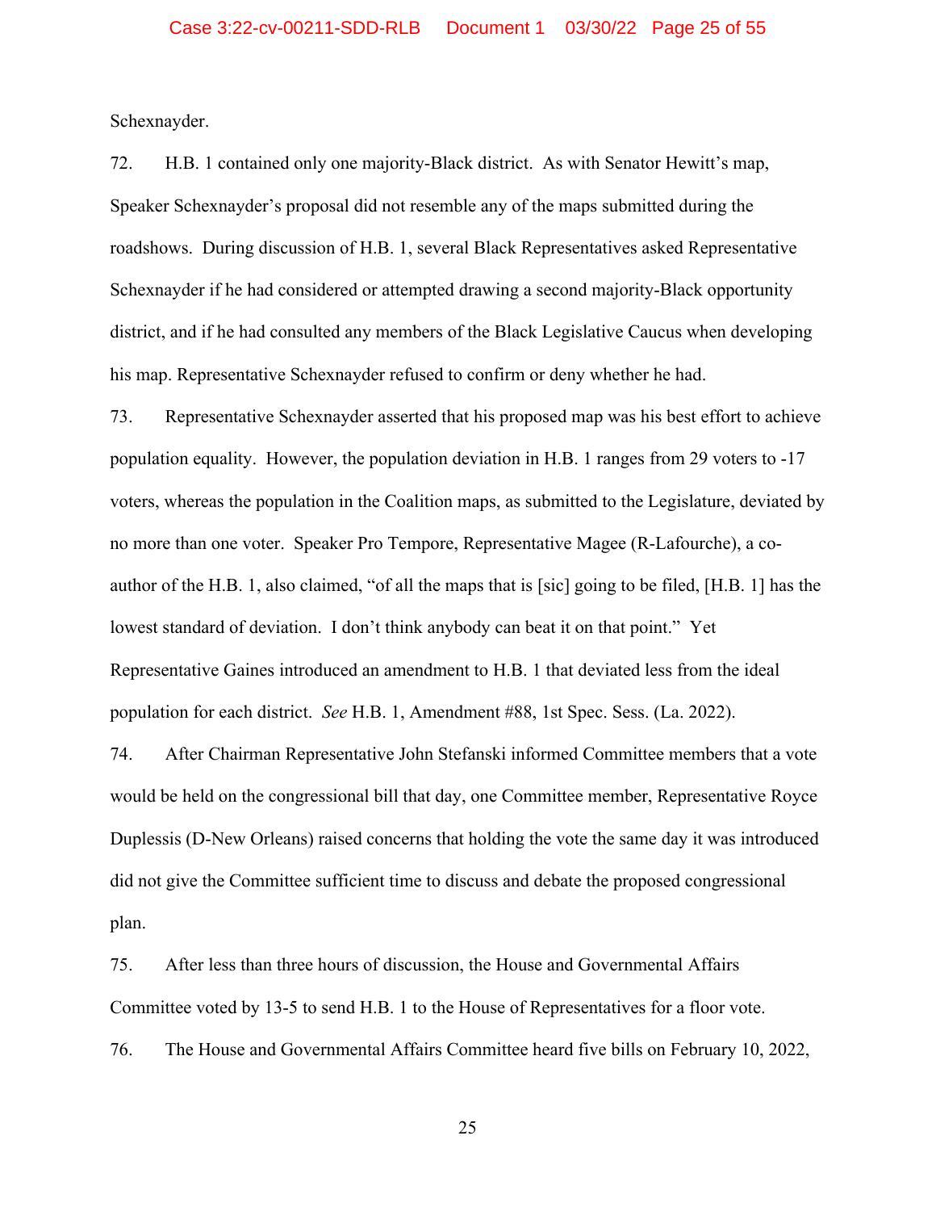Schexnayder.

72. H.B. 1 contained only one majority-Black district. As with Senator Hewitt's map, Speaker Schexnayder's proposal did not resemble any of the maps submitted during the roadshows. During discussion of H.B. 1, several Black Representatives asked Representative Schexnayder if he had considered or attempted drawing a second majority-Black opportunity district, and if he had consulted any members of the Black Legislative Caucus when developing his map. Representative Schexnayder refused to confirm or deny whether he had.

73. Representative Schexnayder asserted that his proposed map was his best effort to achieve population equality. However, the population deviation in H.B. 1 ranges from 29 voters to -17 voters, whereas the population in the Coalition maps, as submitted to the Legislature, deviated by no more than one voter. Speaker Pro Tempore, Representative Magee (R-Lafourche), a co-author of the H.B. 1, also claimed, "of all the maps that is [sic] going to be filed, [H.B. 1] has the lowest standard of deviation. I don't think anybody can beat it on that point." Yet Representative Gaines introduced an amendment to H.B. 1 that deviated less from the ideal population for each district. *See* H.B. 1, Amendment #88, 1st Spec. Sess. (La. 2022).

74. After Chairman Representative John Stefanski informed Committee members that a vote would be held on the congressional bill that day, one Committee member, Representative Royce Duplessis (D-New Orleans) raised concerns that holding the vote the same day it was introduced did not give the Committee sufficient time to discuss and debate the proposed congressional plan.

75. After less than three hours of discussion, the House and Governmental Affairs Committee voted by 13-5 to send H.B. 1 to the House of Representatives for a floor vote.

76. The House and Governmental Affairs Committee heard five bills on February 10, 2022,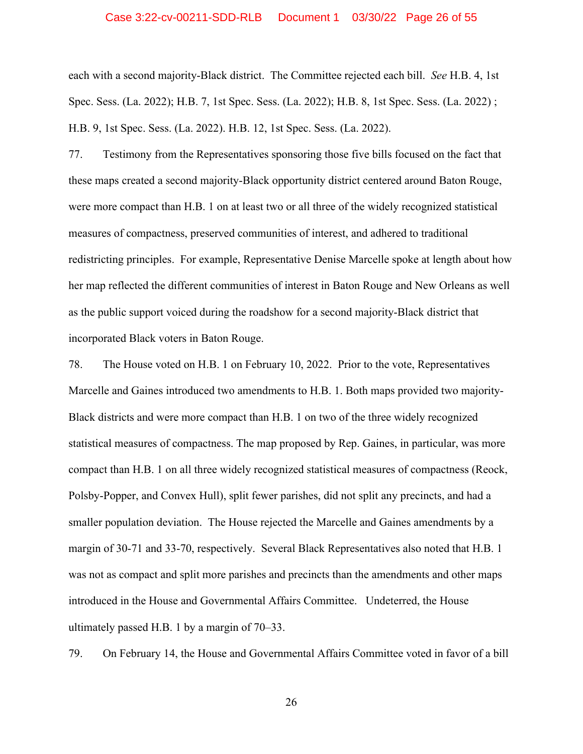each with a second majority-Black district. The Committee rejected each bill. *See* H.B. 4, 1st Spec. Sess. (La. 2022); H.B. 7, 1st Spec. Sess. (La. 2022); H.B. 8, 1st Spec. Sess. (La. 2022) ; H.B. 9, 1st Spec. Sess. (La. 2022). H.B. 12, 1st Spec. Sess. (La. 2022).

77. Testimony from the Representatives sponsoring those five bills focused on the fact that these maps created a second majority-Black opportunity district centered around Baton Rouge, were more compact than H.B. 1 on at least two or all three of the widely recognized statistical measures of compactness, preserved communities of interest, and adhered to traditional redistricting principles. For example, Representative Denise Marcelle spoke at length about how her map reflected the different communities of interest in Baton Rouge and New Orleans as well as the public support voiced during the roadshow for a second majority-Black district that incorporated Black voters in Baton Rouge.

78. The House voted on H.B. 1 on February 10, 2022. Prior to the vote, Representatives Marcelle and Gaines introduced two amendments to H.B. 1. Both maps provided two majority-Black districts and were more compact than H.B. 1 on two of the three widely recognized statistical measures of compactness. The map proposed by Rep. Gaines, in particular, was more compact than H.B. 1 on all three widely recognized statistical measures of compactness (Reock, Polsby-Popper, and Convex Hull), split fewer parishes, did not split any precincts, and had a smaller population deviation. The House rejected the Marcelle and Gaines amendments by a margin of 30-71 and 33-70, respectively. Several Black Representatives also noted that H.B. 1 was not as compact and split more parishes and precincts than the amendments and other maps introduced in the House and Governmental Affairs Committee. Undeterred, the House ultimately passed H.B. 1 by a margin of 70–33.

79. On February 14, the House and Governmental Affairs Committee voted in favor of a bill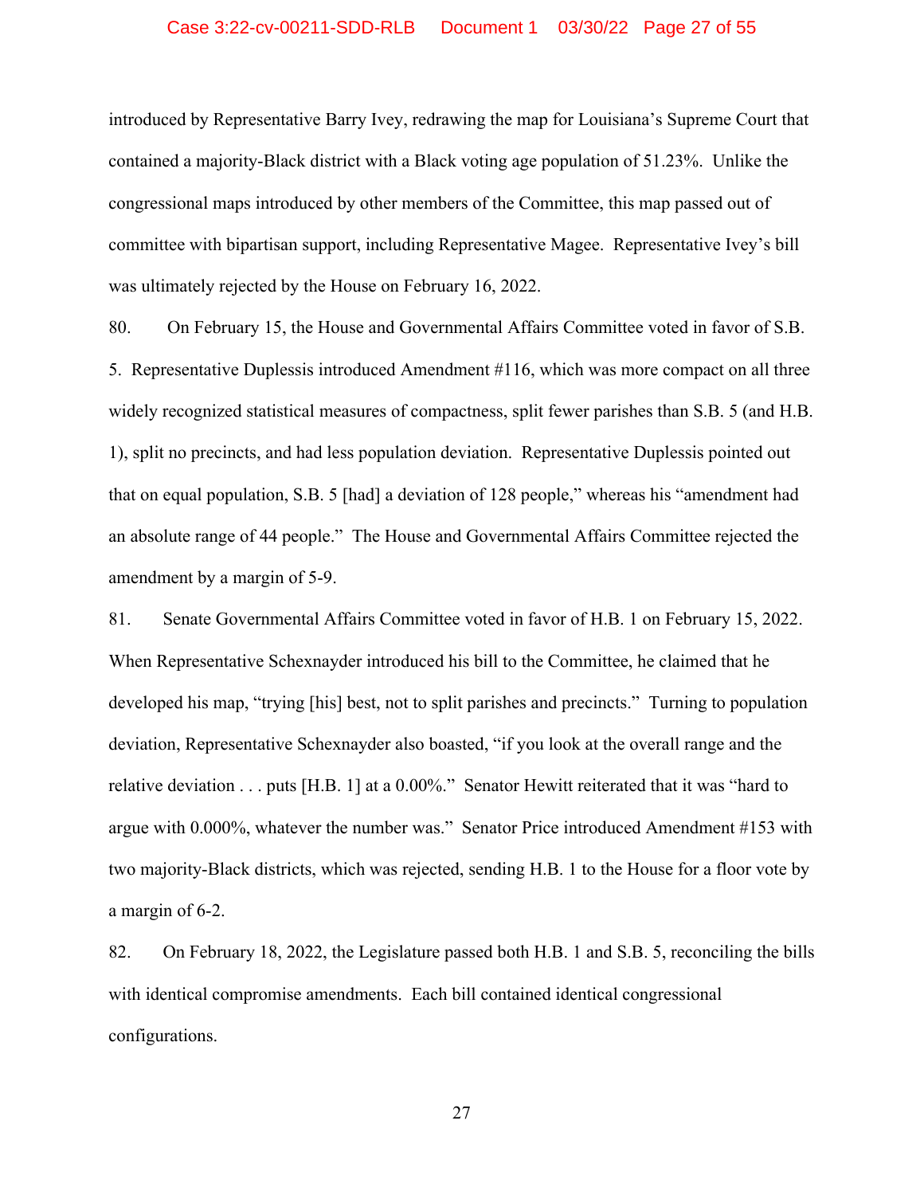introduced by Representative Barry Ivey, redrawing the map for Louisiana's Supreme Court that contained a majority-Black district with a Black voting age population of 51.23%. Unlike the congressional maps introduced by other members of the Committee, this map passed out of committee with bipartisan support, including Representative Magee. Representative Ivey's bill was ultimately rejected by the House on February 16, 2022.

80. On February 15, the House and Governmental Affairs Committee voted in favor of S.B. 5. Representative Duplessis introduced Amendment #116, which was more compact on all three widely recognized statistical measures of compactness, split fewer parishes than S.B. 5 (and H.B. 1), split no precincts, and had less population deviation. Representative Duplessis pointed out that on equal population, S.B. 5 [had] a deviation of 128 people," whereas his "amendment had an absolute range of 44 people." The House and Governmental Affairs Committee rejected the amendment by a margin of 5-9.

81. Senate Governmental Affairs Committee voted in favor of H.B. 1 on February 15, 2022. When Representative Schexnayder introduced his bill to the Committee, he claimed that he developed his map, "trying [his] best, not to split parishes and precincts." Turning to population deviation, Representative Schexnayder also boasted, "if you look at the overall range and the relative deviation . . . puts [H.B. 1] at a 0.00%." Senator Hewitt reiterated that it was "hard to argue with 0.000%, whatever the number was." Senator Price introduced Amendment #153 with two majority-Black districts, which was rejected, sending H.B. 1 to the House for a floor vote by a margin of 6-2.

82. On February 18, 2022, the Legislature passed both H.B. 1 and S.B. 5, reconciling the bills with identical compromise amendments. Each bill contained identical congressional configurations.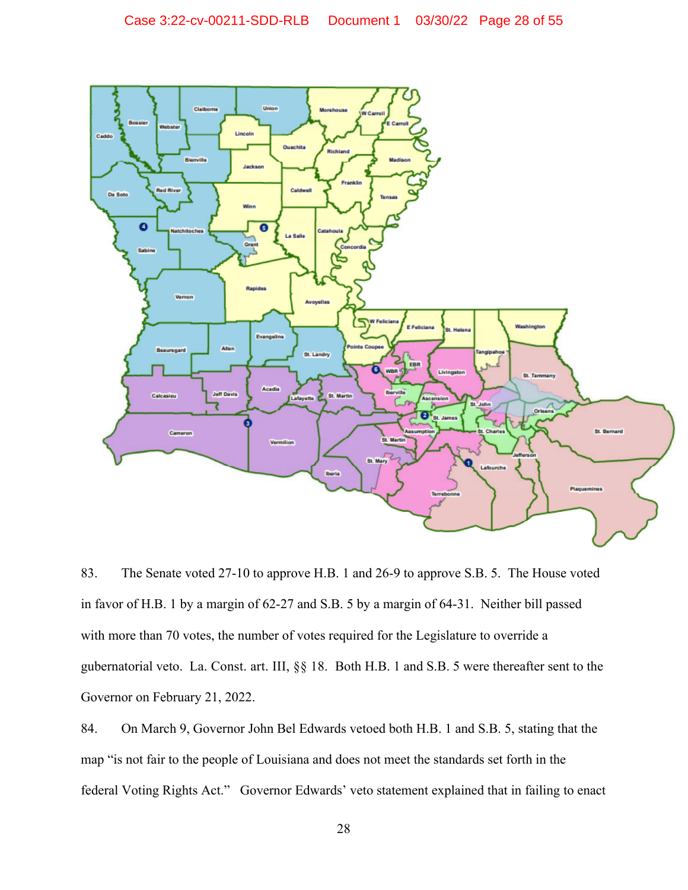83. The Senate voted 27-10 to approve H.B. 1 and 26-9 to approve S.B. 5. The House voted in favor of H.B. 1 by a margin of 62-27 and S.B. 5 by a margin of 64-31. Neither bill passed with more than 70 votes, the number of votes required for the Legislature to override a gubernatorial veto. La. Const. art. III, §§ 18. Both H.B. 1 and S.B. 5 were thereafter sent to the Governor on February 21, 2022.

84. On March 9, Governor John Bel Edwards vetoed both H.B. 1 and S.B. 5, stating that the map "is not fair to the people of Louisiana and does not meet the standards set forth in the federal Voting Rights Act." Governor Edwards' veto statement explained that in failing to enact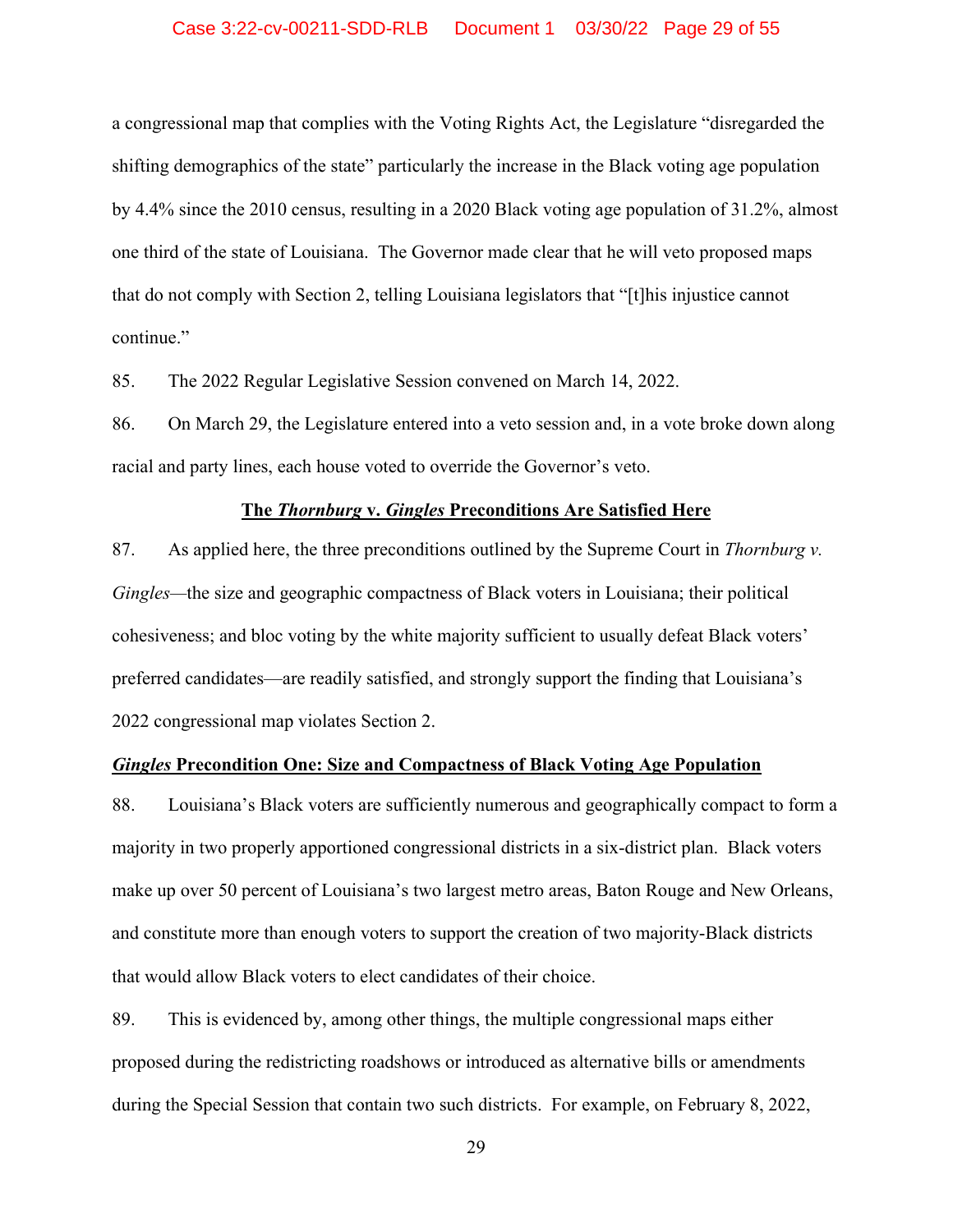a congressional map that complies with the Voting Rights Act, the Legislature "disregarded the shifting demographics of the state" particularly the increase in the Black voting age population by 4.4% since the 2010 census, resulting in a 2020 Black voting age population of 31.2%, almost one third of the state of Louisiana. The Governor made clear that he will veto proposed maps that do not comply with Section 2, telling Louisiana legislators that "[t]his injustice cannot continue."

85. The 2022 Regular Legislative Session convened on March 14, 2022.

86. On March 29, the Legislature entered into a veto session and, in a vote broke down along racial and party lines, each house voted to override the Governor's veto.

**The *Thornburg* v. *Gingles* Preconditions Are Satisfied Here**

87. As applied here, the three preconditions outlined by the Supreme Court in *Thornburg v. Gingles*—the size and geographic compactness of Black voters in Louisiana; their political cohesiveness; and bloc voting by the white majority sufficient to usually defeat Black voters' preferred candidates—are readily satisfied, and strongly support the finding that Louisiana's 2022 congressional map violates Section 2.

***Gingles* Precondition One: Size and Compactness of Black Voting Age Population**

88. Louisiana's Black voters are sufficiently numerous and geographically compact to form a majority in two properly apportioned congressional districts in a six-district plan. Black voters make up over 50 percent of Louisiana's two largest metro areas, Baton Rouge and New Orleans, and constitute more than enough voters to support the creation of two majority-Black districts that would allow Black voters to elect candidates of their choice.

89. This is evidenced by, among other things, the multiple congressional maps either proposed during the redistricting roadshows or introduced as alternative bills or amendments during the Special Session that contain two such districts. For example, on February 8, 2022,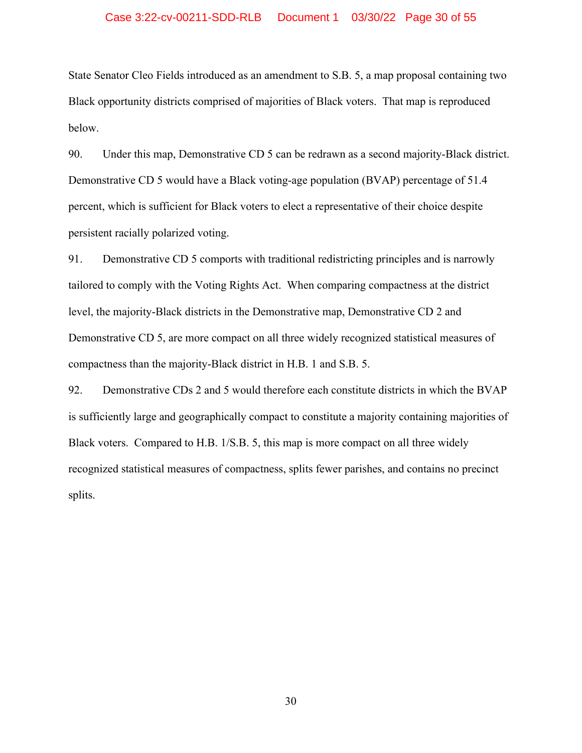State Senator Cleo Fields introduced as an amendment to S.B. 5, a map proposal containing two Black opportunity districts comprised of majorities of Black voters. That map is reproduced below.

90. Under this map, Demonstrative CD 5 can be redrawn as a second majority-Black district. Demonstrative CD 5 would have a Black voting-age population (BVAP) percentage of 51.4 percent, which is sufficient for Black voters to elect a representative of their choice despite persistent racially polarized voting.

91. Demonstrative CD 5 comports with traditional redistricting principles and is narrowly tailored to comply with the Voting Rights Act. When comparing compactness at the district level, the majority-Black districts in the Demonstrative map, Demonstrative CD 2 and Demonstrative CD 5, are more compact on all three widely recognized statistical measures of compactness than the majority-Black district in H.B. 1 and S.B. 5.

92. Demonstrative CDs 2 and 5 would therefore each constitute districts in which the BVAP is sufficiently large and geographically compact to constitute a majority containing majorities of Black voters. Compared to H.B. 1/S.B. 5, this map is more compact on all three widely recognized statistical measures of compactness, splits fewer parishes, and contains no precinct splits.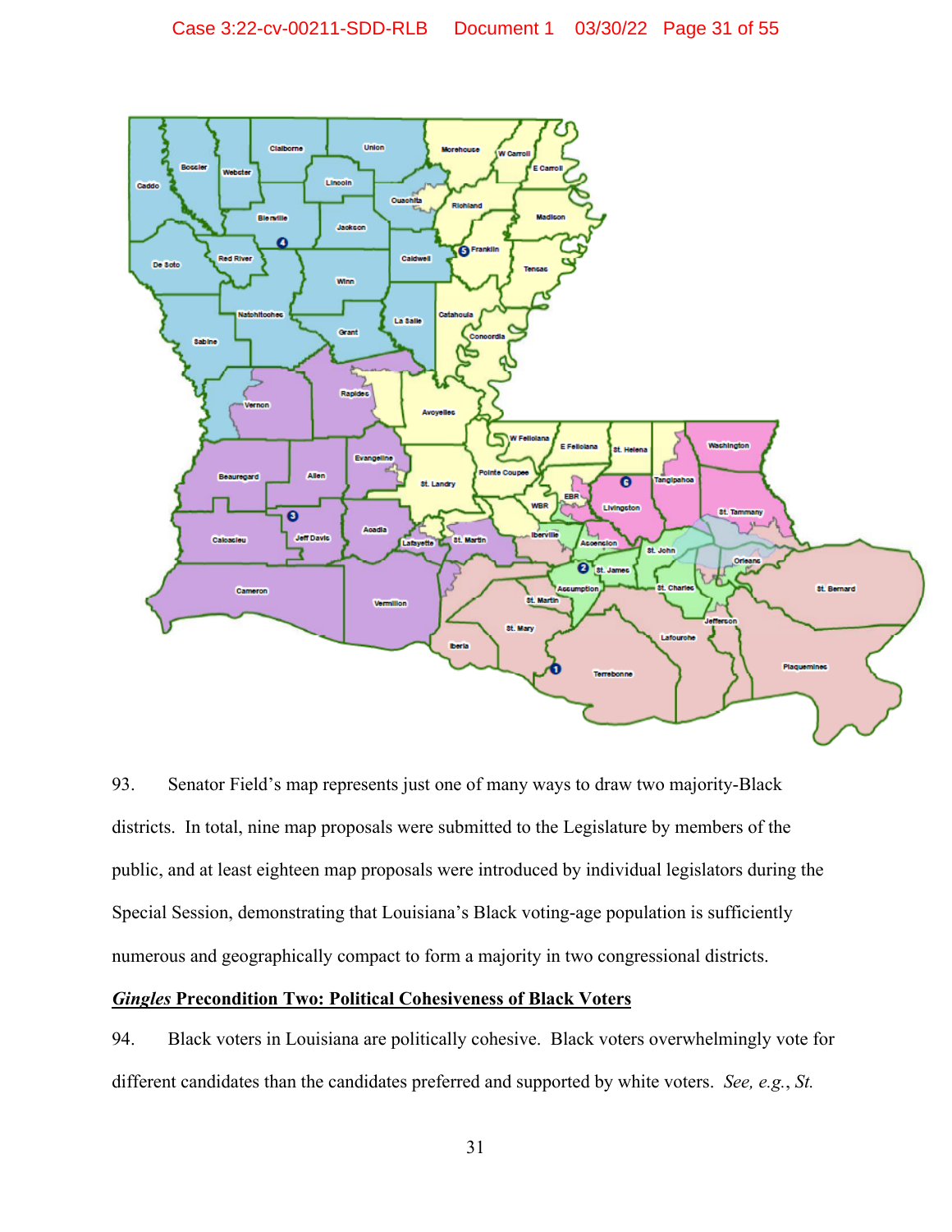93. Senator Field's map represents just one of many ways to draw two majority-Black districts. In total, nine map proposals were submitted to the Legislature by members of the public, and at least eighteen map proposals were introduced by individual legislators during the Special Session, demonstrating that Louisiana's Black voting-age population is sufficiently numerous and geographically compact to form a majority in two congressional districts.

***Gingles* Precondition Two: Political Cohesiveness of Black Voters**

94. Black voters in Louisiana are politically cohesive. Black voters overwhelmingly vote for different candidates than the candidates preferred and supported by white voters. *See, e.g.*, *St.*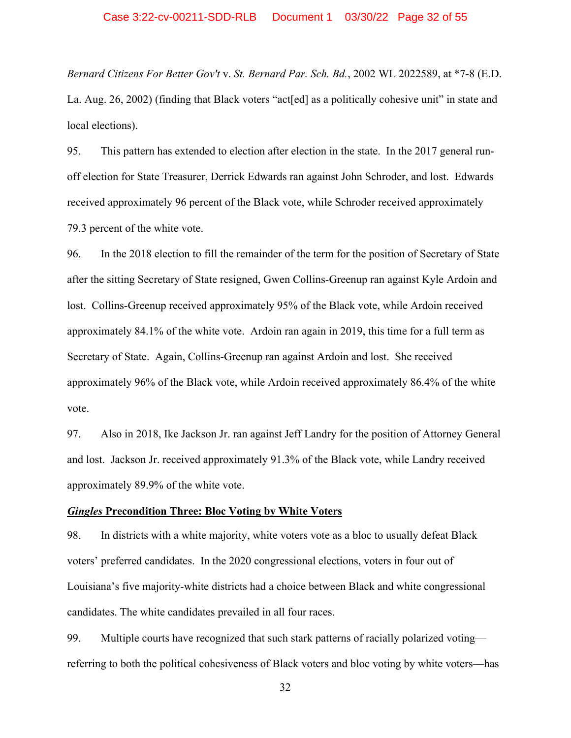*Bernard Citizens For Better Gov't* v. *St. Bernard Par. Sch. Bd.*, 2002 WL 2022589, at *7-8 (E.D. La. Aug. 26, 2002) (finding that Black voters "act[ed] as a politically cohesive unit" in state and local elections).

95. This pattern has extended to election after election in the state. In the 2017 general run-off election for State Treasurer, Derrick Edwards ran against John Schroder, and lost. Edwards received approximately 96 percent of the Black vote, while Schroder received approximately 79.3 percent of the white vote.

96. In the 2018 election to fill the remainder of the term for the position of Secretary of State after the sitting Secretary of State resigned, Gwen Collins-Greenup ran against Kyle Ardoin and lost. Collins-Greenup received approximately 95% of the Black vote, while Ardoin received approximately 84.1% of the white vote. Ardoin ran again in 2019, this time for a full term as Secretary of State. Again, Collins-Greenup ran against Ardoin and lost. She received approximately 96% of the Black vote, while Ardoin received approximately 86.4% of the white vote.

97. Also in 2018, Ike Jackson Jr. ran against Jeff Landry for the position of Attorney General and lost. Jackson Jr. received approximately 91.3% of the Black vote, while Landry received approximately 89.9% of the white vote.

***Gingles* Precondition Three: Bloc Voting by White Voters**

98. In districts with a white majority, white voters vote as a bloc to usually defeat Black voters' preferred candidates. In the 2020 congressional elections, voters in four out of Louisiana's five majority-white districts had a choice between Black and white congressional candidates. The white candidates prevailed in all four races.

99. Multiple courts have recognized that such stark patterns of racially polarized voting—referring to both the political cohesiveness of Black voters and bloc voting by white voters—has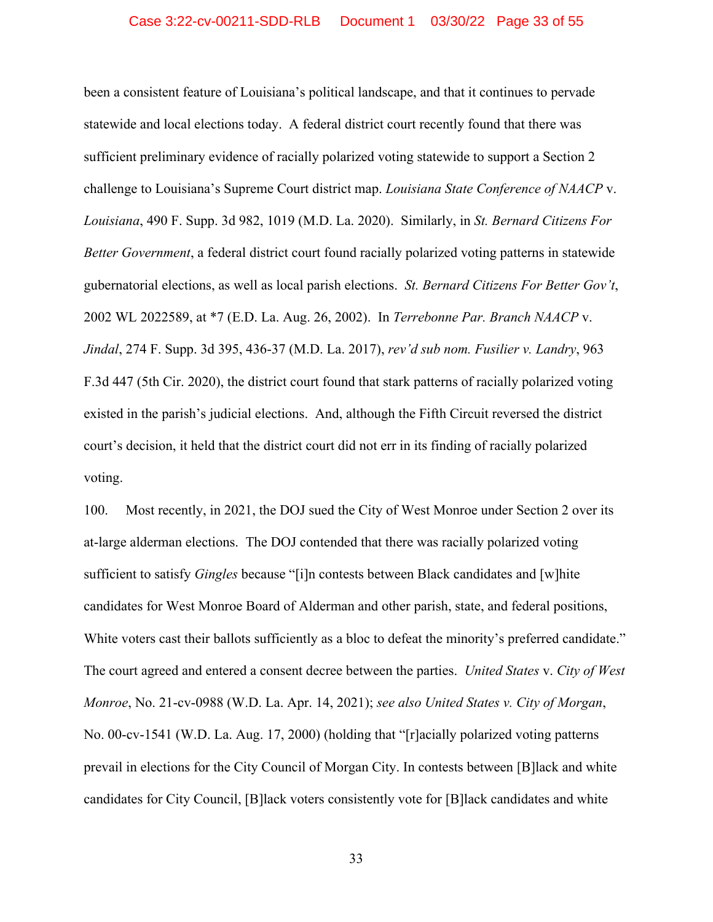been a consistent feature of Louisiana's political landscape, and that it continues to pervade statewide and local elections today. A federal district court recently found that there was sufficient preliminary evidence of racially polarized voting statewide to support a Section 2 challenge to Louisiana's Supreme Court district map. *Louisiana State Conference of NAACP* v. *Louisiana*, 490 F. Supp. 3d 982, 1019 (M.D. La. 2020). Similarly, in *St. Bernard Citizens For Better Government*, a federal district court found racially polarized voting patterns in statewide gubernatorial elections, as well as local parish elections. *St. Bernard Citizens For Better Gov't*, 2002 WL 2022589, at *7 (E.D. La. Aug. 26, 2002). In *Terrebonne Par. Branch NAACP* v. *Jindal*, 274 F. Supp. 3d 395, 436-37 (M.D. La. 2017), *rev'd sub nom. Fusilier v. Landry*, 963 F.3d 447 (5th Cir. 2020), the district court found that stark patterns of racially polarized voting existed in the parish's judicial elections. And, although the Fifth Circuit reversed the district court's decision, it held that the district court did not err in its finding of racially polarized voting.

100. Most recently, in 2021, the DOJ sued the City of West Monroe under Section 2 over its at-large alderman elections. The DOJ contended that there was racially polarized voting sufficient to satisfy *Gingles* because "[i]n contests between Black candidates and [w]hite candidates for West Monroe Board of Alderman and other parish, state, and federal positions, White voters cast their ballots sufficiently as a bloc to defeat the minority's preferred candidate." The court agreed and entered a consent decree between the parties. *United States* v. *City of West Monroe*, No. 21-cv-0988 (W.D. La. Apr. 14, 2021); *see also United States v. City of Morgan*, No. 00-cv-1541 (W.D. La. Aug. 17, 2000) (holding that "[r]acially polarized voting patterns prevail in elections for the City Council of Morgan City. In contests between [B]lack and white candidates for City Council, [B]lack voters consistently vote for [B]lack candidates and white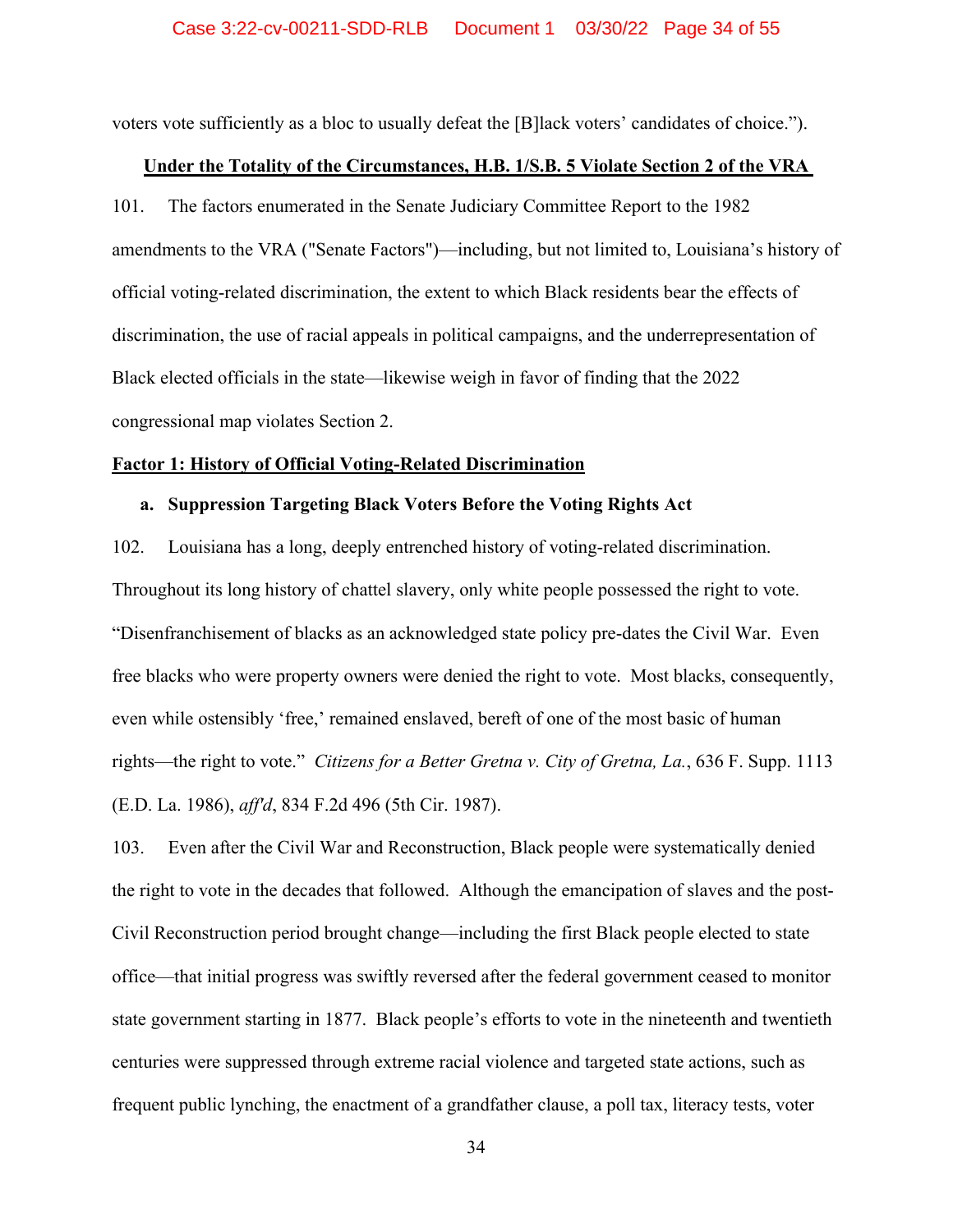voters vote sufficiently as a bloc to usually defeat the [B]lack voters' candidates of choice.").

**Under the Totality of the Circumstances, H.B. 1/S.B. 5 Violate Section 2 of the VRA**

101. The factors enumerated in the Senate Judiciary Committee Report to the 1982 amendments to the VRA ("Senate Factors")—including, but not limited to, Louisiana's history of official voting-related discrimination, the extent to which Black residents bear the effects of discrimination, the use of racial appeals in political campaigns, and the underrepresentation of Black elected officials in the state—likewise weigh in favor of finding that the 2022 congressional map violates Section 2.

**Factor 1: History of Official Voting-Related Discrimination**

**a. Suppression Targeting Black Voters Before the Voting Rights Act**

102. Louisiana has a long, deeply entrenched history of voting-related discrimination. Throughout its long history of chattel slavery, only white people possessed the right to vote. "Disenfranchisement of blacks as an acknowledged state policy pre-dates the Civil War. Even free blacks who were property owners were denied the right to vote. Most blacks, consequently, even while ostensibly 'free,' remained enslaved, bereft of one of the most basic of human rights—the right to vote." *Citizens for a Better Gretna v. City of Gretna, La.*, 636 F. Supp. 1113 (E.D. La. 1986), *aff'd*, 834 F.2d 496 (5th Cir. 1987).

103. Even after the Civil War and Reconstruction, Black people were systematically denied the right to vote in the decades that followed. Although the emancipation of slaves and the post-Civil Reconstruction period brought change—including the first Black people elected to state office—that initial progress was swiftly reversed after the federal government ceased to monitor state government starting in 1877. Black people's efforts to vote in the nineteenth and twentieth centuries were suppressed through extreme racial violence and targeted state actions, such as frequent public lynching, the enactment of a grandfather clause, a poll tax, literacy tests, voter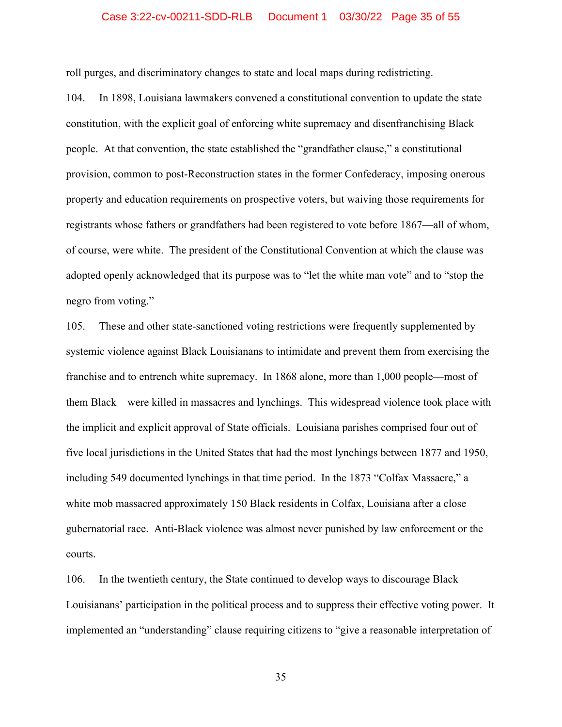roll purges, and discriminatory changes to state and local maps during redistricting.

104. In 1898, Louisiana lawmakers convened a constitutional convention to update the state constitution, with the explicit goal of enforcing white supremacy and disenfranchising Black people. At that convention, the state established the "grandfather clause," a constitutional provision, common to post-Reconstruction states in the former Confederacy, imposing onerous property and education requirements on prospective voters, but waiving those requirements for registrants whose fathers or grandfathers had been registered to vote before 1867—all of whom, of course, were white. The president of the Constitutional Convention at which the clause was adopted openly acknowledged that its purpose was to "let the white man vote" and to "stop the negro from voting."

105. These and other state-sanctioned voting restrictions were frequently supplemented by systemic violence against Black Louisianans to intimidate and prevent them from exercising the franchise and to entrench white supremacy. In 1868 alone, more than 1,000 people—most of them Black—were killed in massacres and lynchings. This widespread violence took place with the implicit and explicit approval of State officials. Louisiana parishes comprised four out of five local jurisdictions in the United States that had the most lynchings between 1877 and 1950, including 549 documented lynchings in that time period. In the 1873 "Colfax Massacre," a white mob massacred approximately 150 Black residents in Colfax, Louisiana after a close gubernatorial race. Anti-Black violence was almost never punished by law enforcement or the courts.

106. In the twentieth century, the State continued to develop ways to discourage Black Louisianans' participation in the political process and to suppress their effective voting power. It implemented an "understanding" clause requiring citizens to "give a reasonable interpretation of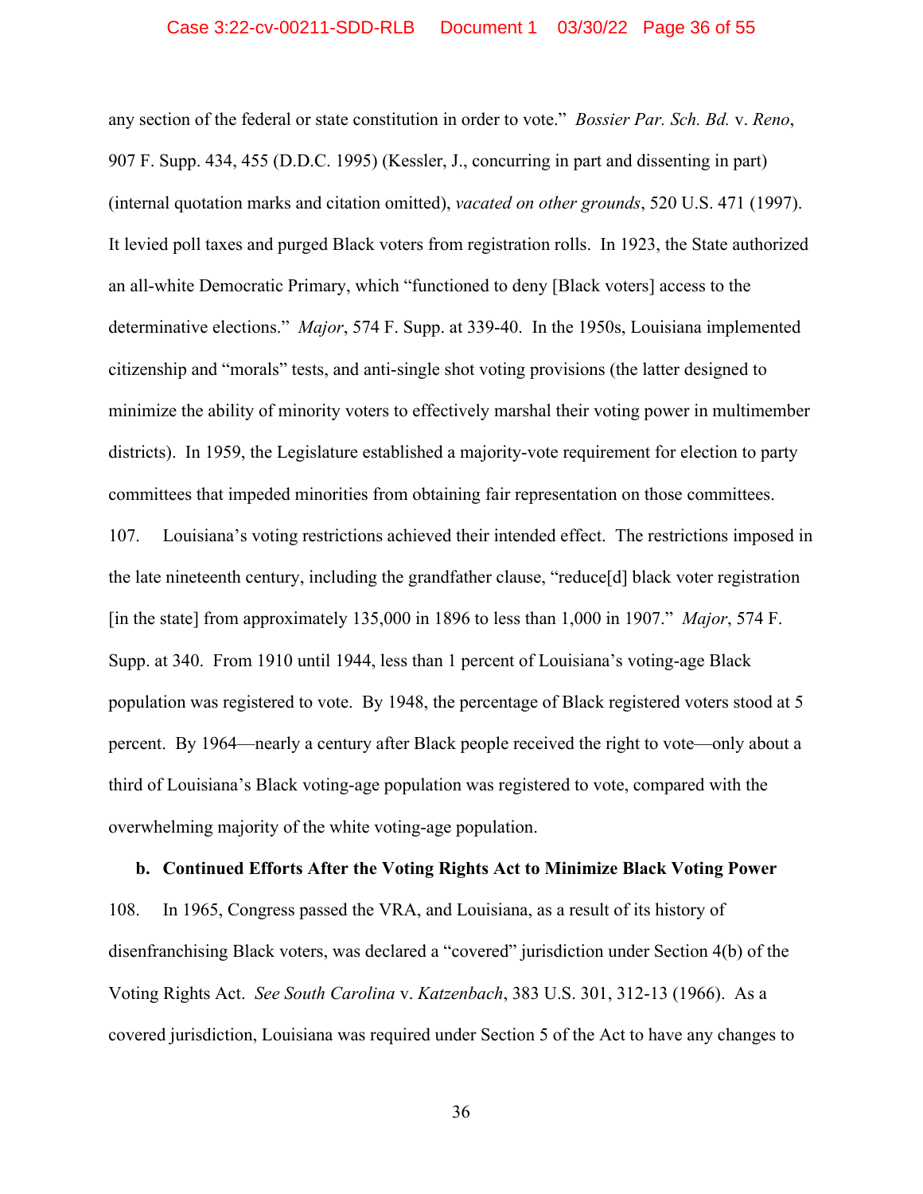any section of the federal or state constitution in order to vote." *Bossier Par. Sch. Bd.* v. *Reno*, 907 F. Supp. 434, 455 (D.D.C. 1995) (Kessler, J., concurring in part and dissenting in part) (internal quotation marks and citation omitted), *vacated on other grounds*, 520 U.S. 471 (1997). It levied poll taxes and purged Black voters from registration rolls. In 1923, the State authorized an all-white Democratic Primary, which "functioned to deny [Black voters] access to the determinative elections." *Major*, 574 F. Supp. at 339-40. In the 1950s, Louisiana implemented citizenship and "morals" tests, and anti-single shot voting provisions (the latter designed to minimize the ability of minority voters to effectively marshal their voting power in multimember districts). In 1959, the Legislature established a majority-vote requirement for election to party committees that impeded minorities from obtaining fair representation on those committees.

107. Louisiana's voting restrictions achieved their intended effect. The restrictions imposed in the late nineteenth century, including the grandfather clause, "reduce[d] black voter registration [in the state] from approximately 135,000 in 1896 to less than 1,000 in 1907." *Major*, 574 F. Supp. at 340. From 1910 until 1944, less than 1 percent of Louisiana's voting-age Black population was registered to vote. By 1948, the percentage of Black registered voters stood at 5 percent. By 1964—nearly a century after Black people received the right to vote—only about a third of Louisiana's Black voting-age population was registered to vote, compared with the overwhelming majority of the white voting-age population.

**b. Continued Efforts After the Voting Rights Act to Minimize Black Voting Power**

108. In 1965, Congress passed the VRA, and Louisiana, as a result of its history of disenfranchising Black voters, was declared a "covered" jurisdiction under Section 4(b) of the Voting Rights Act. *See South Carolina* v. *Katzenbach*, 383 U.S. 301, 312-13 (1966). As a covered jurisdiction, Louisiana was required under Section 5 of the Act to have any changes to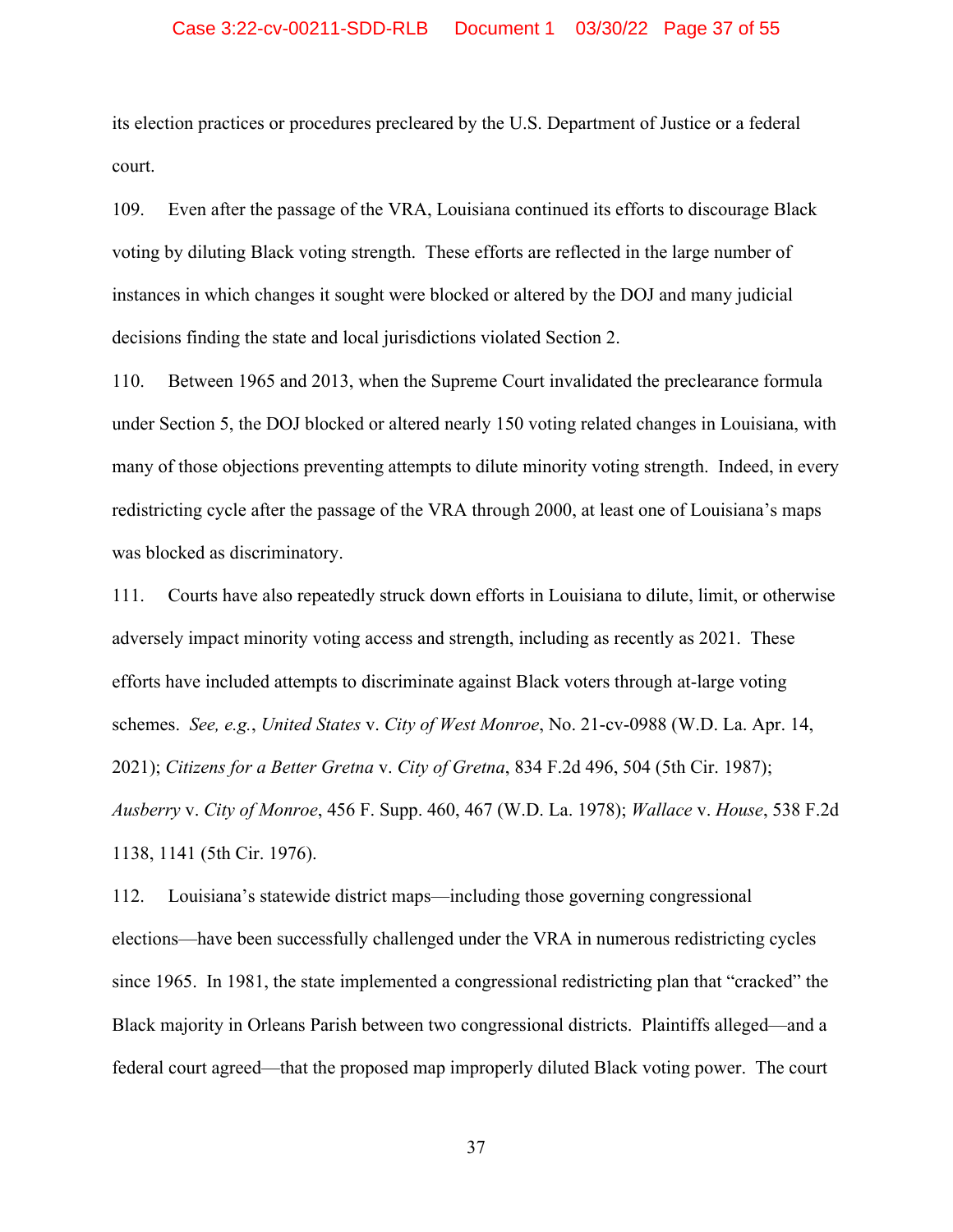its election practices or procedures precleared by the U.S. Department of Justice or a federal court.

109. Even after the passage of the VRA, Louisiana continued its efforts to discourage Black voting by diluting Black voting strength. These efforts are reflected in the large number of instances in which changes it sought were blocked or altered by the DOJ and many judicial decisions finding the state and local jurisdictions violated Section 2.

110. Between 1965 and 2013, when the Supreme Court invalidated the preclearance formula under Section 5, the DOJ blocked or altered nearly 150 voting related changes in Louisiana, with many of those objections preventing attempts to dilute minority voting strength. Indeed, in every redistricting cycle after the passage of the VRA through 2000, at least one of Louisiana's maps was blocked as discriminatory.

111. Courts have also repeatedly struck down efforts in Louisiana to dilute, limit, or otherwise adversely impact minority voting access and strength, including as recently as 2021. These efforts have included attempts to discriminate against Black voters through at-large voting schemes. *See, e.g.*, *United States* v. *City of West Monroe*, No. 21-cv-0988 (W.D. La. Apr. 14, 2021); *Citizens for a Better Gretna* v. *City of Gretna*, 834 F.2d 496, 504 (5th Cir. 1987); *Ausberry* v. *City of Monroe*, 456 F. Supp. 460, 467 (W.D. La. 1978); *Wallace* v. *House*, 538 F.2d 1138, 1141 (5th Cir. 1976).

112. Louisiana's statewide district maps—including those governing congressional elections—have been successfully challenged under the VRA in numerous redistricting cycles since 1965. In 1981, the state implemented a congressional redistricting plan that "cracked" the Black majority in Orleans Parish between two congressional districts. Plaintiffs alleged—and a federal court agreed—that the proposed map improperly diluted Black voting power. The court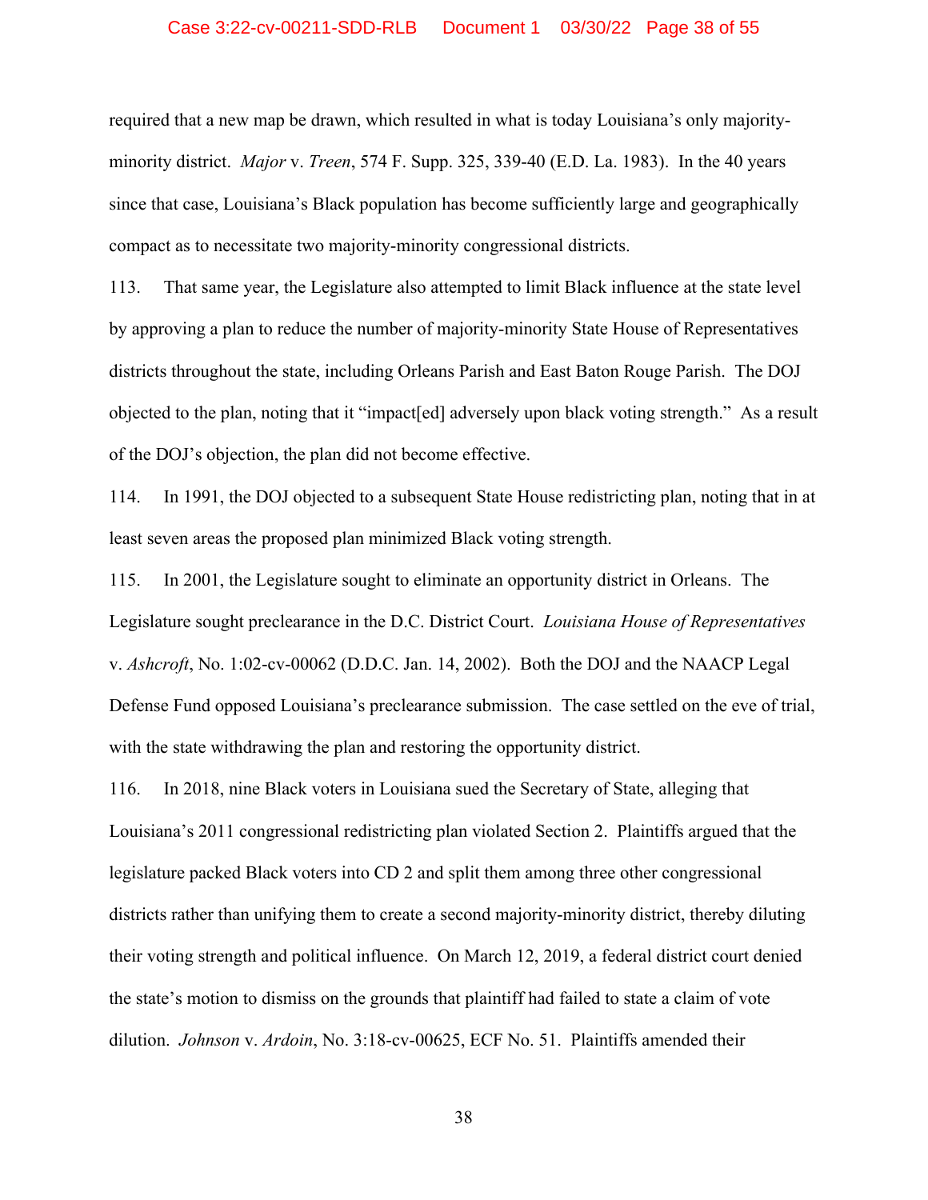required that a new map be drawn, which resulted in what is today Louisiana's only majority-minority district. *Major* v. *Treen*, 574 F. Supp. 325, 339-40 (E.D. La. 1983). In the 40 years since that case, Louisiana's Black population has become sufficiently large and geographically compact as to necessitate two majority-minority congressional districts.

113. That same year, the Legislature also attempted to limit Black influence at the state level by approving a plan to reduce the number of majority-minority State House of Representatives districts throughout the state, including Orleans Parish and East Baton Rouge Parish. The DOJ objected to the plan, noting that it "impact[ed] adversely upon black voting strength." As a result of the DOJ's objection, the plan did not become effective.

114. In 1991, the DOJ objected to a subsequent State House redistricting plan, noting that in at least seven areas the proposed plan minimized Black voting strength.

115. In 2001, the Legislature sought to eliminate an opportunity district in Orleans. The Legislature sought preclearance in the D.C. District Court. *Louisiana House of Representatives* v. *Ashcroft*, No. 1:02-cv-00062 (D.D.C. Jan. 14, 2002). Both the DOJ and the NAACP Legal Defense Fund opposed Louisiana's preclearance submission. The case settled on the eve of trial, with the state withdrawing the plan and restoring the opportunity district.

116. In 2018, nine Black voters in Louisiana sued the Secretary of State, alleging that Louisiana's 2011 congressional redistricting plan violated Section 2. Plaintiffs argued that the legislature packed Black voters into CD 2 and split them among three other congressional districts rather than unifying them to create a second majority-minority district, thereby diluting their voting strength and political influence. On March 12, 2019, a federal district court denied the state's motion to dismiss on the grounds that plaintiff had failed to state a claim of vote dilution. *Johnson* v. *Ardoin*, No. 3:18-cv-00625, ECF No. 51. Plaintiffs amended their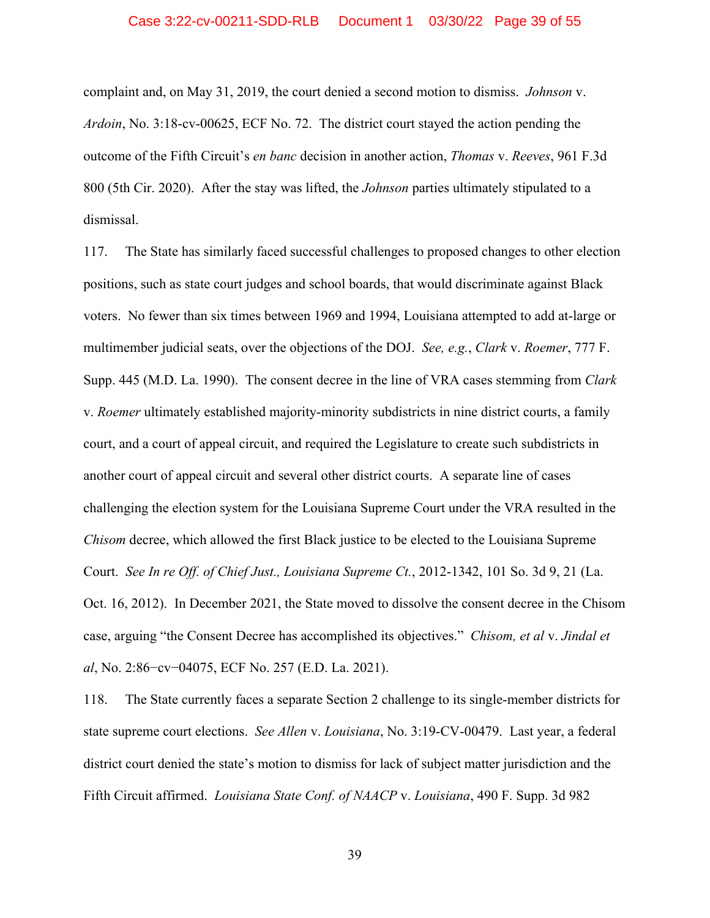complaint and, on May 31, 2019, the court denied a second motion to dismiss. *Johnson* v. *Ardoin*, No. 3:18-cv-00625, ECF No. 72. The district court stayed the action pending the outcome of the Fifth Circuit's *en banc* decision in another action, *Thomas* v. *Reeves*, 961 F.3d 800 (5th Cir. 2020). After the stay was lifted, the *Johnson* parties ultimately stipulated to a dismissal.

117. The State has similarly faced successful challenges to proposed changes to other election positions, such as state court judges and school boards, that would discriminate against Black voters. No fewer than six times between 1969 and 1994, Louisiana attempted to add at-large or multimember judicial seats, over the objections of the DOJ. *See, e.g.*, *Clark* v. *Roemer*, 777 F. Supp. 445 (M.D. La. 1990). The consent decree in the line of VRA cases stemming from *Clark* v. *Roemer* ultimately established majority-minority subdistricts in nine district courts, a family court, and a court of appeal circuit, and required the Legislature to create such subdistricts in another court of appeal circuit and several other district courts. A separate line of cases challenging the election system for the Louisiana Supreme Court under the VRA resulted in the *Chisom* decree, which allowed the first Black justice to be elected to the Louisiana Supreme Court. *See In re Off. of Chief Just., Louisiana Supreme Ct.*, 2012-1342, 101 So. 3d 9, 21 (La. Oct. 16, 2012). In December 2021, the State moved to dissolve the consent decree in the Chisom case, arguing "the Consent Decree has accomplished its objectives." *Chisom, et al* v. *Jindal et al*, No. 2:86−cv−04075, ECF No. 257 (E.D. La. 2021).

118. The State currently faces a separate Section 2 challenge to its single-member districts for state supreme court elections. *See Allen* v. *Louisiana*, No. 3:19-CV-00479. Last year, a federal district court denied the state's motion to dismiss for lack of subject matter jurisdiction and the Fifth Circuit affirmed. *Louisiana State Conf. of NAACP* v. *Louisiana*, 490 F. Supp. 3d 982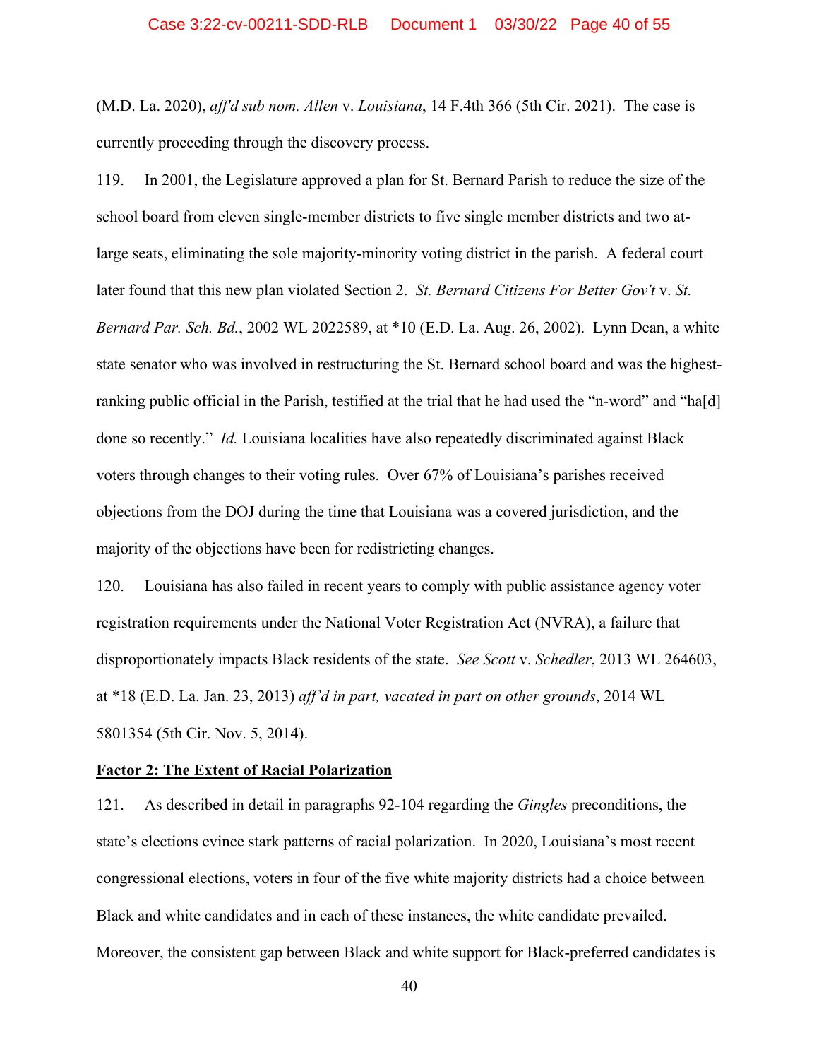(M.D. La. 2020), *aff'd sub nom. Allen* v. *Louisiana*, 14 F.4th 366 (5th Cir. 2021). The case is currently proceeding through the discovery process.

119. In 2001, the Legislature approved a plan for St. Bernard Parish to reduce the size of the school board from eleven single-member districts to five single member districts and two at-large seats, eliminating the sole majority-minority voting district in the parish. A federal court later found that this new plan violated Section 2. *St. Bernard Citizens For Better Gov't* v. *St. Bernard Par. Sch. Bd.*, 2002 WL 2022589, at *10 (E.D. La. Aug. 26, 2002). Lynn Dean, a white state senator who was involved in restructuring the St. Bernard school board and was the highest-ranking public official in the Parish, testified at the trial that he had used the "n-word" and "ha[d] done so recently." *Id.* Louisiana localities have also repeatedly discriminated against Black voters through changes to their voting rules. Over 67% of Louisiana's parishes received objections from the DOJ during the time that Louisiana was a covered jurisdiction, and the majority of the objections have been for redistricting changes.

120. Louisiana has also failed in recent years to comply with public assistance agency voter registration requirements under the National Voter Registration Act (NVRA), a failure that disproportionately impacts Black residents of the state. *See Scott* v. *Schedler*, 2013 WL 264603, at *18 (E.D. La. Jan. 23, 2013) *aff'd in part, vacated in part on other grounds*, 2014 WL 5801354 (5th Cir. Nov. 5, 2014).

**<u>Factor 2: The Extent of Racial Polarization</u>**

121. As described in detail in paragraphs 92-104 regarding the *Gingles* preconditions, the state's elections evince stark patterns of racial polarization. In 2020, Louisiana's most recent congressional elections, voters in four of the five white majority districts had a choice between Black and white candidates and in each of these instances, the white candidate prevailed. Moreover, the consistent gap between Black and white support for Black-preferred candidates is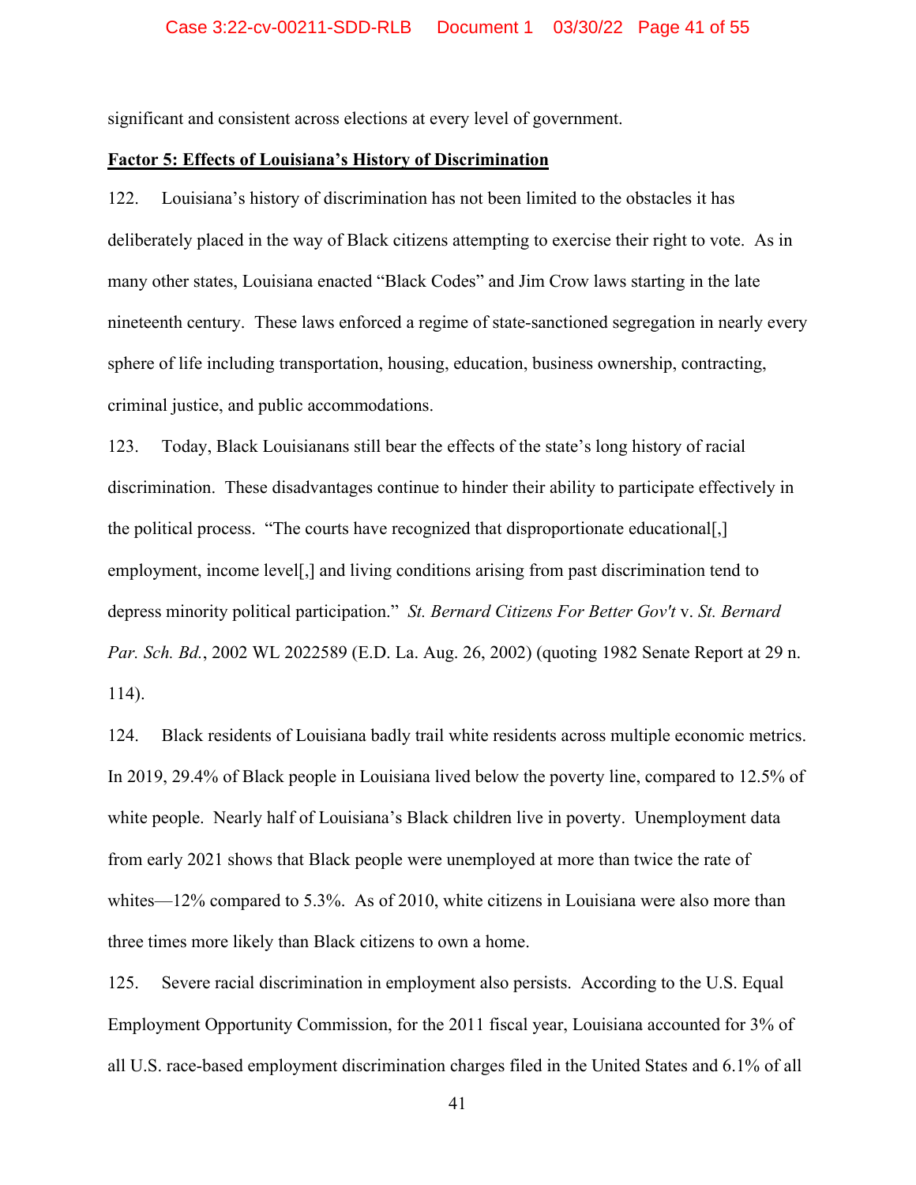significant and consistent across elections at every level of government.

**Factor 5: Effects of Louisiana's History of Discrimination**

122. Louisiana's history of discrimination has not been limited to the obstacles it has deliberately placed in the way of Black citizens attempting to exercise their right to vote. As in many other states, Louisiana enacted "Black Codes" and Jim Crow laws starting in the late nineteenth century. These laws enforced a regime of state-sanctioned segregation in nearly every sphere of life including transportation, housing, education, business ownership, contracting, criminal justice, and public accommodations.

123. Today, Black Louisianans still bear the effects of the state's long history of racial discrimination. These disadvantages continue to hinder their ability to participate effectively in the political process. "The courts have recognized that disproportionate educational[,] employment, income level[,] and living conditions arising from past discrimination tend to depress minority political participation." *St. Bernard Citizens For Better Gov't* v. *St. Bernard Par. Sch. Bd.*, 2002 WL 2022589 (E.D. La. Aug. 26, 2002) (quoting 1982 Senate Report at 29 n. 114).

124. Black residents of Louisiana badly trail white residents across multiple economic metrics. In 2019, 29.4% of Black people in Louisiana lived below the poverty line, compared to 12.5% of white people. Nearly half of Louisiana's Black children live in poverty. Unemployment data from early 2021 shows that Black people were unemployed at more than twice the rate of whites—12% compared to 5.3%. As of 2010, white citizens in Louisiana were also more than three times more likely than Black citizens to own a home.

125. Severe racial discrimination in employment also persists. According to the U.S. Equal Employment Opportunity Commission, for the 2011 fiscal year, Louisiana accounted for 3% of all U.S. race-based employment discrimination charges filed in the United States and 6.1% of all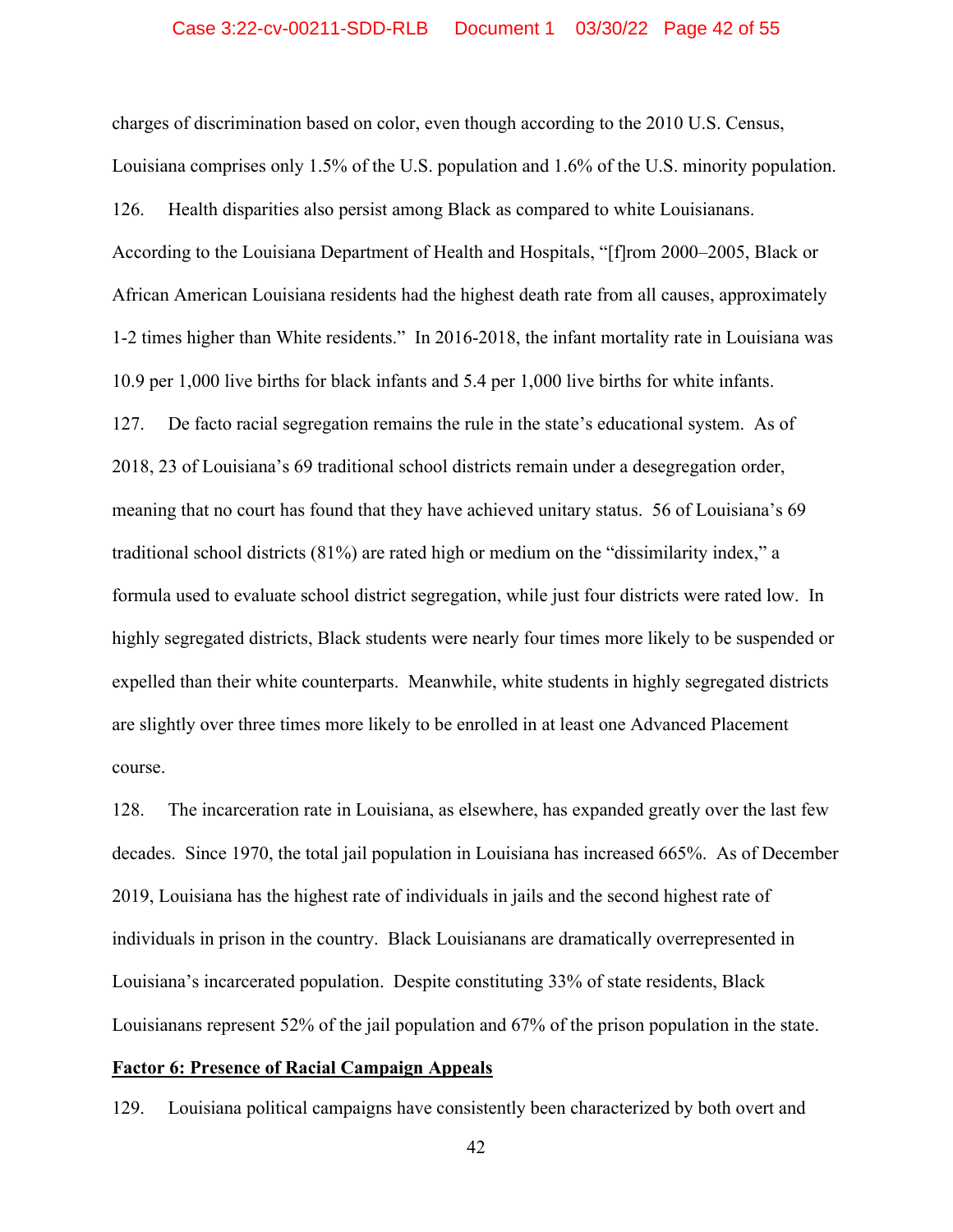charges of discrimination based on color, even though according to the 2010 U.S. Census, Louisiana comprises only 1.5% of the U.S. population and 1.6% of the U.S. minority population.

126. Health disparities also persist among Black as compared to white Louisianans. According to the Louisiana Department of Health and Hospitals, "[f]rom 2000–2005, Black or African American Louisiana residents had the highest death rate from all causes, approximately 1-2 times higher than White residents." In 2016-2018, the infant mortality rate in Louisiana was 10.9 per 1,000 live births for black infants and 5.4 per 1,000 live births for white infants.

127. De facto racial segregation remains the rule in the state's educational system. As of 2018, 23 of Louisiana's 69 traditional school districts remain under a desegregation order, meaning that no court has found that they have achieved unitary status. 56 of Louisiana's 69 traditional school districts (81%) are rated high or medium on the "dissimilarity index," a formula used to evaluate school district segregation, while just four districts were rated low. In highly segregated districts, Black students were nearly four times more likely to be suspended or expelled than their white counterparts. Meanwhile, white students in highly segregated districts are slightly over three times more likely to be enrolled in at least one Advanced Placement course.

128. The incarceration rate in Louisiana, as elsewhere, has expanded greatly over the last few decades. Since 1970, the total jail population in Louisiana has increased 665%. As of December 2019, Louisiana has the highest rate of individuals in jails and the second highest rate of individuals in prison in the country. Black Louisianans are dramatically overrepresented in Louisiana's incarcerated population. Despite constituting 33% of state residents, Black Louisianans represent 52% of the jail population and 67% of the prison population in the state.

**Factor 6: Presence of Racial Campaign Appeals**

129. Louisiana political campaigns have consistently been characterized by both overt and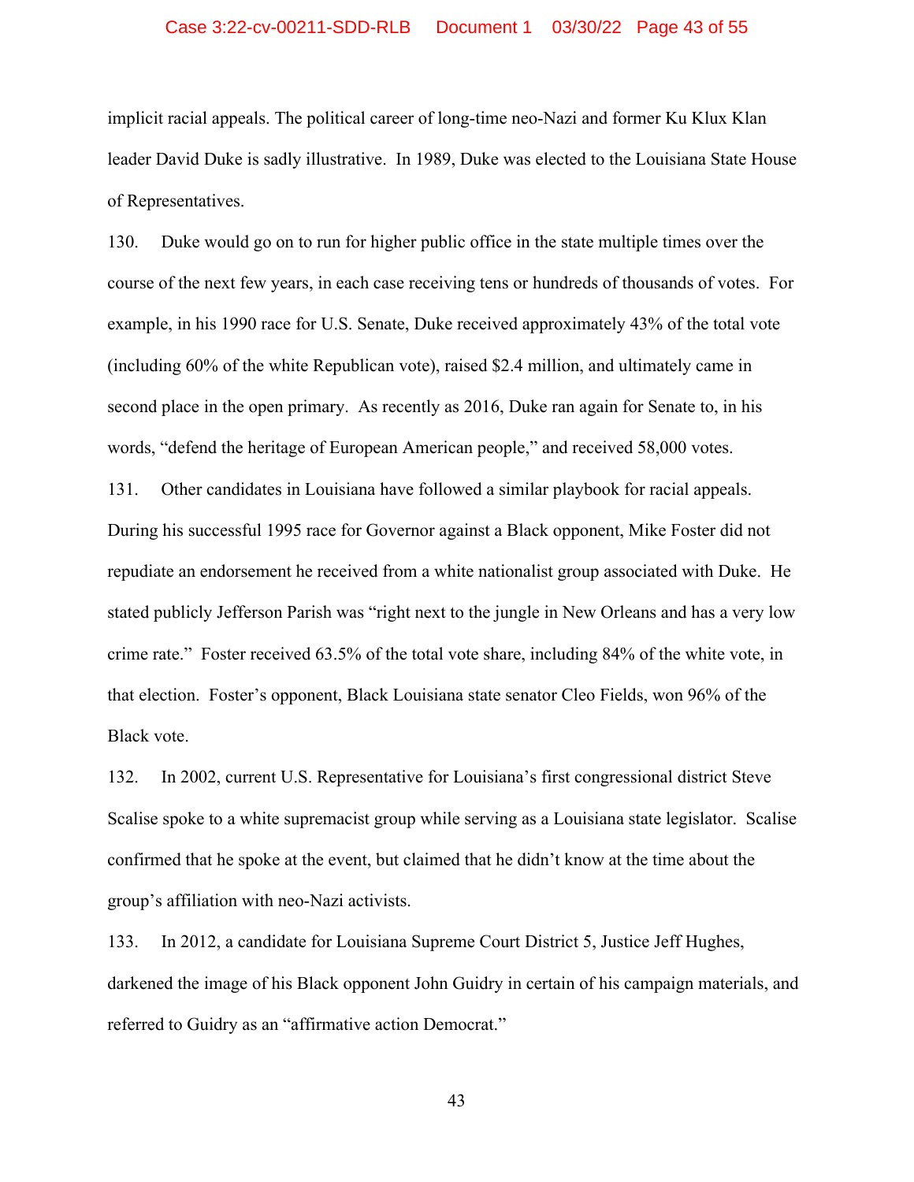implicit racial appeals. The political career of long-time neo-Nazi and former Ku Klux Klan leader David Duke is sadly illustrative. In 1989, Duke was elected to the Louisiana State House of Representatives.

130. Duke would go on to run for higher public office in the state multiple times over the course of the next few years, in each case receiving tens or hundreds of thousands of votes. For example, in his 1990 race for U.S. Senate, Duke received approximately 43% of the total vote (including 60% of the white Republican vote), raised $2.4 million, and ultimately came in second place in the open primary. As recently as 2016, Duke ran again for Senate to, in his words, "defend the heritage of European American people," and received 58,000 votes.

131. Other candidates in Louisiana have followed a similar playbook for racial appeals. During his successful 1995 race for Governor against a Black opponent, Mike Foster did not repudiate an endorsement he received from a white nationalist group associated with Duke. He stated publicly Jefferson Parish was "right next to the jungle in New Orleans and has a very low crime rate." Foster received 63.5% of the total vote share, including 84% of the white vote, in that election. Foster's opponent, Black Louisiana state senator Cleo Fields, won 96% of the Black vote.

132. In 2002, current U.S. Representative for Louisiana's first congressional district Steve Scalise spoke to a white supremacist group while serving as a Louisiana state legislator. Scalise confirmed that he spoke at the event, but claimed that he didn't know at the time about the group's affiliation with neo-Nazi activists.

133. In 2012, a candidate for Louisiana Supreme Court District 5, Justice Jeff Hughes, darkened the image of his Black opponent John Guidry in certain of his campaign materials, and referred to Guidry as an "affirmative action Democrat."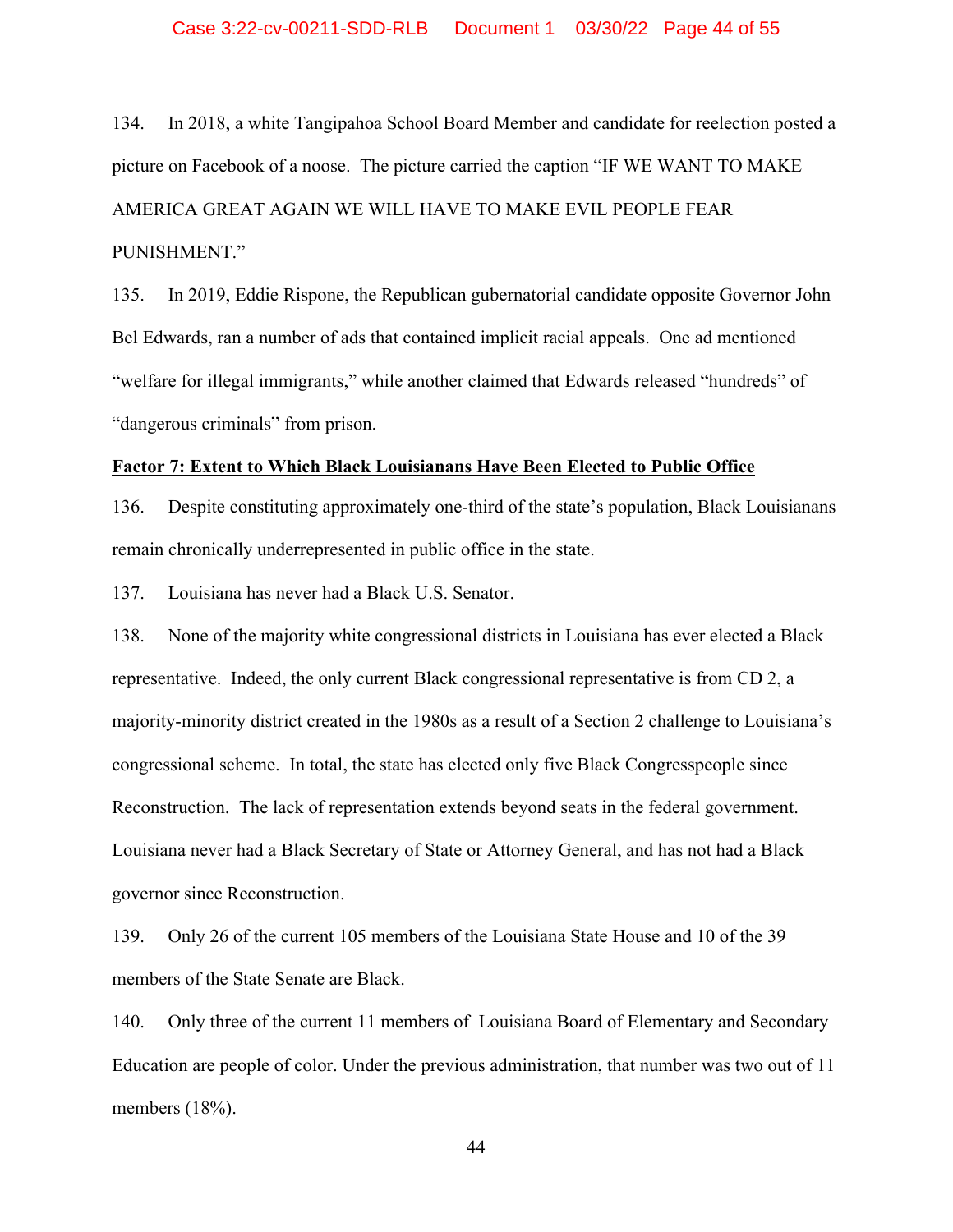134. In 2018, a white Tangipahoa School Board Member and candidate for reelection posted a picture on Facebook of a noose. The picture carried the caption "IF WE WANT TO MAKE AMERICA GREAT AGAIN WE WILL HAVE TO MAKE EVIL PEOPLE FEAR PUNISHMENT."

135. In 2019, Eddie Rispone, the Republican gubernatorial candidate opposite Governor John Bel Edwards, ran a number of ads that contained implicit racial appeals. One ad mentioned "welfare for illegal immigrants," while another claimed that Edwards released "hundreds" of "dangerous criminals" from prison.

**Factor 7: Extent to Which Black Louisianans Have Been Elected to Public Office**

136. Despite constituting approximately one-third of the state's population, Black Louisianans remain chronically underrepresented in public office in the state.

137. Louisiana has never had a Black U.S. Senator.

138. None of the majority white congressional districts in Louisiana has ever elected a Black representative. Indeed, the only current Black congressional representative is from CD 2, a majority-minority district created in the 1980s as a result of a Section 2 challenge to Louisiana's congressional scheme. In total, the state has elected only five Black Congresspeople since Reconstruction. The lack of representation extends beyond seats in the federal government. Louisiana never had a Black Secretary of State or Attorney General, and has not had a Black governor since Reconstruction.

139. Only 26 of the current 105 members of the Louisiana State House and 10 of the 39 members of the State Senate are Black.

140. Only three of the current 11 members of Louisiana Board of Elementary and Secondary Education are people of color. Under the previous administration, that number was two out of 11 members (18%).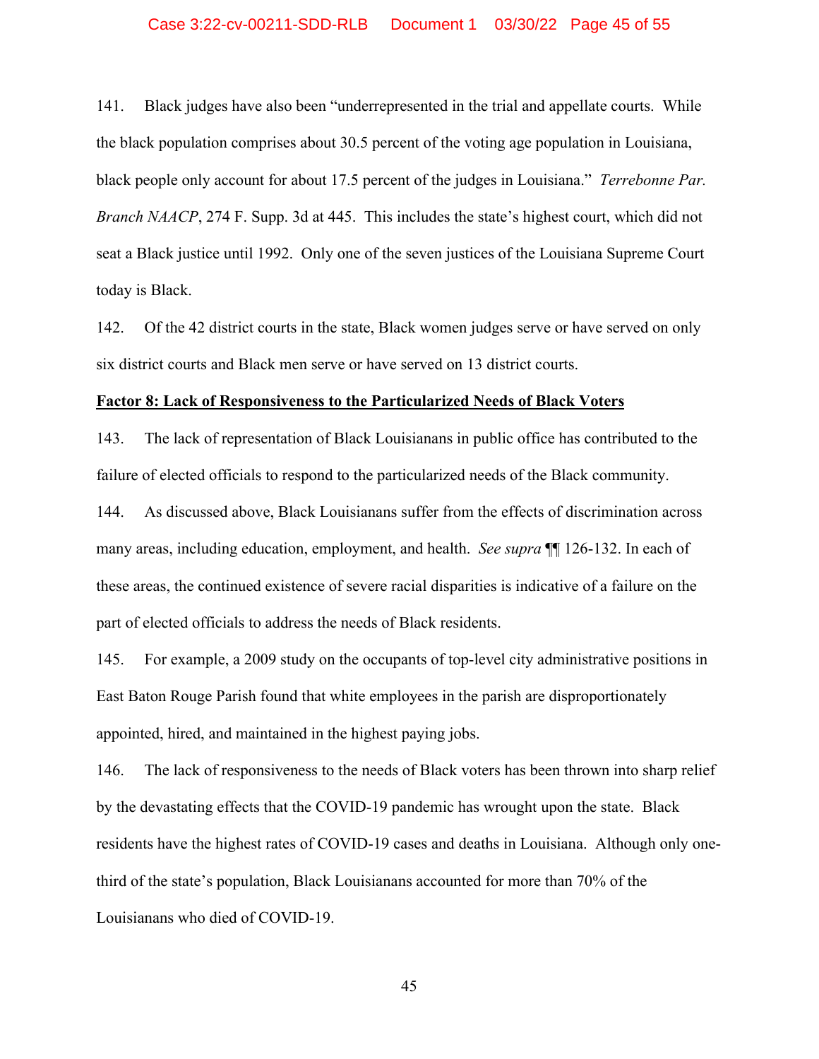141. Black judges have also been "underrepresented in the trial and appellate courts. While the black population comprises about 30.5 percent of the voting age population in Louisiana, black people only account for about 17.5 percent of the judges in Louisiana." *Terrebonne Par. Branch NAACP*, 274 F. Supp. 3d at 445. This includes the state's highest court, which did not seat a Black justice until 1992. Only one of the seven justices of the Louisiana Supreme Court today is Black.

142. Of the 42 district courts in the state, Black women judges serve or have served on only six district courts and Black men serve or have served on 13 district courts.

**Factor 8: Lack of Responsiveness to the Particularized Needs of Black Voters**

143. The lack of representation of Black Louisianans in public office has contributed to the failure of elected officials to respond to the particularized needs of the Black community.

144. As discussed above, Black Louisianans suffer from the effects of discrimination across many areas, including education, employment, and health. *See supra* ¶¶ 126-132. In each of these areas, the continued existence of severe racial disparities is indicative of a failure on the part of elected officials to address the needs of Black residents.

145. For example, a 2009 study on the occupants of top-level city administrative positions in East Baton Rouge Parish found that white employees in the parish are disproportionately appointed, hired, and maintained in the highest paying jobs.

146. The lack of responsiveness to the needs of Black voters has been thrown into sharp relief by the devastating effects that the COVID-19 pandemic has wrought upon the state. Black residents have the highest rates of COVID-19 cases and deaths in Louisiana. Although only one-third of the state's population, Black Louisianans accounted for more than 70% of the Louisianans who died of COVID-19.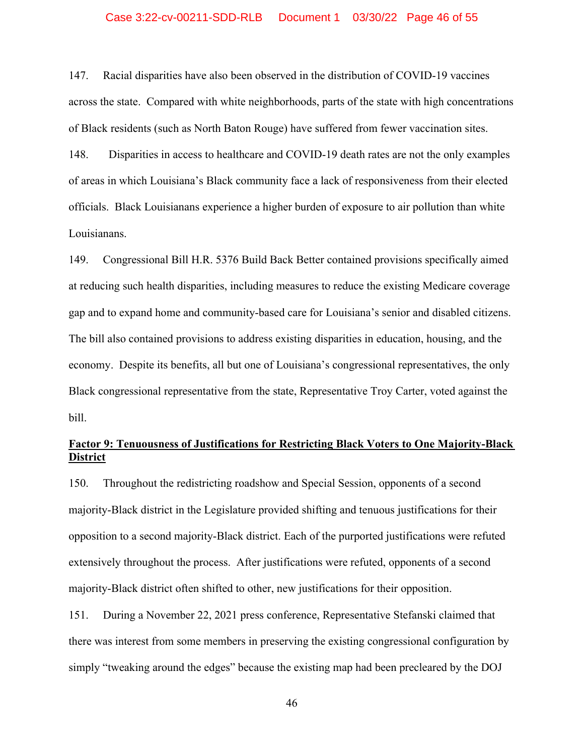147. Racial disparities have also been observed in the distribution of COVID-19 vaccines across the state. Compared with white neighborhoods, parts of the state with high concentrations of Black residents (such as North Baton Rouge) have suffered from fewer vaccination sites.

148. Disparities in access to healthcare and COVID-19 death rates are not the only examples of areas in which Louisiana's Black community face a lack of responsiveness from their elected officials. Black Louisianans experience a higher burden of exposure to air pollution than white Louisianans.

149. Congressional Bill H.R. 5376 Build Back Better contained provisions specifically aimed at reducing such health disparities, including measures to reduce the existing Medicare coverage gap and to expand home and community-based care for Louisiana's senior and disabled citizens. The bill also contained provisions to address existing disparities in education, housing, and the economy. Despite its benefits, all but one of Louisiana's congressional representatives, the only Black congressional representative from the state, Representative Troy Carter, voted against the bill.

**Factor 9: Tenuousness of Justifications for Restricting Black Voters to One Majority-Black District**

150. Throughout the redistricting roadshow and Special Session, opponents of a second majority-Black district in the Legislature provided shifting and tenuous justifications for their opposition to a second majority-Black district. Each of the purported justifications were refuted extensively throughout the process. After justifications were refuted, opponents of a second majority-Black district often shifted to other, new justifications for their opposition.

151. During a November 22, 2021 press conference, Representative Stefanski claimed that there was interest from some members in preserving the existing congressional configuration by simply "tweaking around the edges" because the existing map had been precleared by the DOJ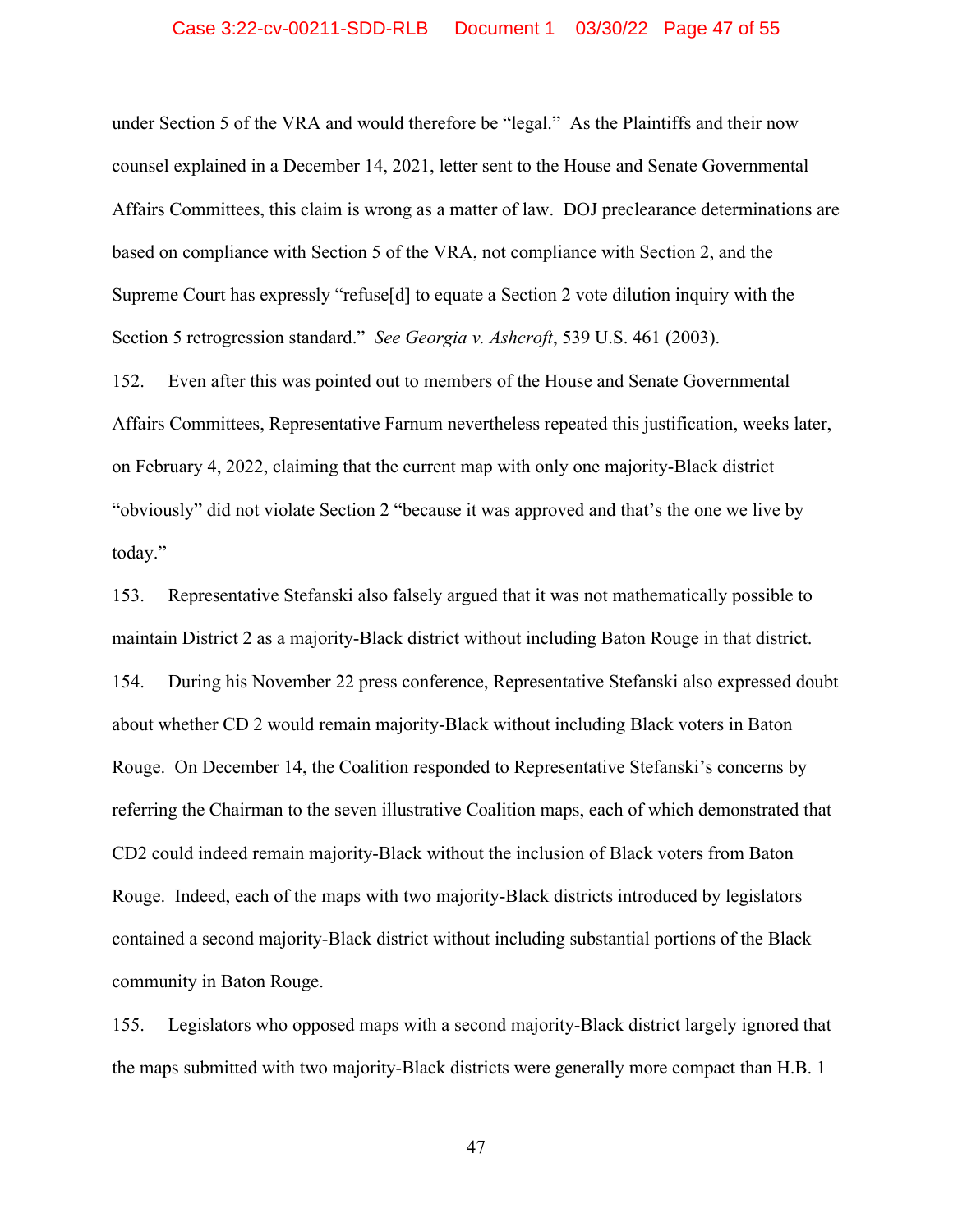under Section 5 of the VRA and would therefore be "legal." As the Plaintiffs and their now counsel explained in a December 14, 2021, letter sent to the House and Senate Governmental Affairs Committees, this claim is wrong as a matter of law. DOJ preclearance determinations are based on compliance with Section 5 of the VRA, not compliance with Section 2, and the Supreme Court has expressly "refuse[d] to equate a Section 2 vote dilution inquiry with the Section 5 retrogression standard." *See Georgia v. Ashcroft*, 539 U.S. 461 (2003).

152. Even after this was pointed out to members of the House and Senate Governmental Affairs Committees, Representative Farnum nevertheless repeated this justification, weeks later, on February 4, 2022, claiming that the current map with only one majority-Black district "obviously" did not violate Section 2 "because it was approved and that's the one we live by today."

153. Representative Stefanski also falsely argued that it was not mathematically possible to maintain District 2 as a majority-Black district without including Baton Rouge in that district.

154. During his November 22 press conference, Representative Stefanski also expressed doubt about whether CD 2 would remain majority-Black without including Black voters in Baton Rouge. On December 14, the Coalition responded to Representative Stefanski's concerns by referring the Chairman to the seven illustrative Coalition maps, each of which demonstrated that CD2 could indeed remain majority-Black without the inclusion of Black voters from Baton Rouge. Indeed, each of the maps with two majority-Black districts introduced by legislators contained a second majority-Black district without including substantial portions of the Black community in Baton Rouge.

155. Legislators who opposed maps with a second majority-Black district largely ignored that the maps submitted with two majority-Black districts were generally more compact than H.B. 1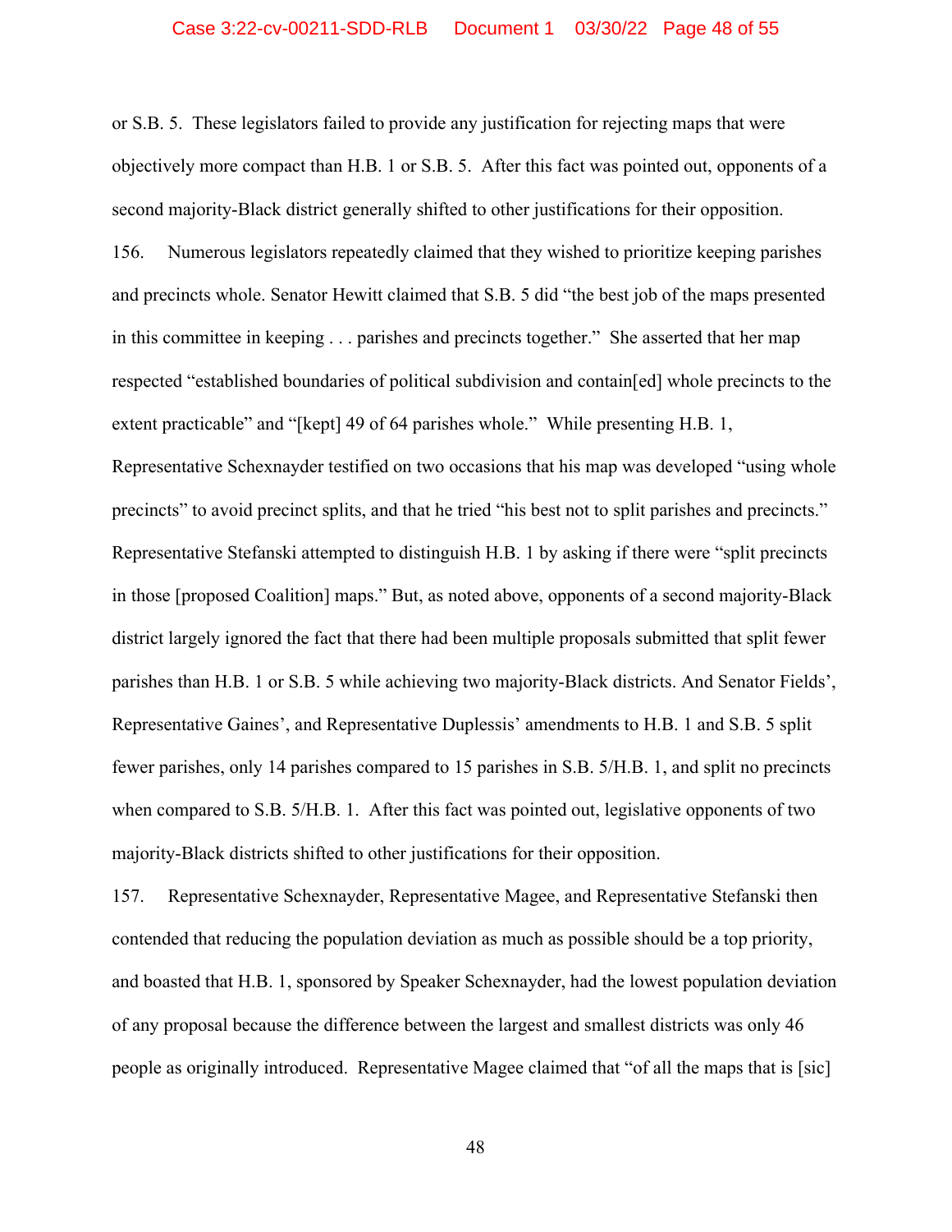or S.B. 5. These legislators failed to provide any justification for rejecting maps that were objectively more compact than H.B. 1 or S.B. 5. After this fact was pointed out, opponents of a second majority-Black district generally shifted to other justifications for their opposition.

156. Numerous legislators repeatedly claimed that they wished to prioritize keeping parishes and precincts whole. Senator Hewitt claimed that S.B. 5 did "the best job of the maps presented in this committee in keeping . . . parishes and precincts together." She asserted that her map respected "established boundaries of political subdivision and contain[ed] whole precincts to the extent practicable" and "[kept] 49 of 64 parishes whole." While presenting H.B. 1, Representative Schexnayder testified on two occasions that his map was developed "using whole precincts" to avoid precinct splits, and that he tried "his best not to split parishes and precincts." Representative Stefanski attempted to distinguish H.B. 1 by asking if there were "split precincts in those [proposed Coalition] maps." But, as noted above, opponents of a second majority-Black district largely ignored the fact that there had been multiple proposals submitted that split fewer parishes than H.B. 1 or S.B. 5 while achieving two majority-Black districts. And Senator Fields', Representative Gaines', and Representative Duplessis' amendments to H.B. 1 and S.B. 5 split fewer parishes, only 14 parishes compared to 15 parishes in S.B. 5/H.B. 1, and split no precincts when compared to S.B. 5/H.B. 1. After this fact was pointed out, legislative opponents of two majority-Black districts shifted to other justifications for their opposition.

157. Representative Schexnayder, Representative Magee, and Representative Stefanski then contended that reducing the population deviation as much as possible should be a top priority, and boasted that H.B. 1, sponsored by Speaker Schexnayder, had the lowest population deviation of any proposal because the difference between the largest and smallest districts was only 46 people as originally introduced. Representative Magee claimed that "of all the maps that is [sic]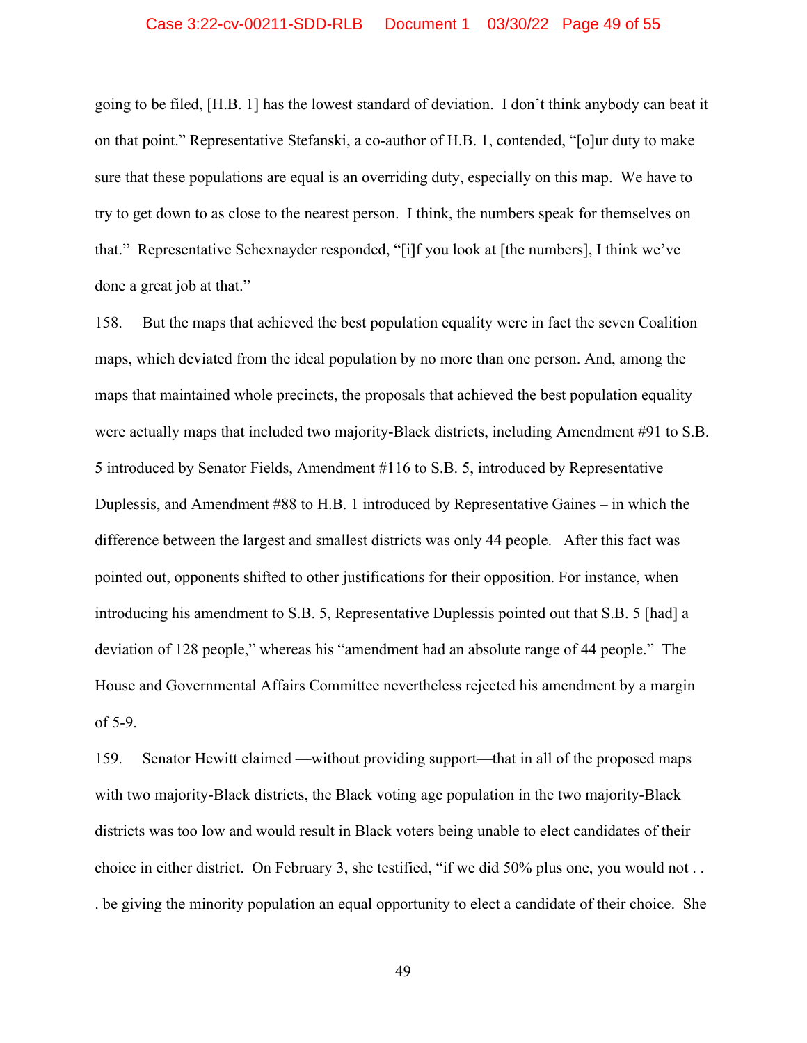going to be filed, [H.B. 1] has the lowest standard of deviation. I don't think anybody can beat it on that point." Representative Stefanski, a co-author of H.B. 1, contended, "[o]ur duty to make sure that these populations are equal is an overriding duty, especially on this map. We have to try to get down to as close to the nearest person. I think, the numbers speak for themselves on that." Representative Schexnayder responded, "[i]f you look at [the numbers], I think we've done a great job at that."

158. But the maps that achieved the best population equality were in fact the seven Coalition maps, which deviated from the ideal population by no more than one person. And, among the maps that maintained whole precincts, the proposals that achieved the best population equality were actually maps that included two majority-Black districts, including Amendment #91 to S.B. 5 introduced by Senator Fields, Amendment #116 to S.B. 5, introduced by Representative Duplessis, and Amendment #88 to H.B. 1 introduced by Representative Gaines – in which the difference between the largest and smallest districts was only 44 people. After this fact was pointed out, opponents shifted to other justifications for their opposition. For instance, when introducing his amendment to S.B. 5, Representative Duplessis pointed out that S.B. 5 [had] a deviation of 128 people," whereas his "amendment had an absolute range of 44 people." The House and Governmental Affairs Committee nevertheless rejected his amendment by a margin of 5-9.

159. Senator Hewitt claimed —without providing support—that in all of the proposed maps with two majority-Black districts, the Black voting age population in the two majority-Black districts was too low and would result in Black voters being unable to elect candidates of their choice in either district. On February 3, she testified, "if we did 50% plus one, you would not . . . be giving the minority population an equal opportunity to elect a candidate of their choice. She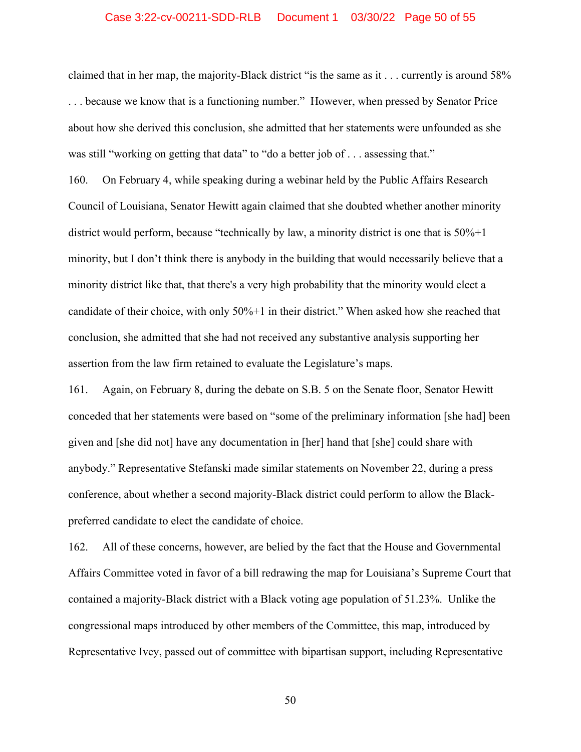claimed that in her map, the majority-Black district "is the same as it . . . currently is around 58% . . . because we know that is a functioning number." However, when pressed by Senator Price about how she derived this conclusion, she admitted that her statements were unfounded as she was still "working on getting that data" to "do a better job of . . . assessing that."

160. On February 4, while speaking during a webinar held by the Public Affairs Research Council of Louisiana, Senator Hewitt again claimed that she doubted whether another minority district would perform, because "technically by law, a minority district is one that is 50%+1 minority, but I don't think there is anybody in the building that would necessarily believe that a minority district like that, that there's a very high probability that the minority would elect a candidate of their choice, with only 50%+1 in their district." When asked how she reached that conclusion, she admitted that she had not received any substantive analysis supporting her assertion from the law firm retained to evaluate the Legislature's maps.

161. Again, on February 8, during the debate on S.B. 5 on the Senate floor, Senator Hewitt conceded that her statements were based on "some of the preliminary information [she had] been given and [she did not] have any documentation in [her] hand that [she] could share with anybody." Representative Stefanski made similar statements on November 22, during a press conference, about whether a second majority-Black district could perform to allow the Black-preferred candidate to elect the candidate of choice.

162. All of these concerns, however, are belied by the fact that the House and Governmental Affairs Committee voted in favor of a bill redrawing the map for Louisiana's Supreme Court that contained a majority-Black district with a Black voting age population of 51.23%. Unlike the congressional maps introduced by other members of the Committee, this map, introduced by Representative Ivey, passed out of committee with bipartisan support, including Representative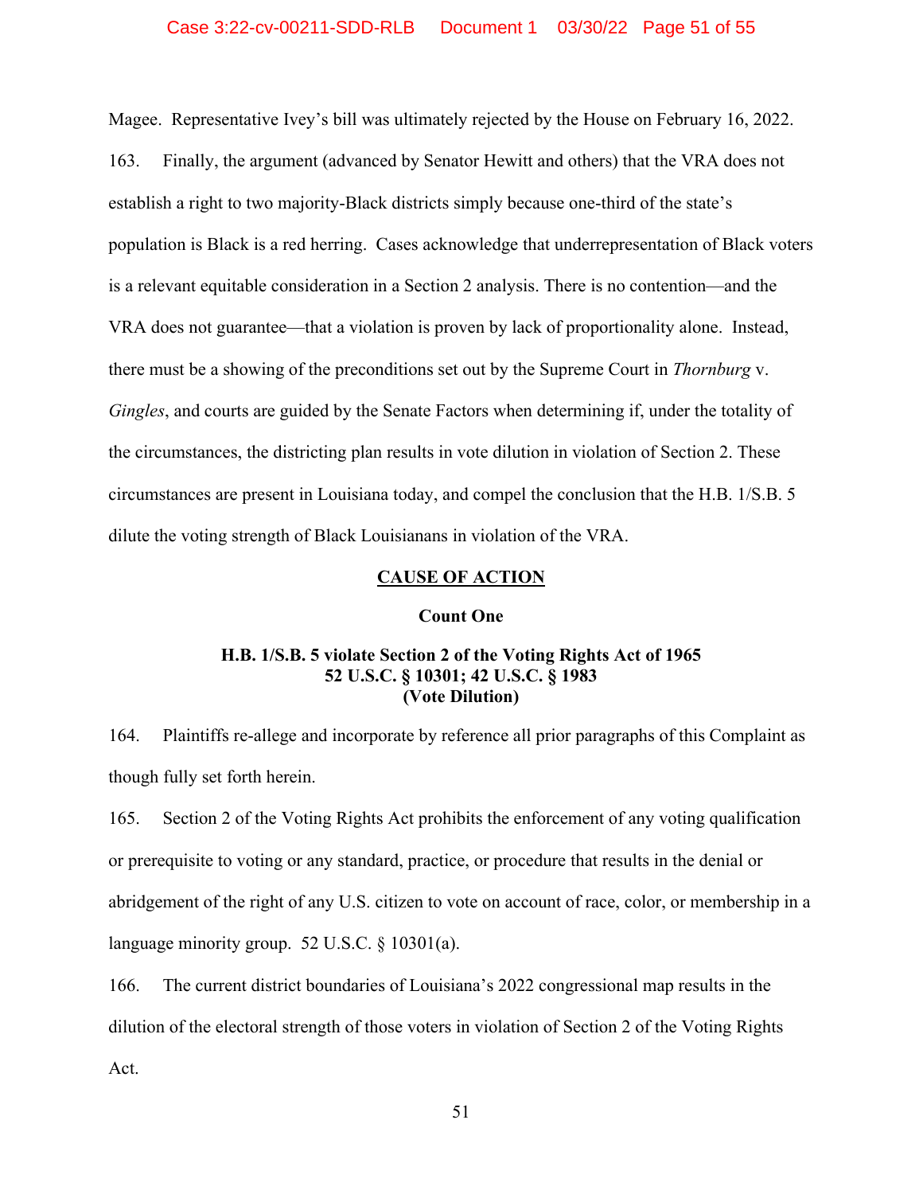Magee. Representative Ivey's bill was ultimately rejected by the House on February 16, 2022.

163. Finally, the argument (advanced by Senator Hewitt and others) that the VRA does not establish a right to two majority-Black districts simply because one-third of the state's population is Black is a red herring. Cases acknowledge that underrepresentation of Black voters is a relevant equitable consideration in a Section 2 analysis. There is no contention—and the VRA does not guarantee—that a violation is proven by lack of proportionality alone. Instead, there must be a showing of the preconditions set out by the Supreme Court in *Thornburg* v. *Gingles*, and courts are guided by the Senate Factors when determining if, under the totality of the circumstances, the districting plan results in vote dilution in violation of Section 2. These circumstances are present in Louisiana today, and compel the conclusion that the H.B. 1/S.B. 5 dilute the voting strength of Black Louisianans in violation of the VRA.

## CAUSE OF ACTION

### Count One

### H.B. 1/S.B. 5 violate Section 2 of the Voting Rights Act of 1965 52 U.S.C. § 10301; 42 U.S.C. § 1983 (Vote Dilution)

164. Plaintiffs re-allege and incorporate by reference all prior paragraphs of this Complaint as though fully set forth herein.

165. Section 2 of the Voting Rights Act prohibits the enforcement of any voting qualification or prerequisite to voting or any standard, practice, or procedure that results in the denial or abridgement of the right of any U.S. citizen to vote on account of race, color, or membership in a language minority group. 52 U.S.C. § 10301(a).

166. The current district boundaries of Louisiana's 2022 congressional map results in the dilution of the electoral strength of those voters in violation of Section 2 of the Voting Rights Act.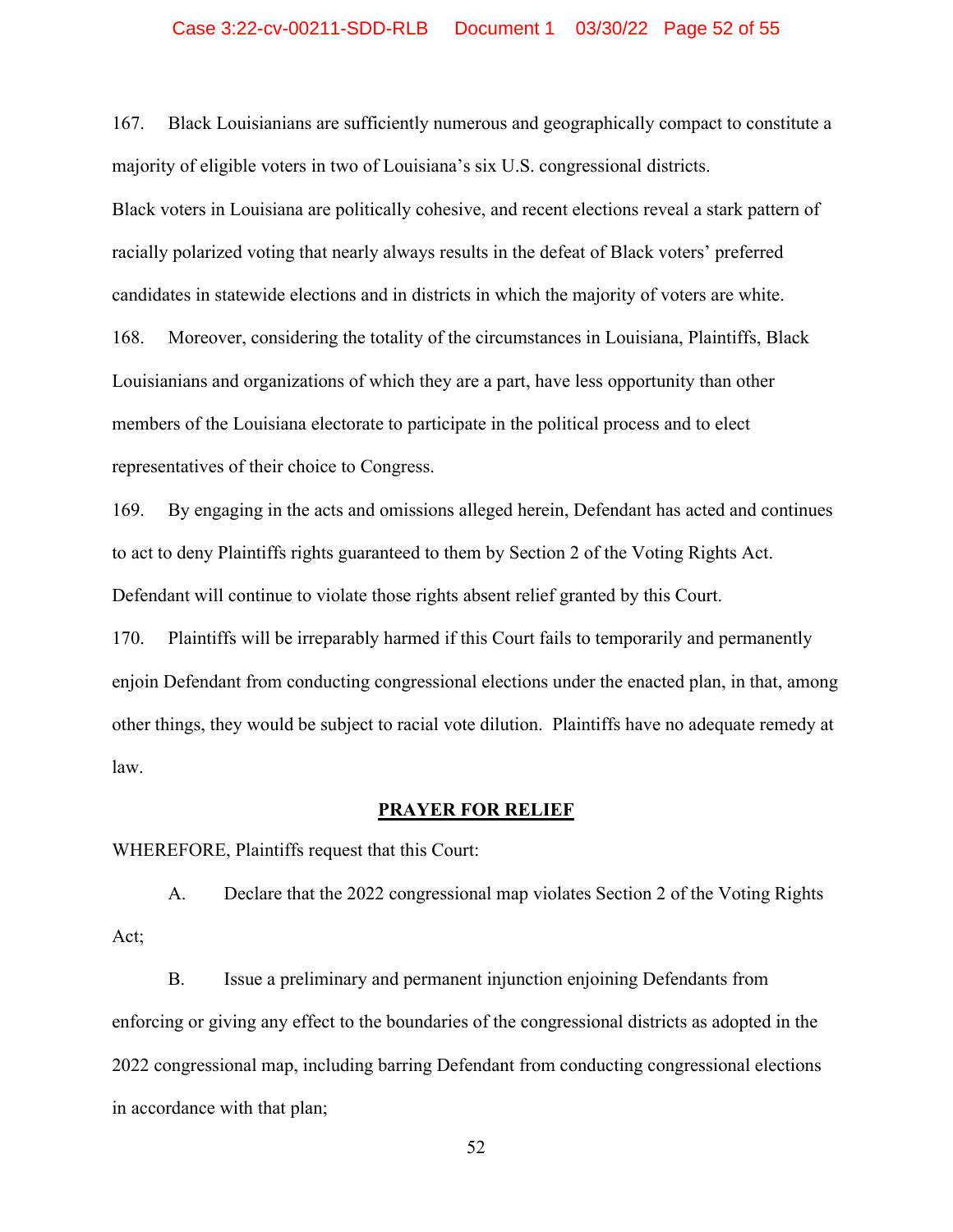167. Black Louisianians are sufficiently numerous and geographically compact to constitute a majority of eligible voters in two of Louisiana's six U.S. congressional districts.

Black voters in Louisiana are politically cohesive, and recent elections reveal a stark pattern of racially polarized voting that nearly always results in the defeat of Black voters' preferred candidates in statewide elections and in districts in which the majority of voters are white.

168. Moreover, considering the totality of the circumstances in Louisiana, Plaintiffs, Black Louisianians and organizations of which they are a part, have less opportunity than other members of the Louisiana electorate to participate in the political process and to elect representatives of their choice to Congress.

169. By engaging in the acts and omissions alleged herein, Defendant has acted and continues to act to deny Plaintiffs rights guaranteed to them by Section 2 of the Voting Rights Act. Defendant will continue to violate those rights absent relief granted by this Court.

170. Plaintiffs will be irreparably harmed if this Court fails to temporarily and permanently enjoin Defendant from conducting congressional elections under the enacted plan, in that, among other things, they would be subject to racial vote dilution. Plaintiffs have no adequate remedy at law.

**PRAYER FOR RELIEF**

WHEREFORE, Plaintiffs request that this Court:

A. Declare that the 2022 congressional map violates Section 2 of the Voting Rights Act;

B. Issue a preliminary and permanent injunction enjoining Defendants from enforcing or giving any effect to the boundaries of the congressional districts as adopted in the 2022 congressional map, including barring Defendant from conducting congressional elections in accordance with that plan;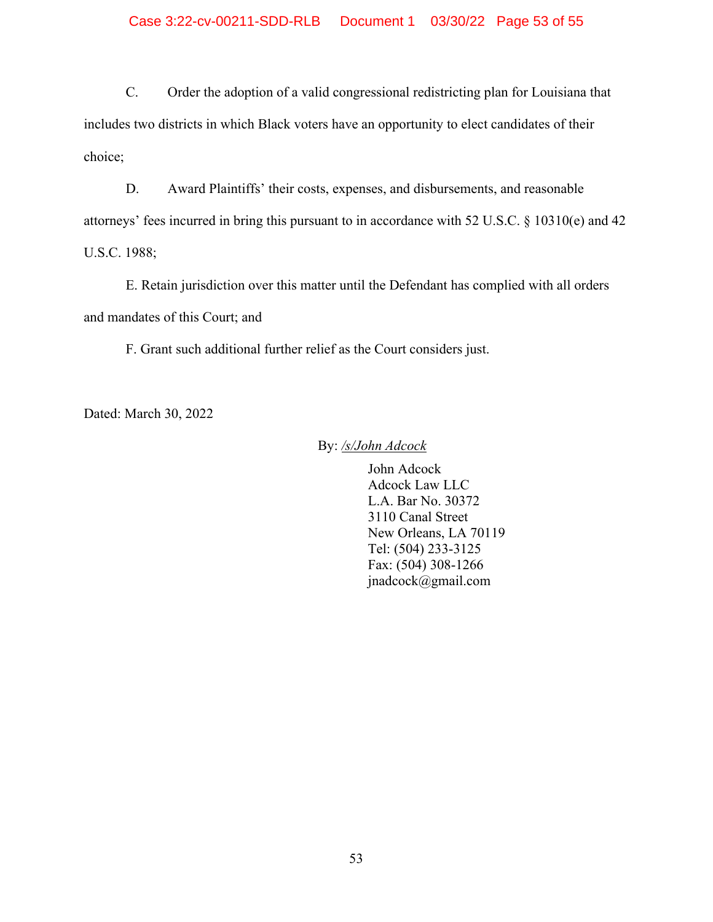C. Order the adoption of a valid congressional redistricting plan for Louisiana that includes two districts in which Black voters have an opportunity to elect candidates of their choice;

D. Award Plaintiffs' their costs, expenses, and disbursements, and reasonable attorneys' fees incurred in bring this pursuant to in accordance with 52 U.S.C. § 10310(e) and 42 U.S.C. 1988;

E. Retain jurisdiction over this matter until the Defendant has complied with all orders and mandates of this Court; and

F. Grant such additional further relief as the Court considers just.

Dated: March 30, 2022

By: */s/John Adcock*

John Adcock
Adcock Law LLC
L.A. Bar No. 30372
3110 Canal Street
New Orleans, LA 70119
Tel: (504) 233-3125
Fax: (504) 308-1266
jnadcock@gmail.com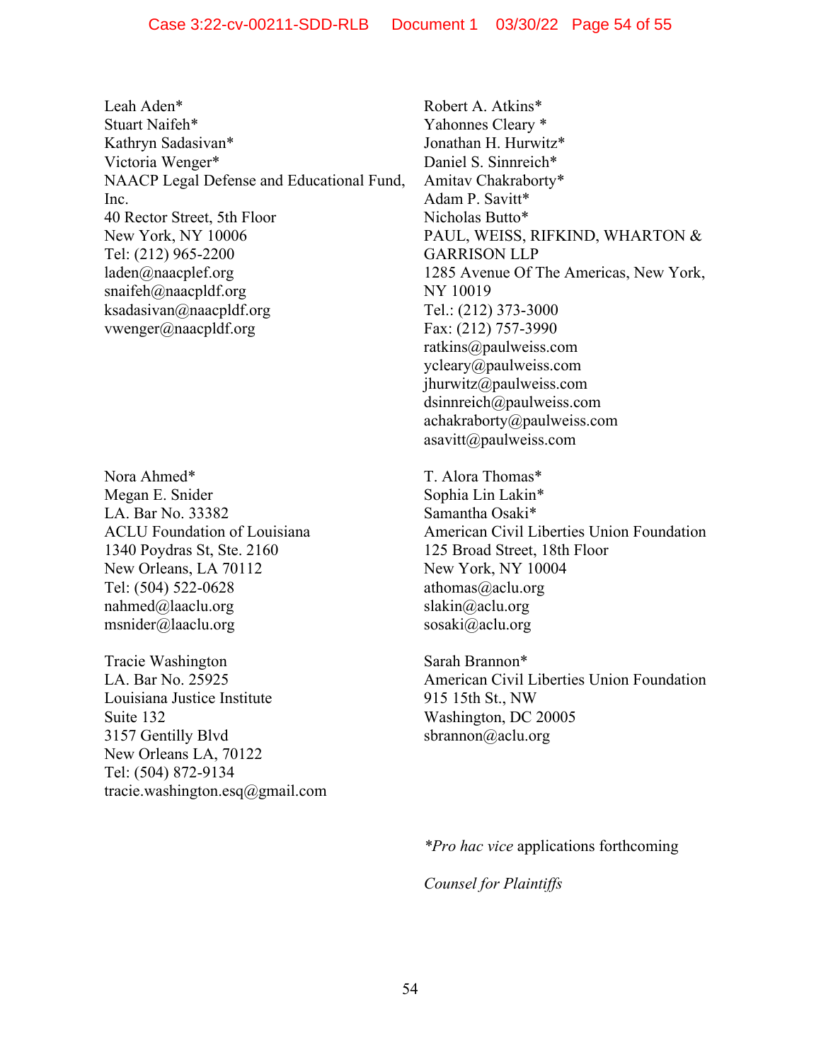Leah Aden*
Stuart Naifeh*
Kathryn Sadasivan*
Victoria Wenger*
NAACP Legal Defense and Educational Fund, Inc.
40 Rector Street, 5th Floor
New York, NY 10006
Tel: (212) 965-2200
laden@naacplef.org
snaifeh@naacpldf.org
ksadasivan@naacpldf.org
vwenger@naacpldf.org

Robert A. Atkins*
Yahonnes Cleary *
Jonathan H. Hurwitz*
Daniel S. Sinnreich*
Amitav Chakraborty*
Adam P. Savitt*
Nicholas Butto*
PAUL, WEISS, RIFKIND, WHARTON & GARRISON LLP
1285 Avenue Of The Americas, New York, NY 10019
Tel.: (212) 373-3000
Fax: (212) 757-3990
ratkins@paulweiss.com
ycleary@paulweiss.com
jhurwitz@paulweiss.com
dsinnreich@paulweiss.com
achakraborty@paulweiss.com
asavitt@paulweiss.com

Nora Ahmed*
Megan E. Snider
LA. Bar No. 33382
ACLU Foundation of Louisiana
1340 Poydras St, Ste. 2160
New Orleans, LA 70112
Tel: (504) 522-0628
nahmed@laaclu.org
msnider@laaclu.org

T. Alora Thomas*
Sophia Lin Lakin*
Samantha Osaki*
American Civil Liberties Union Foundation
125 Broad Street, 18th Floor
New York, NY 10004
athomas@aclu.org
slakin@aclu.org
sosaki@aclu.org

Tracie Washington
LA. Bar No. 25925
Louisiana Justice Institute
Suite 132
3157 Gentilly Blvd
New Orleans LA, 70122
Tel: (504) 872-9134
tracie.washington.esq@gmail.com

Sarah Brannon*
American Civil Liberties Union Foundation
915 15th St., NW
Washington, DC 20005
sbrannon@aclu.org

**Pro hac vice* applications forthcoming

*Counsel for Plaintiffs*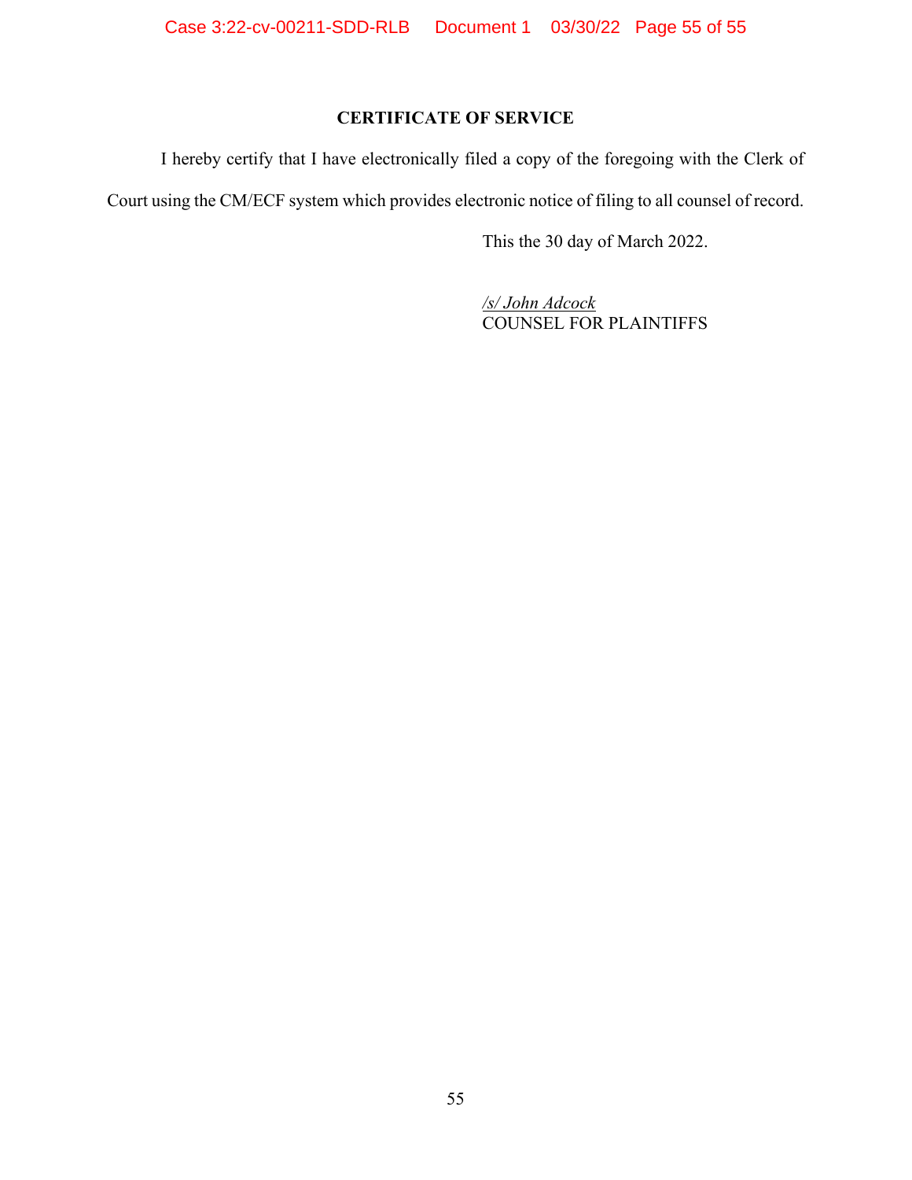## CERTIFICATE OF SERVICE

I hereby certify that I have electronically filed a copy of the foregoing with the Clerk of Court using the CM/ECF system which provides electronic notice of filing to all counsel of record.

This the 30 day of March 2022.

*/s/ John Adcock*
COUNSEL FOR PLAINTIFFS